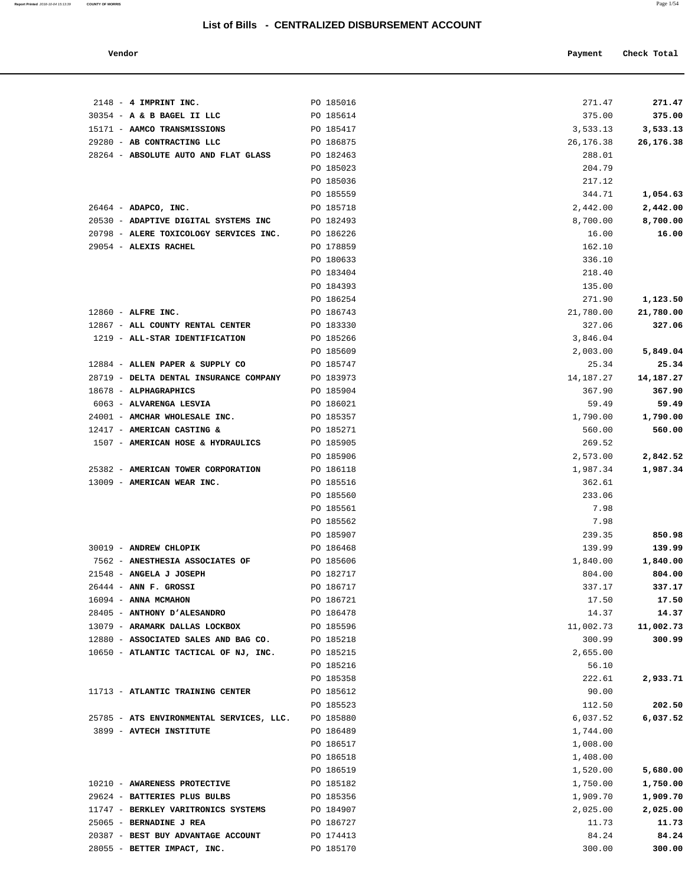## List of Bills - CENTRALIZED DISBURSEMENT ACCOUNT

| Vendor | | Payment | Check Total |
|---|---|---|---|
| 2148 - **4 IMPRINT INC.** | PO 185016 | 271.47 | **271.47** |
| 30354 - **A & B BAGEL II LLC** | PO 185614 | 375.00 | **375.00** |
| 15171 - **AAMCO TRANSMISSIONS** | PO 185417 | 3,533.13 | **3,533.13** |
| 29280 - **AB CONTRACTING LLC** | PO 186875 | 26,176.38 | **26,176.38** |
| 28264 - **ABSOLUTE AUTO AND FLAT GLASS** | PO 182463 | 288.01 | |
| | PO 185023 | 204.79 | |
| | PO 185036 | 217.12 | |
| | PO 185559 | 344.71 | **1,054.63** |
| 26464 - **ADAPCO, INC.** | PO 185718 | 2,442.00 | **2,442.00** |
| 20530 - **ADAPTIVE DIGITAL SYSTEMS INC** | PO 182493 | 8,700.00 | **8,700.00** |
| 20798 - **ALERE TOXICOLOGY SERVICES INC.** | PO 186226 | 16.00 | **16.00** |
| 29054 - **ALEXIS RACHEL** | PO 178859 | 162.10 | |
| | PO 180633 | 336.10 | |
| | PO 183404 | 218.40 | |
| | PO 184393 | 135.00 | |
| | PO 186254 | 271.90 | **1,123.50** |
| 12860 - **ALFRE INC.** | PO 186743 | 21,780.00 | **21,780.00** |
| 12867 - **ALL COUNTY RENTAL CENTER** | PO 183330 | 327.06 | **327.06** |
| 1219 - **ALL-STAR IDENTIFICATION** | PO 185266 | 3,846.04 | |
| | PO 185609 | 2,003.00 | **5,849.04** |
| 12884 - **ALLEN PAPER & SUPPLY CO** | PO 185747 | 25.34 | **25.34** |
| 28719 - **DELTA DENTAL INSURANCE COMPANY** | PO 183973 | 14,187.27 | **14,187.27** |
| 18678 - **ALPHAGRAPHICS** | PO 185904 | 367.90 | **367.90** |
| 6063 - **ALVARENGA LESVIA** | PO 186021 | 59.49 | **59.49** |
| 24001 - **AMCHAR WHOLESALE INC.** | PO 185357 | 1,790.00 | **1,790.00** |
| 12417 - **AMERICAN CASTING &** | PO 185271 | 560.00 | **560.00** |
| 1507 - **AMERICAN HOSE & HYDRAULICS** | PO 185905 | 269.52 | |
| | PO 185906 | 2,573.00 | **2,842.52** |
| 25382 - **AMERICAN TOWER CORPORATION** | PO 186118 | 1,987.34 | **1,987.34** |
| 13009 - **AMERICAN WEAR INC.** | PO 185516 | 362.61 | |
| | PO 185560 | 233.06 | |
| | PO 185561 | 7.98 | |
| | PO 185562 | 7.98 | |
| | PO 185907 | 239.35 | **850.98** |
| 30019 - **ANDREW CHLOPIK** | PO 186468 | 139.99 | **139.99** |
| 7562 - **ANESTHESIA ASSOCIATES OF** | PO 185606 | 1,840.00 | **1,840.00** |
| 21548 - **ANGELA J JOSEPH** | PO 182717 | 804.00 | **804.00** |
| 26444 - **ANN F. GROSSI** | PO 186717 | 337.17 | **337.17** |
| 16094 - **ANNA MCMAHON** | PO 186721 | 17.50 | **17.50** |
| 28405 - **ANTHONY D'ALESANDRO** | PO 186478 | 14.37 | **14.37** |
| 13079 - **ARAMARK DALLAS LOCKBOX** | PO 185596 | 11,002.73 | **11,002.73** |
| 12880 - **ASSOCIATED SALES AND BAG CO.** | PO 185218 | 300.99 | **300.99** |
| 10650 - **ATLANTIC TACTICAL OF NJ, INC.** | PO 185215 | 2,655.00 | |
| | PO 185216 | 56.10 | |
| | PO 185358 | 222.61 | **2,933.71** |
| 11713 - **ATLANTIC TRAINING CENTER** | PO 185612 | 90.00 | |
| | PO 185523 | 112.50 | **202.50** |
| 25785 - **ATS ENVIRONMENTAL SERVICES, LLC.** | PO 185880 | 6,037.52 | **6,037.52** |
| 3899 - **AVTECH INSTITUTE** | PO 186489 | 1,744.00 | |
| | PO 186517 | 1,008.00 | |
| | PO 186518 | 1,408.00 | |
| | PO 186519 | 1,520.00 | **5,680.00** |
| 10210 - **AWARENESS PROTECTIVE** | PO 185182 | 1,750.00 | **1,750.00** |
| 29624 - **BATTERIES PLUS BULBS** | PO 185356 | 1,909.70 | **1,909.70** |
| 11747 - **BERKLEY VARITRONICS SYSTEMS** | PO 184907 | 2,025.00 | **2,025.00** |
| 25065 - **BERNADINE J REA** | PO 186727 | 11.73 | **11.73** |
| 20387 - **BEST BUY ADVANTAGE ACCOUNT** | PO 174413 | 84.24 | **84.24** |
| 28055 - **BETTER IMPACT, INC.** | PO 185170 | 300.00 | **300.00** |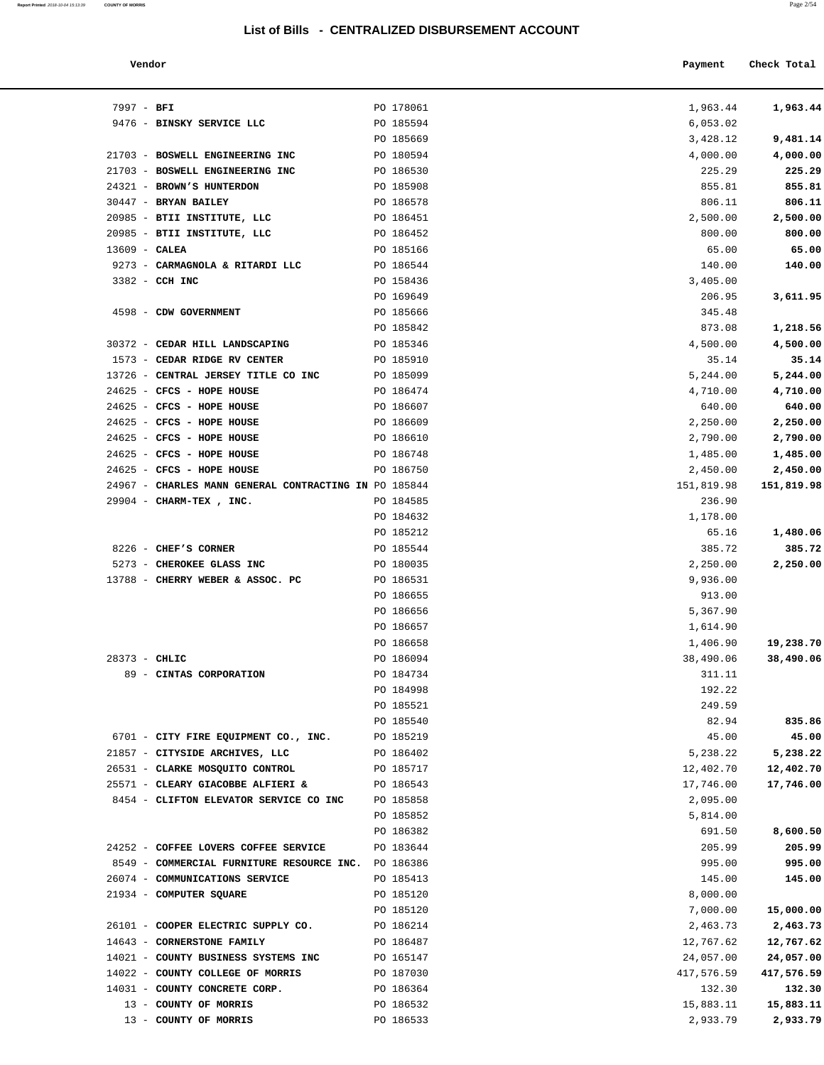# List of Bills - CENTRALIZED DISBURSEMENT ACCOUNT

| Vendor | | Payment | Check Total |
|---|---|---|---|
| 7997 - **BFI** | PO 178061 | 1,963.44 | **1,963.44** |
| 9476 - **BINSKY SERVICE LLC** | PO 185594 | 6,053.02 | |
| | PO 185669 | 3,428.12 | **9,481.14** |
| 21703 - **BOSWELL ENGINEERING INC** | PO 180594 | 4,000.00 | **4,000.00** |
| 21703 - **BOSWELL ENGINEERING INC** | PO 186530 | 225.29 | **225.29** |
| 24321 - **BROWN'S HUNTERDON** | PO 185908 | 855.81 | **855.81** |
| 30447 - **BRYAN BAILEY** | PO 186578 | 806.11 | **806.11** |
| 20985 - **BTII INSTITUTE, LLC** | PO 186451 | 2,500.00 | **2,500.00** |
| 20985 - **BTII INSTITUTE, LLC** | PO 186452 | 800.00 | **800.00** |
| 13609 - **CALEA** | PO 185166 | 65.00 | **65.00** |
| 9273 - **CARMAGNOLA & RITARDI LLC** | PO 186544 | 140.00 | **140.00** |
| 3382 - **CCH INC** | PO 158436 | 3,405.00 | |
| | PO 169649 | 206.95 | **3,611.95** |
| 4598 - **CDW GOVERNMENT** | PO 185666 | 345.48 | |
| | PO 185842 | 873.08 | **1,218.56** |
| 30372 - **CEDAR HILL LANDSCAPING** | PO 185346 | 4,500.00 | **4,500.00** |
| 1573 - **CEDAR RIDGE RV CENTER** | PO 185910 | 35.14 | **35.14** |
| 13726 - **CENTRAL JERSEY TITLE CO INC** | PO 185099 | 5,244.00 | **5,244.00** |
| 24625 - **CFCS - HOPE HOUSE** | PO 186474 | 4,710.00 | **4,710.00** |
| 24625 - **CFCS - HOPE HOUSE** | PO 186607 | 640.00 | **640.00** |
| 24625 - **CFCS - HOPE HOUSE** | PO 186609 | 2,250.00 | **2,250.00** |
| 24625 - **CFCS - HOPE HOUSE** | PO 186610 | 2,790.00 | **2,790.00** |
| 24625 - **CFCS - HOPE HOUSE** | PO 186748 | 1,485.00 | **1,485.00** |
| 24625 - **CFCS - HOPE HOUSE** | PO 186750 | 2,450.00 | **2,450.00** |
| 24967 - **CHARLES MANN GENERAL CONTRACTING IN** | PO 185844 | 151,819.98 | **151,819.98** |
| 29904 - **CHARM-TEX , INC.** | PO 184585 | 236.90 | |
| | PO 184632 | 1,178.00 | |
| | PO 185212 | 65.16 | **1,480.06** |
| 8226 - **CHEF'S CORNER** | PO 185544 | 385.72 | **385.72** |
| 5273 - **CHEROKEE GLASS INC** | PO 180035 | 2,250.00 | **2,250.00** |
| 13788 - **CHERRY WEBER & ASSOC. PC** | PO 186531 | 9,936.00 | |
| | PO 186655 | 913.00 | |
| | PO 186656 | 5,367.90 | |
| | PO 186657 | 1,614.90 | |
| | PO 186658 | 1,406.90 | **19,238.70** |
| 28373 - **CHLIC** | PO 186094 | 38,490.06 | **38,490.06** |
| 89 - **CINTAS CORPORATION** | PO 184734 | 311.11 | |
| | PO 184998 | 192.22 | |
| | PO 185521 | 249.59 | |
| | PO 185540 | 82.94 | **835.86** |
| 6701 - **CITY FIRE EQUIPMENT CO., INC.** | PO 185219 | 45.00 | **45.00** |
| 21857 - **CITYSIDE ARCHIVES, LLC** | PO 186402 | 5,238.22 | **5,238.22** |
| 26531 - **CLARKE MOSQUITO CONTROL** | PO 185717 | 12,402.70 | **12,402.70** |
| 25571 - **CLEARY GIACOBBE ALFIERI &** | PO 186543 | 17,746.00 | **17,746.00** |
| 8454 - **CLIFTON ELEVATOR SERVICE CO INC** | PO 185858 | 2,095.00 | |
| | PO 185852 | 5,814.00 | |
| | PO 186382 | 691.50 | **8,600.50** |
| 24252 - **COFFEE LOVERS COFFEE SERVICE** | PO 183644 | 205.99 | **205.99** |
| 8549 - **COMMERCIAL FURNITURE RESOURCE INC.** | PO 186386 | 995.00 | **995.00** |
| 26074 - **COMMUNICATIONS SERVICE** | PO 185413 | 145.00 | **145.00** |
| 21934 - **COMPUTER SQUARE** | PO 185120 | 8,000.00 | |
| | PO 185120 | 7,000.00 | **15,000.00** |
| 26101 - **COOPER ELECTRIC SUPPLY CO.** | PO 186214 | 2,463.73 | **2,463.73** |
| 14643 - **CORNERSTONE FAMILY** | PO 186487 | 12,767.62 | **12,767.62** |
| 14021 - **COUNTY BUSINESS SYSTEMS INC** | PO 165147 | 24,057.00 | **24,057.00** |
| 14022 - **COUNTY COLLEGE OF MORRIS** | PO 187030 | 417,576.59 | **417,576.59** |
| 14031 - **COUNTY CONCRETE CORP.** | PO 186364 | 132.30 | **132.30** |
| 13 - **COUNTY OF MORRIS** | PO 186532 | 15,883.11 | **15,883.11** |
| 13 - **COUNTY OF MORRIS** | PO 186533 | 2,933.79 | **2,933.79** |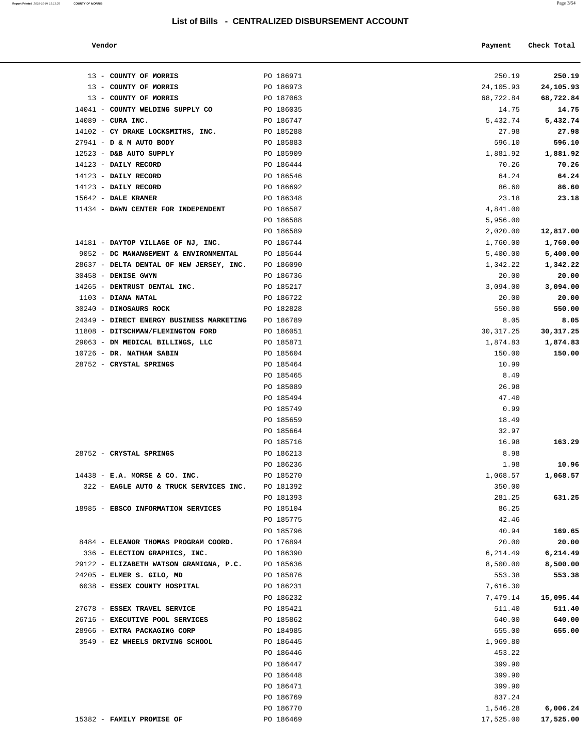## List of Bills - CENTRALIZED DISBURSEMENT ACCOUNT

| Vendor | | Payment | Check Total |
|---|---|---|---|
| 13 - **COUNTY OF MORRIS** | PO 186971 | 250.19 | **250.19** |
| 13 - **COUNTY OF MORRIS** | PO 186973 | 24,105.93 | **24,105.93** |
| 13 - **COUNTY OF MORRIS** | PO 187063 | 68,722.84 | **68,722.84** |
| 14041 - **COUNTY WELDING SUPPLY CO** | PO 186035 | 14.75 | **14.75** |
| 14089 - **CURA INC.** | PO 186747 | 5,432.74 | **5,432.74** |
| 14102 - **CY DRAKE LOCKSMITHS, INC.** | PO 185288 | 27.98 | **27.98** |
| 27941 - **D & M AUTO BODY** | PO 185883 | 596.10 | **596.10** |
| 12523 - **D&B AUTO SUPPLY** | PO 185909 | 1,881.92 | **1,881.92** |
| 14123 - **DAILY RECORD** | PO 186444 | 70.26 | **70.26** |
| 14123 - **DAILY RECORD** | PO 186546 | 64.24 | **64.24** |
| 14123 - **DAILY RECORD** | PO 186692 | 86.60 | **86.60** |
| 15642 - **DALE KRAMER** | PO 186348 | 23.18 | **23.18** |
| 11434 - **DAWN CENTER FOR INDEPENDENT** | PO 186587 | 4,841.00 | |
| | PO 186588 | 5,956.00 | |
| | PO 186589 | 2,020.00 | **12,817.00** |
| 14181 - **DAYTOP VILLAGE OF NJ, INC.** | PO 186744 | 1,760.00 | **1,760.00** |
| 9052 - **DC MANANGEMENT & ENVIRONMENTAL** | PO 185644 | 5,400.00 | **5,400.00** |
| 28637 - **DELTA DENTAL OF NEW JERSEY, INC.** | PO 186090 | 1,342.22 | **1,342.22** |
| 30458 - **DENISE GWYN** | PO 186736 | 20.00 | **20.00** |
| 14265 - **DENTRUST DENTAL INC.** | PO 185217 | 3,094.00 | **3,094.00** |
| 1103 - **DIANA NATAL** | PO 186722 | 20.00 | **20.00** |
| 30240 - **DINOSAURS ROCK** | PO 182828 | 550.00 | **550.00** |
| 24349 - **DIRECT ENERGY BUSINESS MARKETING** | PO 186789 | 8.05 | **8.05** |
| 11808 - **DITSCHMAN/FLEMINGTON FORD** | PO 186051 | 30,317.25 | **30,317.25** |
| 29063 - **DM MEDICAL BILLINGS, LLC** | PO 185871 | 1,874.83 | **1,874.83** |
| 10726 - **DR. NATHAN SABIN** | PO 185604 | 150.00 | **150.00** |
| 28752 - **CRYSTAL SPRINGS** | PO 185464 | 10.99 | |
| | PO 185465 | 8.49 | |
| | PO 185089 | 26.98 | |
| | PO 185494 | 47.40 | |
| | PO 185749 | 0.99 | |
| | PO 185659 | 18.49 | |
| | PO 185664 | 32.97 | |
| | PO 185716 | 16.98 | **163.29** |
| 28752 - **CRYSTAL SPRINGS** | PO 186213 | 8.98 | |
| | PO 186236 | 1.98 | **10.96** |
| 14438 - **E.A. MORSE & CO. INC.** | PO 185270 | 1,068.57 | **1,068.57** |
| 322 - **EAGLE AUTO & TRUCK SERVICES INC.** | PO 181392 | 350.00 | |
| | PO 181393 | 281.25 | **631.25** |
| 18985 - **EBSCO INFORMATION SERVICES** | PO 185104 | 86.25 | |
| | PO 185775 | 42.46 | |
| | PO 185796 | 40.94 | **169.65** |
| 8484 - **ELEANOR THOMAS PROGRAM COORD.** | PO 176894 | 20.00 | **20.00** |
| 336 - **ELECTION GRAPHICS, INC.** | PO 186390 | 6,214.49 | **6,214.49** |
| 29122 - **ELIZABETH WATSON GRAMIGNA, P.C.** | PO 185636 | 8,500.00 | **8,500.00** |
| 24205 - **ELMER S. GILO, MD** | PO 185876 | 553.38 | **553.38** |
| 6038 - **ESSEX COUNTY HOSPITAL** | PO 186231 | 7,616.30 | |
| | PO 186232 | 7,479.14 | **15,095.44** |
| 27678 - **ESSEX TRAVEL SERVICE** | PO 185421 | 511.40 | **511.40** |
| 26716 - **EXECUTIVE POOL SERVICES** | PO 185862 | 640.00 | **640.00** |
| 28966 - **EXTRA PACKAGING CORP** | PO 184985 | 655.00 | **655.00** |
| 3549 - **EZ WHEELS DRIVING SCHOOL** | PO 186445 | 1,969.80 | |
| | PO 186446 | 453.22 | |
| | PO 186447 | 399.90 | |
| | PO 186448 | 399.90 | |
| | PO 186471 | 399.90 | |
| | PO 186769 | 837.24 | |
| | PO 186770 | 1,546.28 | **6,006.24** |
| 15382 - **FAMILY PROMISE OF** | PO 186469 | 17,525.00 | **17,525.00** |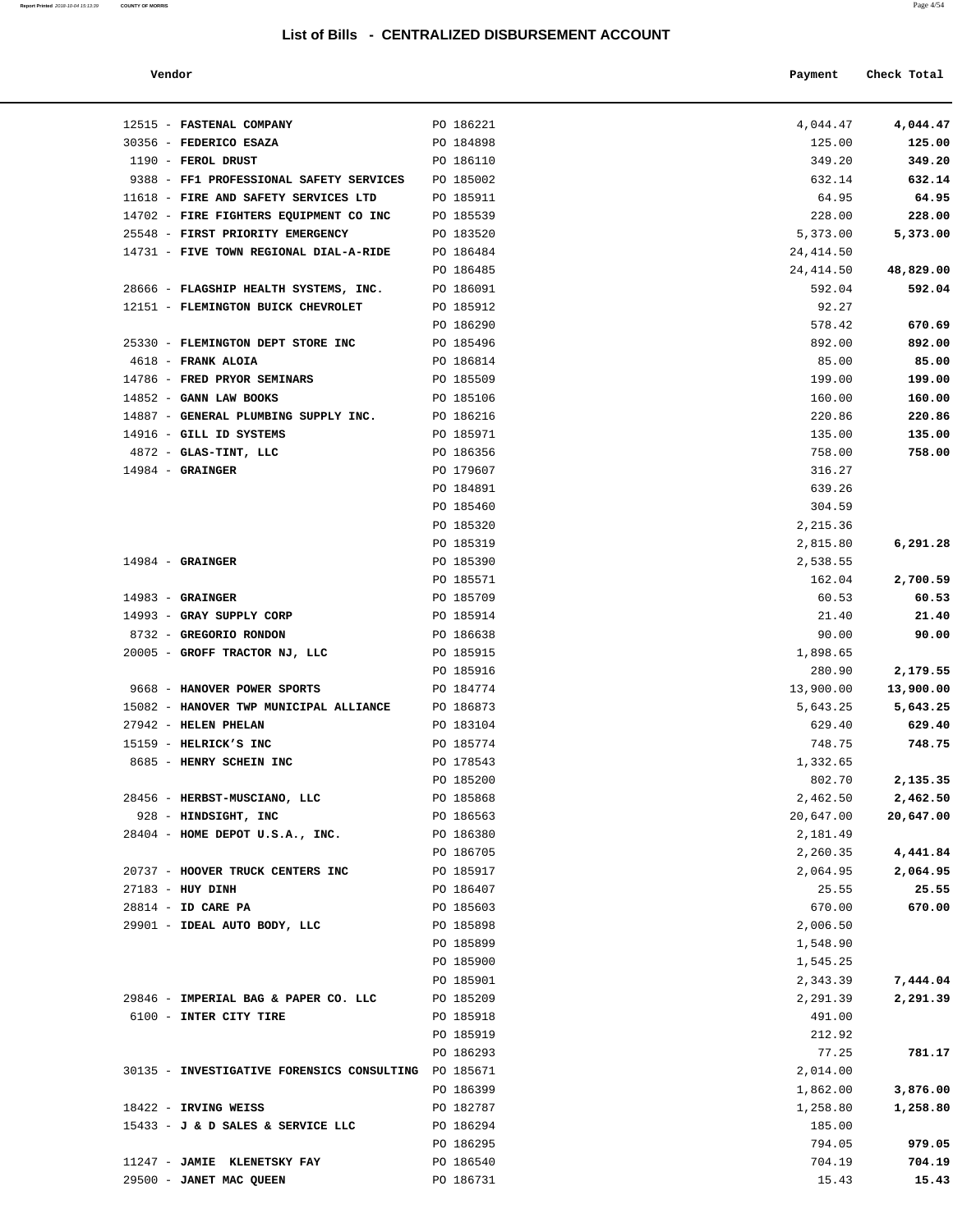## List of Bills - CENTRALIZED DISBURSEMENT ACCOUNT

| Vendor | | Payment | Check Total |
|---|---|---|---|
| 12515 - **FASTENAL COMPANY** | PO 186221 | 4,044.47 | **4,044.47** |
| 30356 - **FEDERICO ESAZA** | PO 184898 | 125.00 | **125.00** |
| 1190 - **FEROL DRUST** | PO 186110 | 349.20 | **349.20** |
| 9388 - **FF1 PROFESSIONAL SAFETY SERVICES** | PO 185002 | 632.14 | **632.14** |
| 11618 - **FIRE AND SAFETY SERVICES LTD** | PO 185911 | 64.95 | **64.95** |
| 14702 - **FIRE FIGHTERS EQUIPMENT CO INC** | PO 185539 | 228.00 | **228.00** |
| 25548 - **FIRST PRIORITY EMERGENCY** | PO 183520 | 5,373.00 | **5,373.00** |
| 14731 - **FIVE TOWN REGIONAL DIAL-A-RIDE** | PO 186484 | 24,414.50 | |
| | PO 186485 | 24,414.50 | **48,829.00** |
| 28666 - **FLAGSHIP HEALTH SYSTEMS, INC.** | PO 186091 | 592.04 | **592.04** |
| 12151 - **FLEMINGTON BUICK CHEVROLET** | PO 185912 | 92.27 | |
| | PO 186290 | 578.42 | **670.69** |
| 25330 - **FLEMINGTON DEPT STORE INC** | PO 185496 | 892.00 | **892.00** |
| 4618 - **FRANK ALOIA** | PO 186814 | 85.00 | **85.00** |
| 14786 - **FRED PRYOR SEMINARS** | PO 185509 | 199.00 | **199.00** |
| 14852 - **GANN LAW BOOKS** | PO 185106 | 160.00 | **160.00** |
| 14887 - **GENERAL PLUMBING SUPPLY INC.** | PO 186216 | 220.86 | **220.86** |
| 14916 - **GILL ID SYSTEMS** | PO 185971 | 135.00 | **135.00** |
| 4872 - **GLAS-TINT, LLC** | PO 186356 | 758.00 | **758.00** |
| 14984 - **GRAINGER** | PO 179607 | 316.27 | |
| | PO 184891 | 639.26 | |
| | PO 185460 | 304.59 | |
| | PO 185320 | 2,215.36 | |
| | PO 185319 | 2,815.80 | **6,291.28** |
| 14984 - **GRAINGER** | PO 185390 | 2,538.55 | |
| | PO 185571 | 162.04 | **2,700.59** |
| 14983 - **GRAINGER** | PO 185709 | 60.53 | **60.53** |
| 14993 - **GRAY SUPPLY CORP** | PO 185914 | 21.40 | **21.40** |
| 8732 - **GREGORIO RONDON** | PO 186638 | 90.00 | **90.00** |
| 20005 - **GROFF TRACTOR NJ, LLC** | PO 185915 | 1,898.65 | |
| | PO 185916 | 280.90 | **2,179.55** |
| 9668 - **HANOVER POWER SPORTS** | PO 184774 | 13,900.00 | **13,900.00** |
| 15082 - **HANOVER TWP MUNICIPAL ALLIANCE** | PO 186873 | 5,643.25 | **5,643.25** |
| 27942 - **HELEN PHELAN** | PO 183104 | 629.40 | **629.40** |
| 15159 - **HELRICK'S INC** | PO 185774 | 748.75 | **748.75** |
| 8685 - **HENRY SCHEIN INC** | PO 178543 | 1,332.65 | |
| | PO 185200 | 802.70 | **2,135.35** |
| 28456 - **HERBST-MUSCIANO, LLC** | PO 185868 | 2,462.50 | **2,462.50** |
| 928 - **HINDSIGHT, INC** | PO 186563 | 20,647.00 | **20,647.00** |
| 28404 - **HOME DEPOT U.S.A., INC.** | PO 186380 | 2,181.49 | |
| | PO 186705 | 2,260.35 | **4,441.84** |
| 20737 - **HOOVER TRUCK CENTERS INC** | PO 185917 | 2,064.95 | **2,064.95** |
| 27183 - **HUY DINH** | PO 186407 | 25.55 | **25.55** |
| 28814 - **ID CARE PA** | PO 185603 | 670.00 | **670.00** |
| 29901 - **IDEAL AUTO BODY, LLC** | PO 185898 | 2,006.50 | |
| | PO 185899 | 1,548.90 | |
| | PO 185900 | 1,545.25 | |
| | PO 185901 | 2,343.39 | **7,444.04** |
| 29846 - **IMPERIAL BAG & PAPER CO. LLC** | PO 185209 | 2,291.39 | **2,291.39** |
| 6100 - **INTER CITY TIRE** | PO 185918 | 491.00 | |
| | PO 185919 | 212.92 | |
| | PO 186293 | 77.25 | **781.17** |
| 30135 - **INVESTIGATIVE FORENSICS CONSULTING** | PO 185671 | 2,014.00 | |
| | PO 186399 | 1,862.00 | **3,876.00** |
| 18422 - **IRVING WEISS** | PO 182787 | 1,258.80 | **1,258.80** |
| 15433 - **J & D SALES & SERVICE LLC** | PO 186294 | 185.00 | |
| | PO 186295 | 794.05 | **979.05** |
| 11247 - **JAMIE KLENETSKY FAY** | PO 186540 | 704.19 | **704.19** |
| 29500 - **JANET MAC QUEEN** | PO 186731 | 15.43 | **15.43** |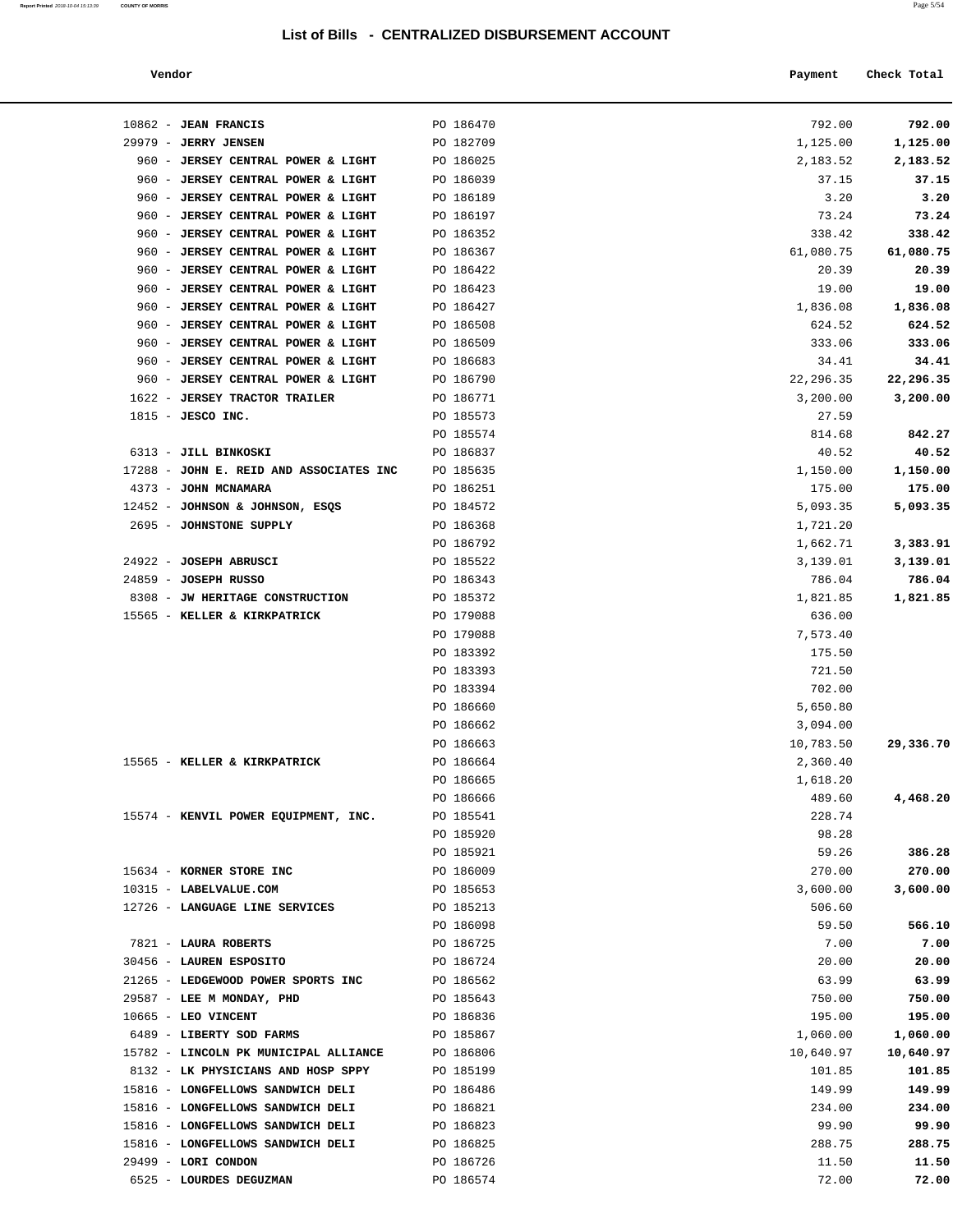## List of Bills - CENTRALIZED DISBURSEMENT ACCOUNT

| Vendor | | Payment | Check Total |
|---|---|---|---|
| 10862 - **JEAN FRANCIS** | PO 186470 | 792.00 | **792.00** |
| 29979 - **JERRY JENSEN** | PO 182709 | 1,125.00 | **1,125.00** |
| 960 - **JERSEY CENTRAL POWER & LIGHT** | PO 186025 | 2,183.52 | **2,183.52** |
| 960 - **JERSEY CENTRAL POWER & LIGHT** | PO 186039 | 37.15 | **37.15** |
| 960 - **JERSEY CENTRAL POWER & LIGHT** | PO 186189 | 3.20 | **3.20** |
| 960 - **JERSEY CENTRAL POWER & LIGHT** | PO 186197 | 73.24 | **73.24** |
| 960 - **JERSEY CENTRAL POWER & LIGHT** | PO 186352 | 338.42 | **338.42** |
| 960 - **JERSEY CENTRAL POWER & LIGHT** | PO 186367 | 61,080.75 | **61,080.75** |
| 960 - **JERSEY CENTRAL POWER & LIGHT** | PO 186422 | 20.39 | **20.39** |
| 960 - **JERSEY CENTRAL POWER & LIGHT** | PO 186423 | 19.00 | **19.00** |
| 960 - **JERSEY CENTRAL POWER & LIGHT** | PO 186427 | 1,836.08 | **1,836.08** |
| 960 - **JERSEY CENTRAL POWER & LIGHT** | PO 186508 | 624.52 | **624.52** |
| 960 - **JERSEY CENTRAL POWER & LIGHT** | PO 186509 | 333.06 | **333.06** |
| 960 - **JERSEY CENTRAL POWER & LIGHT** | PO 186683 | 34.41 | **34.41** |
| 960 - **JERSEY CENTRAL POWER & LIGHT** | PO 186790 | 22,296.35 | **22,296.35** |
| 1622 - **JERSEY TRACTOR TRAILER** | PO 186771 | 3,200.00 | **3,200.00** |
| 1815 - **JESCO INC.** | PO 185573 | 27.59 | |
| | PO 185574 | 814.68 | **842.27** |
| 6313 - **JILL BINKOSKI** | PO 186837 | 40.52 | **40.52** |
| 17288 - **JOHN E. REID AND ASSOCIATES INC** | PO 185635 | 1,150.00 | **1,150.00** |
| 4373 - **JOHN MCNAMARA** | PO 186251 | 175.00 | **175.00** |
| 12452 - **JOHNSON & JOHNSON, ESQS** | PO 184572 | 5,093.35 | **5,093.35** |
| 2695 - **JOHNSTONE SUPPLY** | PO 186368 | 1,721.20 | |
| | PO 186792 | 1,662.71 | **3,383.91** |
| 24922 - **JOSEPH ABRUSCI** | PO 185522 | 3,139.01 | **3,139.01** |
| 24859 - **JOSEPH RUSSO** | PO 186343 | 786.04 | **786.04** |
| 8308 - **JW HERITAGE CONSTRUCTION** | PO 185372 | 1,821.85 | **1,821.85** |
| 15565 - **KELLER & KIRKPATRICK** | PO 179088 | 636.00 | |
| | PO 179088 | 7,573.40 | |
| | PO 183392 | 175.50 | |
| | PO 183393 | 721.50 | |
| | PO 183394 | 702.00 | |
| | PO 186660 | 5,650.80 | |
| | PO 186662 | 3,094.00 | |
| | PO 186663 | 10,783.50 | **29,336.70** |
| 15565 - **KELLER & KIRKPATRICK** | PO 186664 | 2,360.40 | |
| | PO 186665 | 1,618.20 | |
| | PO 186666 | 489.60 | **4,468.20** |
| 15574 - **KENVIL POWER EQUIPMENT, INC.** | PO 185541 | 228.74 | |
| | PO 185920 | 98.28 | |
| | PO 185921 | 59.26 | **386.28** |
| 15634 - **KORNER STORE INC** | PO 186009 | 270.00 | **270.00** |
| 10315 - **LABELVALUE.COM** | PO 185653 | 3,600.00 | **3,600.00** |
| 12726 - **LANGUAGE LINE SERVICES** | PO 185213 | 506.60 | |
| | PO 186098 | 59.50 | **566.10** |
| 7821 - **LAURA ROBERTS** | PO 186725 | 7.00 | **7.00** |
| 30456 - **LAUREN ESPOSITO** | PO 186724 | 20.00 | **20.00** |
| 21265 - **LEDGEWOOD POWER SPORTS INC** | PO 186562 | 63.99 | **63.99** |
| 29587 - **LEE M MONDAY, PHD** | PO 185643 | 750.00 | **750.00** |
| 10665 - **LEO VINCENT** | PO 186836 | 195.00 | **195.00** |
| 6489 - **LIBERTY SOD FARMS** | PO 185867 | 1,060.00 | **1,060.00** |
| 15782 - **LINCOLN PK MUNICIPAL ALLIANCE** | PO 186806 | 10,640.97 | **10,640.97** |
| 8132 - **LK PHYSICIANS AND HOSP SPPY** | PO 185199 | 101.85 | **101.85** |
| 15816 - **LONGFELLOWS SANDWICH DELI** | PO 186486 | 149.99 | **149.99** |
| 15816 - **LONGFELLOWS SANDWICH DELI** | PO 186821 | 234.00 | **234.00** |
| 15816 - **LONGFELLOWS SANDWICH DELI** | PO 186823 | 99.90 | **99.90** |
| 15816 - **LONGFELLOWS SANDWICH DELI** | PO 186825 | 288.75 | **288.75** |
| 29499 - **LORI CONDON** | PO 186726 | 11.50 | **11.50** |
| 6525 - **LOURDES DEGUZMAN** | PO 186574 | 72.00 | **72.00** |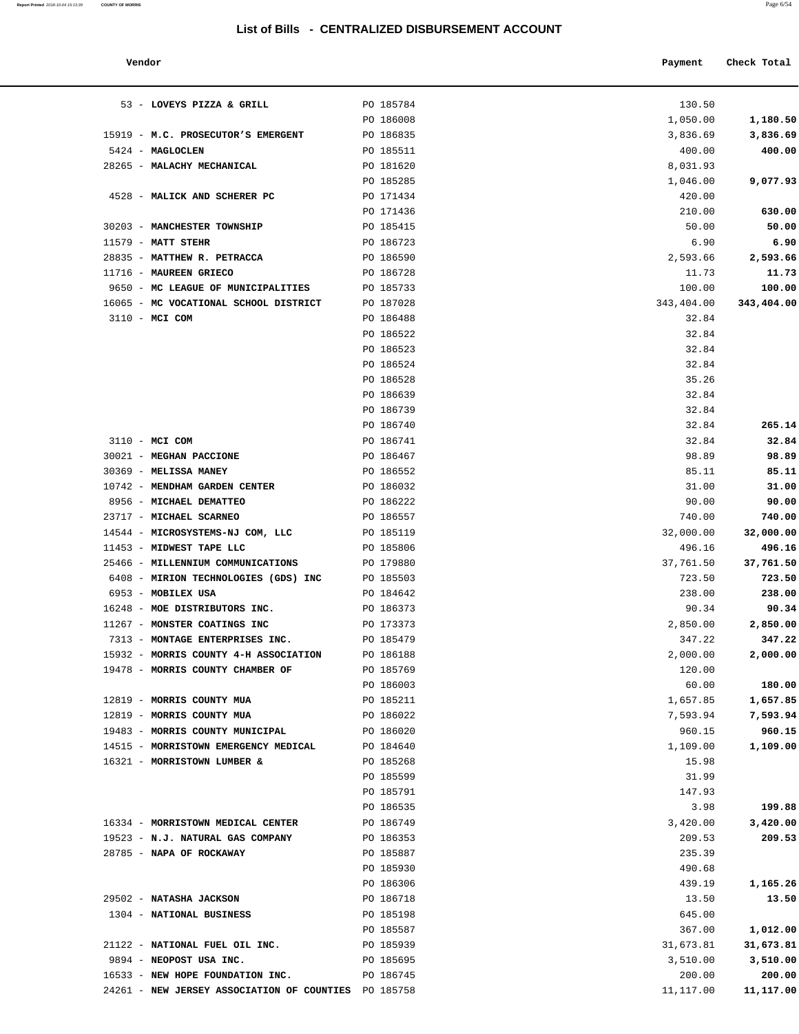## List of Bills - CENTRALIZED DISBURSEMENT ACCOUNT

| Vendor | | Payment | Check Total |
|---|---|---|---|
| 53 - **LOVEYS PIZZA & GRILL** | PO 185784 | 130.50 | |
| | PO 186008 | 1,050.00 | **1,180.50** |
| 15919 - **M.C. PROSECUTOR'S EMERGENT** | PO 186835 | 3,836.69 | **3,836.69** |
| 5424 - **MAGLOCLEN** | PO 185511 | 400.00 | **400.00** |
| 28265 - **MALACHY MECHANICAL** | PO 181620 | 8,031.93 | |
| | PO 185285 | 1,046.00 | **9,077.93** |
| 4528 - **MALICK AND SCHERER PC** | PO 171434 | 420.00 | |
| | PO 171436 | 210.00 | **630.00** |
| 30203 - **MANCHESTER TOWNSHIP** | PO 185415 | 50.00 | **50.00** |
| 11579 - **MATT STEHR** | PO 186723 | 6.90 | **6.90** |
| 28835 - **MATTHEW R. PETRACCA** | PO 186590 | 2,593.66 | **2,593.66** |
| 11716 - **MAUREEN GRIECO** | PO 186728 | 11.73 | **11.73** |
| 9650 - **MC LEAGUE OF MUNICIPALITIES** | PO 185733 | 100.00 | **100.00** |
| 16065 - **MC VOCATIONAL SCHOOL DISTRICT** | PO 187028 | 343,404.00 | **343,404.00** |
| 3110 - **MCI COM** | PO 186488 | 32.84 | |
| | PO 186522 | 32.84 | |
| | PO 186523 | 32.84 | |
| | PO 186524 | 32.84 | |
| | PO 186528 | 35.26 | |
| | PO 186639 | 32.84 | |
| | PO 186739 | 32.84 | |
| | PO 186740 | 32.84 | **265.14** |
| 3110 - **MCI COM** | PO 186741 | 32.84 | **32.84** |
| 30021 - **MEGHAN PACCIONE** | PO 186467 | 98.89 | **98.89** |
| 30369 - **MELISSA MANEY** | PO 186552 | 85.11 | **85.11** |
| 10742 - **MENDHAM GARDEN CENTER** | PO 186032 | 31.00 | **31.00** |
| 8956 - **MICHAEL DEMATTEO** | PO 186222 | 90.00 | **90.00** |
| 23717 - **MICHAEL SCARNEO** | PO 186557 | 740.00 | **740.00** |
| 14544 - **MICROSYSTEMS-NJ COM, LLC** | PO 185119 | 32,000.00 | **32,000.00** |
| 11453 - **MIDWEST TAPE LLC** | PO 185806 | 496.16 | **496.16** |
| 25466 - **MILLENNIUM COMMUNICATIONS** | PO 179880 | 37,761.50 | **37,761.50** |
| 6408 - **MIRION TECHNOLOGIES (GDS) INC** | PO 185503 | 723.50 | **723.50** |
| 6953 - **MOBILEX USA** | PO 184642 | 238.00 | **238.00** |
| 16248 - **MOE DISTRIBUTORS INC.** | PO 186373 | 90.34 | **90.34** |
| 11267 - **MONSTER COATINGS INC** | PO 173373 | 2,850.00 | **2,850.00** |
| 7313 - **MONTAGE ENTERPRISES INC.** | PO 185479 | 347.22 | **347.22** |
| 15932 - **MORRIS COUNTY 4-H ASSOCIATION** | PO 186188 | 2,000.00 | **2,000.00** |
| 19478 - **MORRIS COUNTY CHAMBER OF** | PO 185769 | 120.00 | |
| | PO 186003 | 60.00 | **180.00** |
| 12819 - **MORRIS COUNTY MUA** | PO 185211 | 1,657.85 | **1,657.85** |
| 12819 - **MORRIS COUNTY MUA** | PO 186022 | 7,593.94 | **7,593.94** |
| 19483 - **MORRIS COUNTY MUNICIPAL** | PO 186020 | 960.15 | **960.15** |
| 14515 - **MORRISTOWN EMERGENCY MEDICAL** | PO 184640 | 1,109.00 | **1,109.00** |
| 16321 - **MORRISTOWN LUMBER &** | PO 185268 | 15.98 | |
| | PO 185599 | 31.99 | |
| | PO 185791 | 147.93 | |
| | PO 186535 | 3.98 | **199.88** |
| 16334 - **MORRISTOWN MEDICAL CENTER** | PO 186749 | 3,420.00 | **3,420.00** |
| 19523 - **N.J. NATURAL GAS COMPANY** | PO 186353 | 209.53 | **209.53** |
| 28785 - **NAPA OF ROCKAWAY** | PO 185887 | 235.39 | |
| | PO 185930 | 490.68 | |
| | PO 186306 | 439.19 | **1,165.26** |
| 29502 - **NATASHA JACKSON** | PO 186718 | 13.50 | **13.50** |
| 1304 - **NATIONAL BUSINESS** | PO 185198 | 645.00 | |
| | PO 185587 | 367.00 | **1,012.00** |
| 21122 - **NATIONAL FUEL OIL INC.** | PO 185939 | 31,673.81 | **31,673.81** |
| 9894 - **NEOPOST USA INC.** | PO 185695 | 3,510.00 | **3,510.00** |
| 16533 - **NEW HOPE FOUNDATION INC.** | PO 186745 | 200.00 | **200.00** |
| 24261 - **NEW JERSEY ASSOCIATION OF COUNTIES** | PO 185758 | 11,117.00 | **11,117.00** |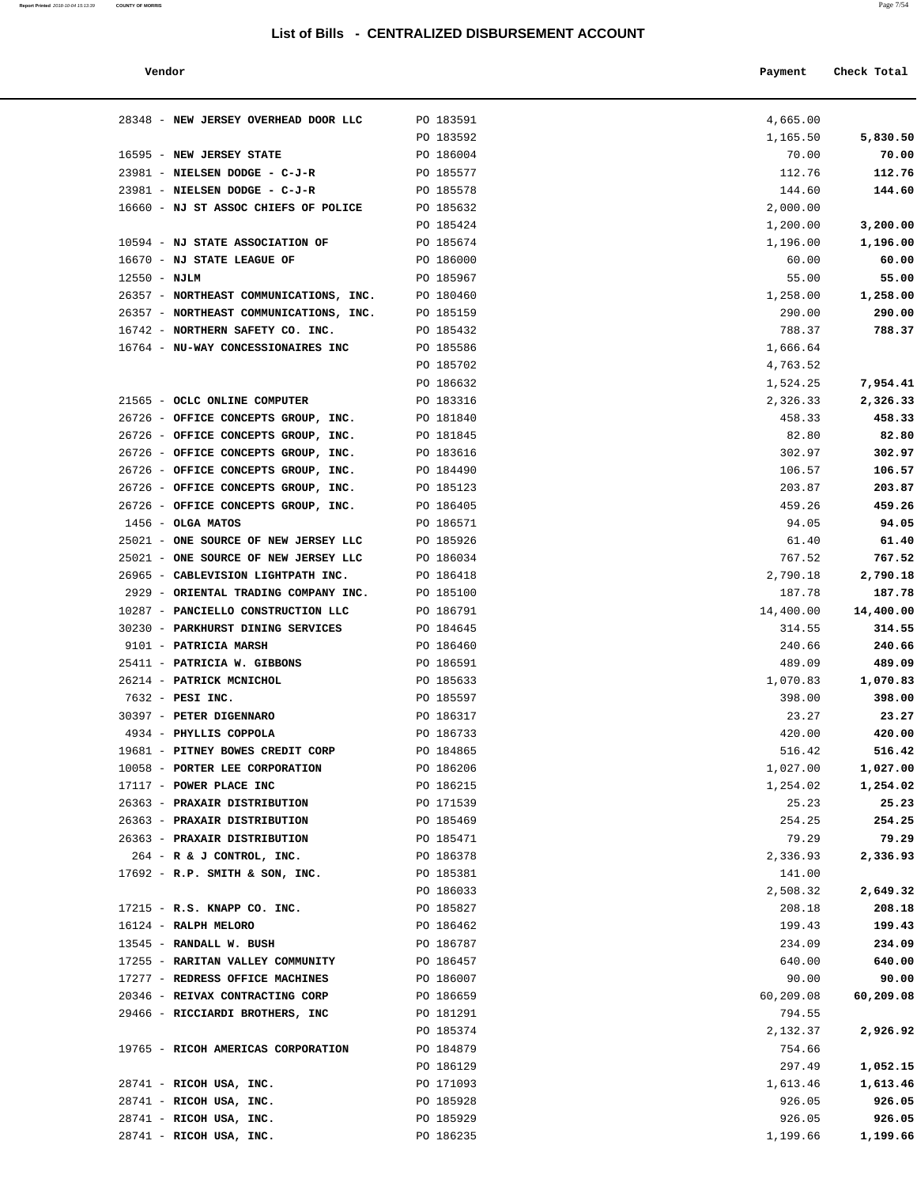## List of Bills - CENTRALIZED DISBURSEMENT ACCOUNT

| Vendor | | Payment | Check Total |
|---|---|---|---|
| 28348 - **NEW JERSEY OVERHEAD DOOR LLC** | PO 183591 | 4,665.00 | |
| | PO 183592 | 1,165.50 | **5,830.50** |
| 16595 - **NEW JERSEY STATE** | PO 186004 | 70.00 | **70.00** |
| 23981 - **NIELSEN DODGE - C-J-R** | PO 185577 | 112.76 | **112.76** |
| 23981 - **NIELSEN DODGE - C-J-R** | PO 185578 | 144.60 | **144.60** |
| 16660 - **NJ ST ASSOC CHIEFS OF POLICE** | PO 185632 | 2,000.00 | |
| | PO 185424 | 1,200.00 | **3,200.00** |
| 10594 - **NJ STATE ASSOCIATION OF** | PO 185674 | 1,196.00 | **1,196.00** |
| 16670 - **NJ STATE LEAGUE OF** | PO 186000 | 60.00 | **60.00** |
| 12550 - **NJLM** | PO 185967 | 55.00 | **55.00** |
| 26357 - **NORTHEAST COMMUNICATIONS, INC.** | PO 180460 | 1,258.00 | **1,258.00** |
| 26357 - **NORTHEAST COMMUNICATIONS, INC.** | PO 185159 | 290.00 | **290.00** |
| 16742 - **NORTHERN SAFETY CO. INC.** | PO 185432 | 788.37 | **788.37** |
| 16764 - **NU-WAY CONCESSIONAIRES INC** | PO 185586 | 1,666.64 | |
| | PO 185702 | 4,763.52 | |
| | PO 186632 | 1,524.25 | **7,954.41** |
| 21565 - **OCLC ONLINE COMPUTER** | PO 183316 | 2,326.33 | **2,326.33** |
| 26726 - **OFFICE CONCEPTS GROUP, INC.** | PO 181840 | 458.33 | **458.33** |
| 26726 - **OFFICE CONCEPTS GROUP, INC.** | PO 181845 | 82.80 | **82.80** |
| 26726 - **OFFICE CONCEPTS GROUP, INC.** | PO 183616 | 302.97 | **302.97** |
| 26726 - **OFFICE CONCEPTS GROUP, INC.** | PO 184490 | 106.57 | **106.57** |
| 26726 - **OFFICE CONCEPTS GROUP, INC.** | PO 185123 | 203.87 | **203.87** |
| 26726 - **OFFICE CONCEPTS GROUP, INC.** | PO 186405 | 459.26 | **459.26** |
| 1456 - **OLGA MATOS** | PO 186571 | 94.05 | **94.05** |
| 25021 - **ONE SOURCE OF NEW JERSEY LLC** | PO 185926 | 61.40 | **61.40** |
| 25021 - **ONE SOURCE OF NEW JERSEY LLC** | PO 186034 | 767.52 | **767.52** |
| 26965 - **CABLEVISION LIGHTPATH INC.** | PO 186418 | 2,790.18 | **2,790.18** |
| 2929 - **ORIENTAL TRADING COMPANY INC.** | PO 185100 | 187.78 | **187.78** |
| 10287 - **PANCIELLO CONSTRUCTION LLC** | PO 186791 | 14,400.00 | **14,400.00** |
| 30230 - **PARKHURST DINING SERVICES** | PO 184645 | 314.55 | **314.55** |
| 9101 - **PATRICIA MARSH** | PO 186460 | 240.66 | **240.66** |
| 25411 - **PATRICIA W. GIBBONS** | PO 186591 | 489.09 | **489.09** |
| 26214 - **PATRICK MCNICHOL** | PO 185633 | 1,070.83 | **1,070.83** |
| 7632 - **PESI INC.** | PO 185597 | 398.00 | **398.00** |
| 30397 - **PETER DIGENNARO** | PO 186317 | 23.27 | **23.27** |
| 4934 - **PHYLLIS COPPOLA** | PO 186733 | 420.00 | **420.00** |
| 19681 - **PITNEY BOWES CREDIT CORP** | PO 184865 | 516.42 | **516.42** |
| 10058 - **PORTER LEE CORPORATION** | PO 186206 | 1,027.00 | **1,027.00** |
| 17117 - **POWER PLACE INC** | PO 186215 | 1,254.02 | **1,254.02** |
| 26363 - **PRAXAIR DISTRIBUTION** | PO 171539 | 25.23 | **25.23** |
| 26363 - **PRAXAIR DISTRIBUTION** | PO 185469 | 254.25 | **254.25** |
| 26363 - **PRAXAIR DISTRIBUTION** | PO 185471 | 79.29 | **79.29** |
| 264 - **R & J CONTROL, INC.** | PO 186378 | 2,336.93 | **2,336.93** |
| 17692 - **R.P. SMITH & SON, INC.** | PO 185381 | 141.00 | |
| | PO 186033 | 2,508.32 | **2,649.32** |
| 17215 - **R.S. KNAPP CO. INC.** | PO 185827 | 208.18 | **208.18** |
| 16124 - **RALPH MELORO** | PO 186462 | 199.43 | **199.43** |
| 13545 - **RANDALL W. BUSH** | PO 186787 | 234.09 | **234.09** |
| 17255 - **RARITAN VALLEY COMMUNITY** | PO 186457 | 640.00 | **640.00** |
| 17277 - **REDRESS OFFICE MACHINES** | PO 186007 | 90.00 | **90.00** |
| 20346 - **REIVAX CONTRACTING CORP** | PO 186659 | 60,209.08 | **60,209.08** |
| 29466 - **RICCIARDI BROTHERS, INC** | PO 181291 | 794.55 | |
| | PO 185374 | 2,132.37 | **2,926.92** |
| 19765 - **RICOH AMERICAS CORPORATION** | PO 184879 | 754.66 | |
| | PO 186129 | 297.49 | **1,052.15** |
| 28741 - **RICOH USA, INC.** | PO 171093 | 1,613.46 | **1,613.46** |
| 28741 - **RICOH USA, INC.** | PO 185928 | 926.05 | **926.05** |
| 28741 - **RICOH USA, INC.** | PO 185929 | 926.05 | **926.05** |
| 28741 - **RICOH USA, INC.** | PO 186235 | 1,199.66 | **1,199.66** |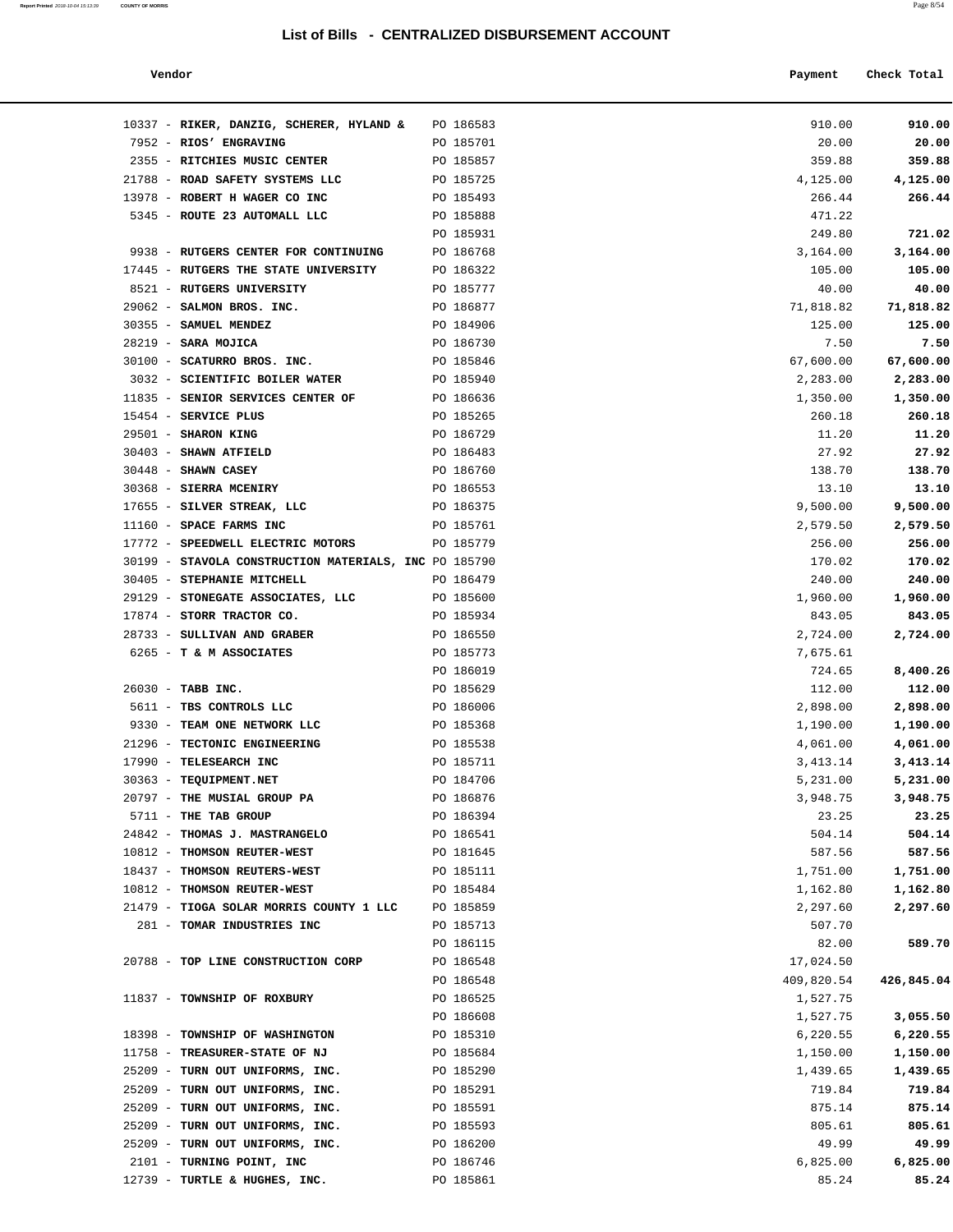## List of Bills - CENTRALIZED DISBURSEMENT ACCOUNT

| Vendor | | Payment | Check Total |
|---|---|---|---|
| 10337 - **RIKER, DANZIG, SCHERER, HYLAND &** | PO 186583 | 910.00 | **910.00** |
| 7952 - **RIOS' ENGRAVING** | PO 185701 | 20.00 | **20.00** |
| 2355 - **RITCHIES MUSIC CENTER** | PO 185857 | 359.88 | **359.88** |
| 21788 - **ROAD SAFETY SYSTEMS LLC** | PO 185725 | 4,125.00 | **4,125.00** |
| 13978 - **ROBERT H WAGER CO INC** | PO 185493 | 266.44 | **266.44** |
| 5345 - **ROUTE 23 AUTOMALL LLC** | PO 185888 | 471.22 | |
| | PO 185931 | 249.80 | **721.02** |
| 9938 - **RUTGERS CENTER FOR CONTINUING** | PO 186768 | 3,164.00 | **3,164.00** |
| 17445 - **RUTGERS THE STATE UNIVERSITY** | PO 186322 | 105.00 | **105.00** |
| 8521 - **RUTGERS UNIVERSITY** | PO 185777 | 40.00 | **40.00** |
| 29062 - **SALMON BROS. INC.** | PO 186877 | 71,818.82 | **71,818.82** |
| 30355 - **SAMUEL MENDEZ** | PO 184906 | 125.00 | **125.00** |
| 28219 - **SARA MOJICA** | PO 186730 | 7.50 | **7.50** |
| 30100 - **SCATURRO BROS. INC.** | PO 185846 | 67,600.00 | **67,600.00** |
| 3032 - **SCIENTIFIC BOILER WATER** | PO 185940 | 2,283.00 | **2,283.00** |
| 11835 - **SENIOR SERVICES CENTER OF** | PO 186636 | 1,350.00 | **1,350.00** |
| 15454 - **SERVICE PLUS** | PO 185265 | 260.18 | **260.18** |
| 29501 - **SHARON KING** | PO 186729 | 11.20 | **11.20** |
| 30403 - **SHAWN ATFIELD** | PO 186483 | 27.92 | **27.92** |
| 30448 - **SHAWN CASEY** | PO 186760 | 138.70 | **138.70** |
| 30368 - **SIERRA MCENIRY** | PO 186553 | 13.10 | **13.10** |
| 17655 - **SILVER STREAK, LLC** | PO 186375 | 9,500.00 | **9,500.00** |
| 11160 - **SPACE FARMS INC** | PO 185761 | 2,579.50 | **2,579.50** |
| 17772 - **SPEEDWELL ELECTRIC MOTORS** | PO 185779 | 256.00 | **256.00** |
| 30199 - **STAVOLA CONSTRUCTION MATERIALS, INC** | PO 185790 | 170.02 | **170.02** |
| 30405 - **STEPHANIE MITCHELL** | PO 186479 | 240.00 | **240.00** |
| 29129 - **STONEGATE ASSOCIATES, LLC** | PO 185600 | 1,960.00 | **1,960.00** |
| 17874 - **STORR TRACTOR CO.** | PO 185934 | 843.05 | **843.05** |
| 28733 - **SULLIVAN AND GRABER** | PO 186550 | 2,724.00 | **2,724.00** |
| 6265 - **T & M ASSOCIATES** | PO 185773 | 7,675.61 | |
| | PO 186019 | 724.65 | **8,400.26** |
| 26030 - **TABB INC.** | PO 185629 | 112.00 | **112.00** |
| 5611 - **TBS CONTROLS LLC** | PO 186006 | 2,898.00 | **2,898.00** |
| 9330 - **TEAM ONE NETWORK LLC** | PO 185368 | 1,190.00 | **1,190.00** |
| 21296 - **TECTONIC ENGINEERING** | PO 185538 | 4,061.00 | **4,061.00** |
| 17990 - **TELESEARCH INC** | PO 185711 | 3,413.14 | **3,413.14** |
| 30363 - **TEQUIPMENT.NET** | PO 184706 | 5,231.00 | **5,231.00** |
| 20797 - **THE MUSIAL GROUP PA** | PO 186876 | 3,948.75 | **3,948.75** |
| 5711 - **THE TAB GROUP** | PO 186394 | 23.25 | **23.25** |
| 24842 - **THOMAS J. MASTRANGELO** | PO 186541 | 504.14 | **504.14** |
| 10812 - **THOMSON REUTER-WEST** | PO 181645 | 587.56 | **587.56** |
| 18437 - **THOMSON REUTERS-WEST** | PO 185111 | 1,751.00 | **1,751.00** |
| 10812 - **THOMSON REUTER-WEST** | PO 185484 | 1,162.80 | **1,162.80** |
| 21479 - **TIOGA SOLAR MORRIS COUNTY 1 LLC** | PO 185859 | 2,297.60 | **2,297.60** |
| 281 - **TOMAR INDUSTRIES INC** | PO 185713 | 507.70 | |
| | PO 186115 | 82.00 | **589.70** |
| 20788 - **TOP LINE CONSTRUCTION CORP** | PO 186548 | 17,024.50 | |
| | PO 186548 | 409,820.54 | **426,845.04** |
| 11837 - **TOWNSHIP OF ROXBURY** | PO 186525 | 1,527.75 | |
| | PO 186608 | 1,527.75 | **3,055.50** |
| 18398 - **TOWNSHIP OF WASHINGTON** | PO 185310 | 6,220.55 | **6,220.55** |
| 11758 - **TREASURER-STATE OF NJ** | PO 185684 | 1,150.00 | **1,150.00** |
| 25209 - **TURN OUT UNIFORMS, INC.** | PO 185290 | 1,439.65 | **1,439.65** |
| 25209 - **TURN OUT UNIFORMS, INC.** | PO 185291 | 719.84 | **719.84** |
| 25209 - **TURN OUT UNIFORMS, INC.** | PO 185591 | 875.14 | **875.14** |
| 25209 - **TURN OUT UNIFORMS, INC.** | PO 185593 | 805.61 | **805.61** |
| 25209 - **TURN OUT UNIFORMS, INC.** | PO 186200 | 49.99 | **49.99** |
| 2101 - **TURNING POINT, INC** | PO 186746 | 6,825.00 | **6,825.00** |
| 12739 - **TURTLE & HUGHES, INC.** | PO 185861 | 85.24 | **85.24** |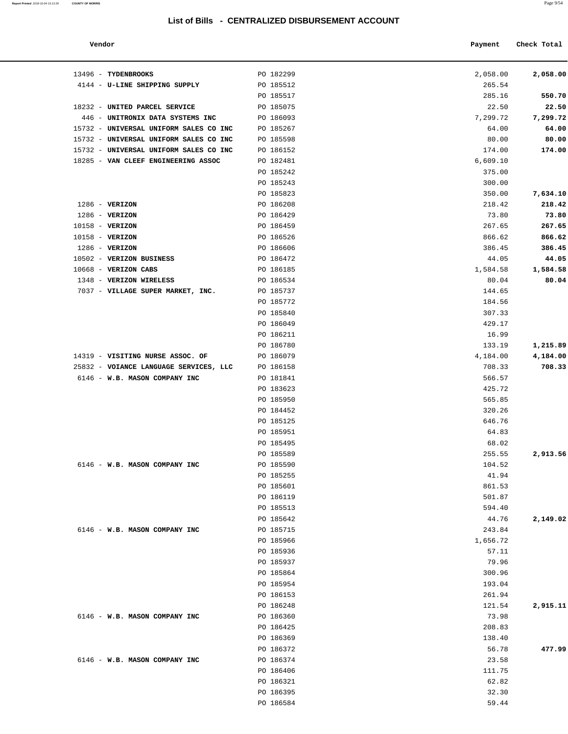## List of Bills - CENTRALIZED DISBURSEMENT ACCOUNT

| Vendor | | Payment | Check Total |
|---|---|---|---|
| 13496 - **TYDENBROOKS** | PO 182299 | 2,058.00 | **2,058.00** |
| 4144 - **U-LINE SHIPPING SUPPLY** | PO 185512 | 265.54 | |
| | PO 185517 | 285.16 | **550.70** |
| 18232 - **UNITED PARCEL SERVICE** | PO 185075 | 22.50 | **22.50** |
| 446 - **UNITRONIX DATA SYSTEMS INC** | PO 186093 | 7,299.72 | **7,299.72** |
| 15732 - **UNIVERSAL UNIFORM SALES CO INC** | PO 185267 | 64.00 | **64.00** |
| 15732 - **UNIVERSAL UNIFORM SALES CO INC** | PO 185598 | 80.00 | **80.00** |
| 15732 - **UNIVERSAL UNIFORM SALES CO INC** | PO 186152 | 174.00 | **174.00** |
| 18285 - **VAN CLEEF ENGINEERING ASSOC** | PO 182481 | 6,609.10 | |
| | PO 185242 | 375.00 | |
| | PO 185243 | 300.00 | |
| | PO 185823 | 350.00 | **7,634.10** |
| 1286 - **VERIZON** | PO 186208 | 218.42 | **218.42** |
| 1286 - **VERIZON** | PO 186429 | 73.80 | **73.80** |
| 10158 - **VERIZON** | PO 186459 | 267.65 | **267.65** |
| 10158 - **VERIZON** | PO 186526 | 866.62 | **866.62** |
| 1286 - **VERIZON** | PO 186606 | 386.45 | **386.45** |
| 10502 - **VERIZON BUSINESS** | PO 186472 | 44.05 | **44.05** |
| 10668 - **VERIZON CABS** | PO 186185 | 1,584.58 | **1,584.58** |
| 1348 - **VERIZON WIRELESS** | PO 186534 | 80.04 | **80.04** |
| 7037 - **VILLAGE SUPER MARKET, INC.** | PO 185737 | 144.65 | |
| | PO 185772 | 184.56 | |
| | PO 185840 | 307.33 | |
| | PO 186049 | 429.17 | |
| | PO 186211 | 16.99 | |
| | PO 186780 | 133.19 | **1,215.89** |
| 14319 - **VISITING NURSE ASSOC. OF** | PO 186079 | 4,184.00 | **4,184.00** |
| 25832 - **VOIANCE LANGUAGE SERVICES, LLC** | PO 186158 | 708.33 | **708.33** |
| 6146 - **W.B. MASON COMPANY INC** | PO 181841 | 566.57 | |
| | PO 183623 | 425.72 | |
| | PO 185950 | 565.85 | |
| | PO 184452 | 320.26 | |
| | PO 185125 | 646.76 | |
| | PO 185951 | 64.83 | |
| | PO 185495 | 68.02 | |
| | PO 185589 | 255.55 | **2,913.56** |
| 6146 - **W.B. MASON COMPANY INC** | PO 185590 | 104.52 | |
| | PO 185255 | 41.94 | |
| | PO 185601 | 861.53 | |
| | PO 186119 | 501.87 | |
| | PO 185513 | 594.40 | |
| | PO 185642 | 44.76 | **2,149.02** |
| 6146 - **W.B. MASON COMPANY INC** | PO 185715 | 243.84 | |
| | PO 185966 | 1,656.72 | |
| | PO 185936 | 57.11 | |
| | PO 185937 | 79.96 | |
| | PO 185864 | 300.96 | |
| | PO 185954 | 193.04 | |
| | PO 186153 | 261.94 | |
| | PO 186248 | 121.54 | **2,915.11** |
| 6146 - **W.B. MASON COMPANY INC** | PO 186360 | 73.98 | |
| | PO 186425 | 208.83 | |
| | PO 186369 | 138.40 | |
| | PO 186372 | 56.78 | **477.99** |
| 6146 - **W.B. MASON COMPANY INC** | PO 186374 | 23.58 | |
| | PO 186406 | 111.75 | |
| | PO 186321 | 62.82 | |
| | PO 186395 | 32.30 | |
| | PO 186584 | 59.44 | |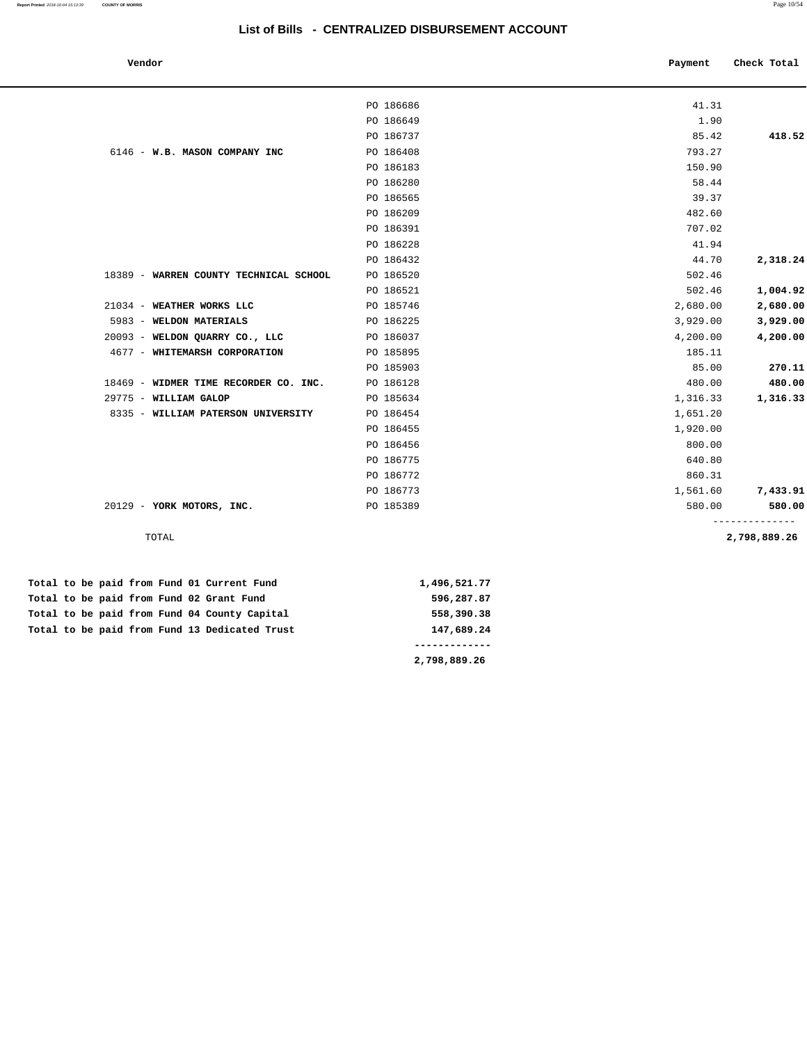# List of Bills - CENTRALIZED DISBURSEMENT ACCOUNT

| Vendor | | Payment | Check Total |
|---|---|---|---|
| | PO 186686 | 41.31 | |
| | PO 186649 | 1.90 | |
| | PO 186737 | 85.42 | **418.52** |
| 6146 - **W.B. MASON COMPANY INC** | PO 186408 | 793.27 | |
| | PO 186183 | 150.90 | |
| | PO 186280 | 58.44 | |
| | PO 186565 | 39.37 | |
| | PO 186209 | 482.60 | |
| | PO 186391 | 707.02 | |
| | PO 186228 | 41.94 | |
| | PO 186432 | 44.70 | **2,318.24** |
| 18389 - **WARREN COUNTY TECHNICAL SCHOOL** | PO 186520 | 502.46 | |
| | PO 186521 | 502.46 | **1,004.92** |
| 21034 - **WEATHER WORKS LLC** | PO 185746 | 2,680.00 | **2,680.00** |
| 5983 - **WELDON MATERIALS** | PO 186225 | 3,929.00 | **3,929.00** |
| 20093 - **WELDON QUARRY CO., LLC** | PO 186037 | 4,200.00 | **4,200.00** |
| 4677 - **WHITEMARSH CORPORATION** | PO 185895 | 185.11 | |
| | PO 185903 | 85.00 | **270.11** |
| 18469 - **WIDMER TIME RECORDER CO. INC.** | PO 186128 | 480.00 | **480.00** |
| 29775 - **WILLIAM GALOP** | PO 185634 | 1,316.33 | **1,316.33** |
| 8335 - **WILLIAM PATERSON UNIVERSITY** | PO 186454 | 1,651.20 | |
| | PO 186455 | 1,920.00 | |
| | PO 186456 | 800.00 | |
| | PO 186775 | 640.80 | |
| | PO 186772 | 860.31 | |
| | PO 186773 | 1,561.60 | **7,433.91** |
| 20129 - **YORK MOTORS, INC.** | PO 185389 | 580.00 | **580.00** |
| TOTAL | | | **2,798,889.26** |

| | |
|---|---|
| **Total to be paid from Fund 01 Current Fund** | **1,496,521.77** |
| **Total to be paid from Fund 02 Grant Fund** | **596,287.87** |
| **Total to be paid from Fund 04 County Capital** | **558,390.38** |
| **Total to be paid from Fund 13 Dedicated Trust** | **147,689.24** |
| | **2,798,889.26** |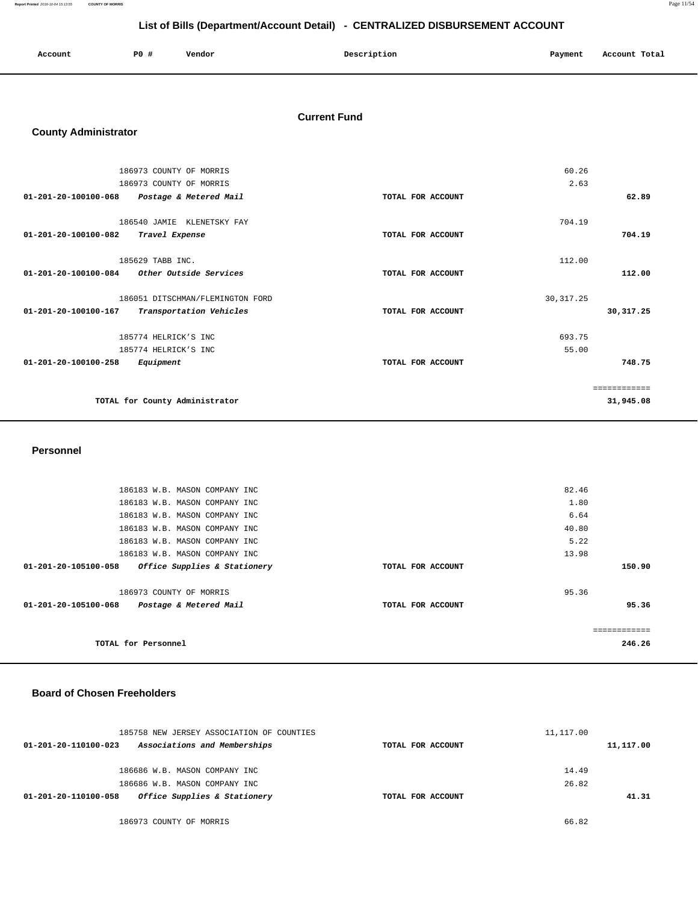## List of Bills (Department/Account Detail) - CENTRALIZED DISBURSEMENT ACCOUNT

| Account | PO # | Vendor | Description | Payment | Account Total |
|---|---|---|---|---|---|

### Current Fund

### County Administrator

| Account | PO # | Vendor | Description | Payment | Account Total |
|---|---|---|---|---|---|
| | 186973 | COUNTY OF MORRIS | | 60.26 | |
| | 186973 | COUNTY OF MORRIS | | 2.63 | |
| 01-201-20-100100-068 | | *Postage & Metered Mail* | TOTAL FOR ACCOUNT | | 62.89 |
| | 186540 | JAMIE KLENETSKY FAY | | 704.19 | |
| 01-201-20-100100-082 | | *Travel Expense* | TOTAL FOR ACCOUNT | | 704.19 |
| | 185629 | TABB INC. | | 112.00 | |
| 01-201-20-100100-084 | | *Other Outside Services* | TOTAL FOR ACCOUNT | | 112.00 |
| | 186051 | DITSCHMAN/FLEMINGTON FORD | | 30,317.25 | |
| 01-201-20-100100-167 | | *Transportation Vehicles* | TOTAL FOR ACCOUNT | | 30,317.25 |
| | 185774 | HELRICK'S INC | | 693.75 | |
| | 185774 | HELRICK'S INC | | 55.00 | |
| 01-201-20-100100-258 | | *Equipment* | TOTAL FOR ACCOUNT | | 748.75 |
| | | TOTAL for County Administrator | | | 31,945.08 |

### Personnel

| Account | PO # | Vendor | Description | Payment | Account Total |
|---|---|---|---|---|---|
| | 186183 | W.B. MASON COMPANY INC | | 82.46 | |
| | 186183 | W.B. MASON COMPANY INC | | 1.80 | |
| | 186183 | W.B. MASON COMPANY INC | | 6.64 | |
| | 186183 | W.B. MASON COMPANY INC | | 40.80 | |
| | 186183 | W.B. MASON COMPANY INC | | 5.22 | |
| | 186183 | W.B. MASON COMPANY INC | | 13.98 | |
| 01-201-20-105100-058 | | *Office Supplies & Stationery* | TOTAL FOR ACCOUNT | | 150.90 |
| | 186973 | COUNTY OF MORRIS | | 95.36 | |
| 01-201-20-105100-068 | | *Postage & Metered Mail* | TOTAL FOR ACCOUNT | | 95.36 |
| | | TOTAL for Personnel | | | 246.26 |

### Board of Chosen Freeholders

| Account | PO # | Vendor | Description | Payment | Account Total |
|---|---|---|---|---|---|
| | 185758 | NEW JERSEY ASSOCIATION OF COUNTIES | | 11,117.00 | |
| 01-201-20-110100-023 | | *Associations and Memberships* | TOTAL FOR ACCOUNT | | 11,117.00 |
| | 186686 | W.B. MASON COMPANY INC | | 14.49 | |
| | 186686 | W.B. MASON COMPANY INC | | 26.82 | |
| 01-201-20-110100-058 | | *Office Supplies & Stationery* | TOTAL FOR ACCOUNT | | 41.31 |
| | 186973 | COUNTY OF MORRIS | | 66.82 | |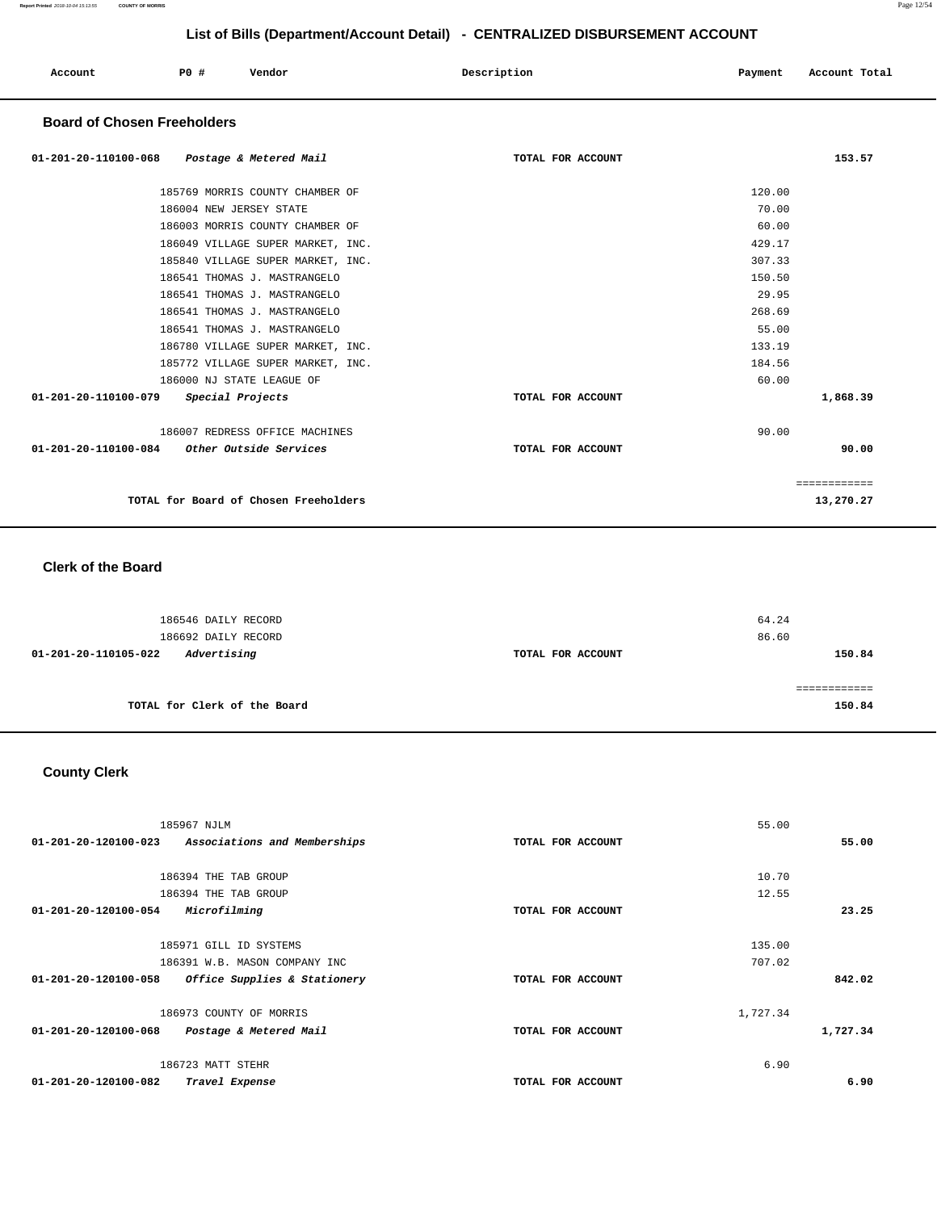## List of Bills (Department/Account Detail) - CENTRALIZED DISBURSEMENT ACCOUNT

| Account | PO # | Vendor | Description | Payment | Account Total |
|---|---|---|---|---|---|

### Board of Chosen Freeholders

| Account | PO # | Vendor | Description | Payment | Account Total |
|---|---|---|---|---|---|
| 01-201-20-110100-068 | | *Postage & Metered Mail* | TOTAL FOR ACCOUNT | | 153.57 |
| | 185769 | MORRIS COUNTY CHAMBER OF | | 120.00 | |
| | 186004 | NEW JERSEY STATE | | 70.00 | |
| | 186003 | MORRIS COUNTY CHAMBER OF | | 60.00 | |
| | 186049 | VILLAGE SUPER MARKET, INC. | | 429.17 | |
| | 185840 | VILLAGE SUPER MARKET, INC. | | 307.33 | |
| | 186541 | THOMAS J. MASTRANGELO | | 150.50 | |
| | 186541 | THOMAS J. MASTRANGELO | | 29.95 | |
| | 186541 | THOMAS J. MASTRANGELO | | 268.69 | |
| | 186541 | THOMAS J. MASTRANGELO | | 55.00 | |
| | 186780 | VILLAGE SUPER MARKET, INC. | | 133.19 | |
| | 185772 | VILLAGE SUPER MARKET, INC. | | 184.56 | |
| | 186000 | NJ STATE LEAGUE OF | | 60.00 | |
| 01-201-20-110100-079 | | *Special Projects* | TOTAL FOR ACCOUNT | | 1,868.39 |
| | 186007 | REDRESS OFFICE MACHINES | | 90.00 | |
| 01-201-20-110100-084 | | *Other Outside Services* | TOTAL FOR ACCOUNT | | 90.00 |
| | | TOTAL for Board of Chosen Freeholders | | | 13,270.27 |

### Clerk of the Board

| Account | PO # | Vendor | Description | Payment | Account Total |
|---|---|---|---|---|---|
| | 186546 | DAILY RECORD | | 64.24 | |
| | 186692 | DAILY RECORD | | 86.60 | |
| 01-201-20-110105-022 | | *Advertising* | TOTAL FOR ACCOUNT | | 150.84 |
| | | TOTAL for Clerk of the Board | | | 150.84 |

### County Clerk

| Account | PO # | Vendor | Description | Payment | Account Total |
|---|---|---|---|---|---|
| | 185967 | NJLM | | 55.00 | |
| 01-201-20-120100-023 | | *Associations and Memberships* | TOTAL FOR ACCOUNT | | 55.00 |
| | 186394 | THE TAB GROUP | | 10.70 | |
| | 186394 | THE TAB GROUP | | 12.55 | |
| 01-201-20-120100-054 | | *Microfilming* | TOTAL FOR ACCOUNT | | 23.25 |
| | 185971 | GILL ID SYSTEMS | | 135.00 | |
| | 186391 | W.B. MASON COMPANY INC | | 707.02 | |
| 01-201-20-120100-058 | | *Office Supplies & Stationery* | TOTAL FOR ACCOUNT | | 842.02 |
| | 186973 | COUNTY OF MORRIS | | 1,727.34 | |
| 01-201-20-120100-068 | | *Postage & Metered Mail* | TOTAL FOR ACCOUNT | | 1,727.34 |
| | 186723 | MATT STEHR | | 6.90 | |
| 01-201-20-120100-082 | | *Travel Expense* | TOTAL FOR ACCOUNT | | 6.90 |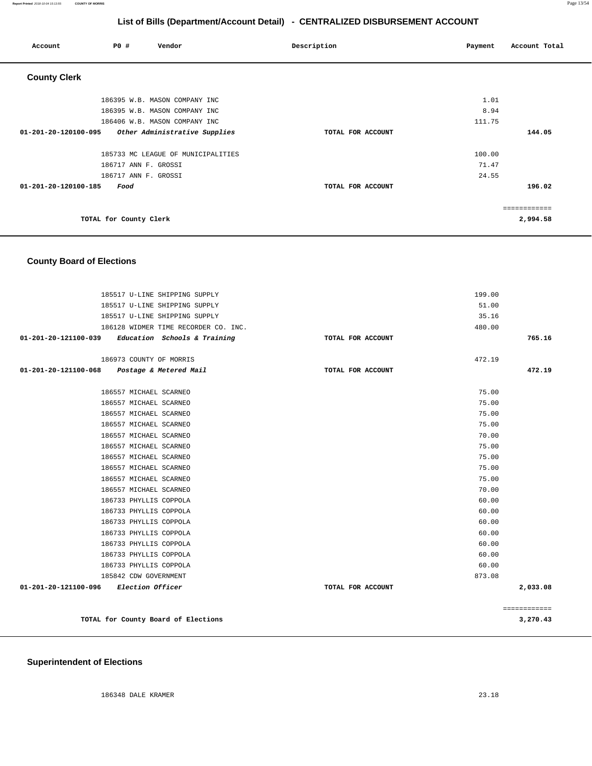## List of Bills (Department/Account Detail) - CENTRALIZED DISBURSEMENT ACCOUNT

| Account | PO # | Vendor | Description | Payment | Account Total |
|---|---|---|---|---|---|

### County Clerk

| Account | PO # | Vendor | Description | Payment | Account Total |
|---|---|---|---|---|---|
| | 186395 | W.B. MASON COMPANY INC | | 1.01 | |
| | 186395 | W.B. MASON COMPANY INC | | 8.94 | |
| | 186406 | W.B. MASON COMPANY INC | | 111.75 | |
| **01-201-20-120100-095** | | ***Other Administrative Supplies*** | **TOTAL FOR ACCOUNT** | | **144.05** |
| | 185733 | MC LEAGUE OF MUNICIPALITIES | | 100.00 | |
| | 186717 | ANN F. GROSSI | | 71.47 | |
| | 186717 | ANN F. GROSSI | | 24.55 | |
| **01-201-20-120100-185** | | ***Food*** | **TOTAL FOR ACCOUNT** | | **196.02** |
| | | | | | ============ |
| | | **TOTAL for County Clerk** | | | **2,994.58** |

### County Board of Elections

| Account | PO # | Vendor | Description | Payment | Account Total |
|---|---|---|---|---|---|
| | 185517 | U-LINE SHIPPING SUPPLY | | 199.00 | |
| | 185517 | U-LINE SHIPPING SUPPLY | | 51.00 | |
| | 185517 | U-LINE SHIPPING SUPPLY | | 35.16 | |
| | 186128 | WIDMER TIME RECORDER CO. INC. | | 480.00 | |
| **01-201-20-121100-039** | | ***Education Schools & Training*** | **TOTAL FOR ACCOUNT** | | **765.16** |
| | 186973 | COUNTY OF MORRIS | | 472.19 | |
| **01-201-20-121100-068** | | ***Postage & Metered Mail*** | **TOTAL FOR ACCOUNT** | | **472.19** |
| | 186557 | MICHAEL SCARNEO | | 75.00 | |
| | 186557 | MICHAEL SCARNEO | | 75.00 | |
| | 186557 | MICHAEL SCARNEO | | 75.00 | |
| | 186557 | MICHAEL SCARNEO | | 75.00 | |
| | 186557 | MICHAEL SCARNEO | | 70.00 | |
| | 186557 | MICHAEL SCARNEO | | 75.00 | |
| | 186557 | MICHAEL SCARNEO | | 75.00 | |
| | 186557 | MICHAEL SCARNEO | | 75.00 | |
| | 186557 | MICHAEL SCARNEO | | 75.00 | |
| | 186557 | MICHAEL SCARNEO | | 70.00 | |
| | 186733 | PHYLLIS COPPOLA | | 60.00 | |
| | 186733 | PHYLLIS COPPOLA | | 60.00 | |
| | 186733 | PHYLLIS COPPOLA | | 60.00 | |
| | 186733 | PHYLLIS COPPOLA | | 60.00 | |
| | 186733 | PHYLLIS COPPOLA | | 60.00 | |
| | 186733 | PHYLLIS COPPOLA | | 60.00 | |
| | 186733 | PHYLLIS COPPOLA | | 60.00 | |
| | 185842 | CDW GOVERNMENT | | 873.08 | |
| **01-201-20-121100-096** | | ***Election Officer*** | **TOTAL FOR ACCOUNT** | | **2,033.08** |
| | | | | | ============ |
| | | **TOTAL for County Board of Elections** | | | **3,270.43** |

### Superintendent of Elections

| Account | PO # | Vendor | Description | Payment | Account Total |
|---|---|---|---|---|---|
| | 186348 | DALE KRAMER | | 23.18 | |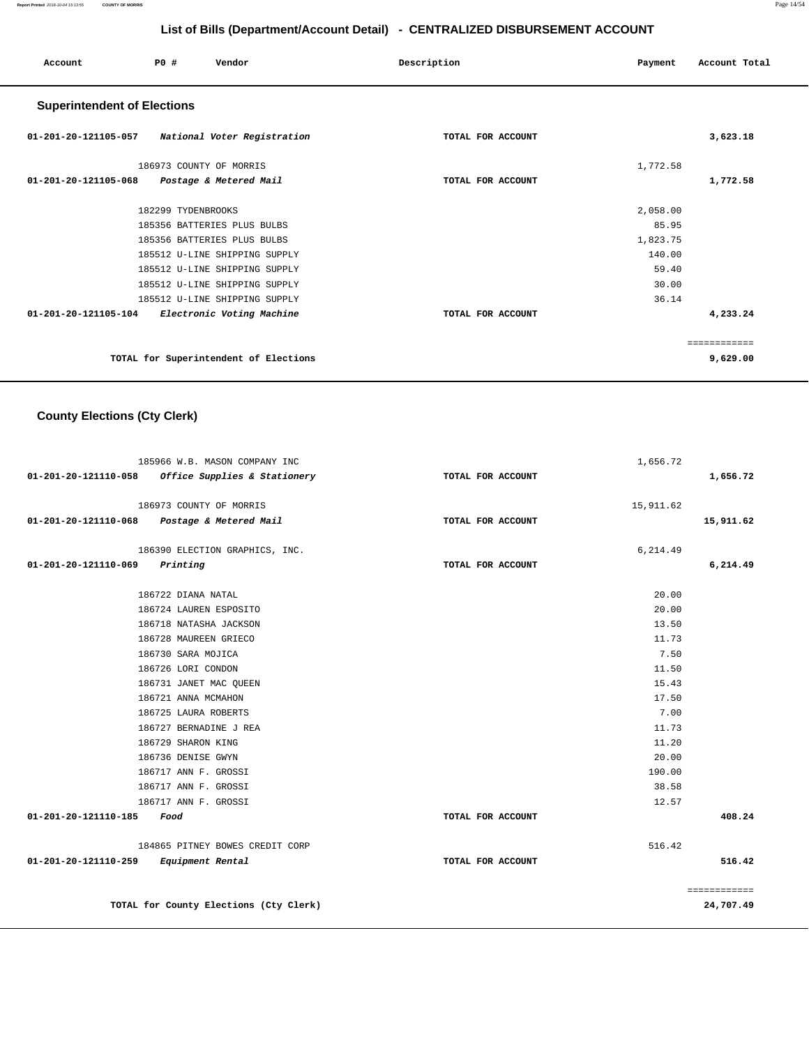# List of Bills (Department/Account Detail) - CENTRALIZED DISBURSEMENT ACCOUNT

| Account | PO # | Vendor | Description | Payment | Account Total |
|---|---|---|---|---|---|

## Superintendent of Elections

| Account | PO # | Vendor | Description | Payment | Account Total |
|---|---|---|---|---|---|
| 01-201-20-121105-057 | | *National Voter Registration* | TOTAL FOR ACCOUNT | | 3,623.18 |
| | 186973 | COUNTY OF MORRIS | | 1,772.58 | |
| 01-201-20-121105-068 | | *Postage & Metered Mail* | TOTAL FOR ACCOUNT | | 1,772.58 |
| | 182299 | TYDENBROOKS | | 2,058.00 | |
| | 185356 | BATTERIES PLUS BULBS | | 85.95 | |
| | 185356 | BATTERIES PLUS BULBS | | 1,823.75 | |
| | 185512 | U-LINE SHIPPING SUPPLY | | 140.00 | |
| | 185512 | U-LINE SHIPPING SUPPLY | | 59.40 | |
| | 185512 | U-LINE SHIPPING SUPPLY | | 30.00 | |
| | 185512 | U-LINE SHIPPING SUPPLY | | 36.14 | |
| 01-201-20-121105-104 | | *Electronic Voting Machine* | TOTAL FOR ACCOUNT | | 4,233.24 |
| | | | | | ============ |
| | | TOTAL for Superintendent of Elections | | | 9,629.00 |

## County Elections (Cty Clerk)

| Account | PO # | Vendor | Description | Payment | Account Total |
|---|---|---|---|---|---|
| | 185966 | W.B. MASON COMPANY INC | | 1,656.72 | |
| 01-201-20-121110-058 | | *Office Supplies & Stationery* | TOTAL FOR ACCOUNT | | 1,656.72 |
| | 186973 | COUNTY OF MORRIS | | 15,911.62 | |
| 01-201-20-121110-068 | | *Postage & Metered Mail* | TOTAL FOR ACCOUNT | | 15,911.62 |
| | 186390 | ELECTION GRAPHICS, INC. | | 6,214.49 | |
| 01-201-20-121110-069 | | *Printing* | TOTAL FOR ACCOUNT | | 6,214.49 |
| | 186722 | DIANA NATAL | | 20.00 | |
| | 186724 | LAUREN ESPOSITO | | 20.00 | |
| | 186718 | NATASHA JACKSON | | 13.50 | |
| | 186728 | MAUREEN GRIECO | | 11.73 | |
| | 186730 | SARA MOJICA | | 7.50 | |
| | 186726 | LORI CONDON | | 11.50 | |
| | 186731 | JANET MAC QUEEN | | 15.43 | |
| | 186721 | ANNA MCMAHON | | 17.50 | |
| | 186725 | LAURA ROBERTS | | 7.00 | |
| | 186727 | BERNADINE J REA | | 11.73 | |
| | 186729 | SHARON KING | | 11.20 | |
| | 186736 | DENISE GWYN | | 20.00 | |
| | 186717 | ANN F. GROSSI | | 190.00 | |
| | 186717 | ANN F. GROSSI | | 38.58 | |
| | 186717 | ANN F. GROSSI | | 12.57 | |
| 01-201-20-121110-185 | | *Food* | TOTAL FOR ACCOUNT | | 408.24 |
| | 184865 | PITNEY BOWES CREDIT CORP | | 516.42 | |
| 01-201-20-121110-259 | | *Equipment Rental* | TOTAL FOR ACCOUNT | | 516.42 |
| | | | | | ============ |
| | | TOTAL for County Elections (Cty Clerk) | | | 24,707.49 |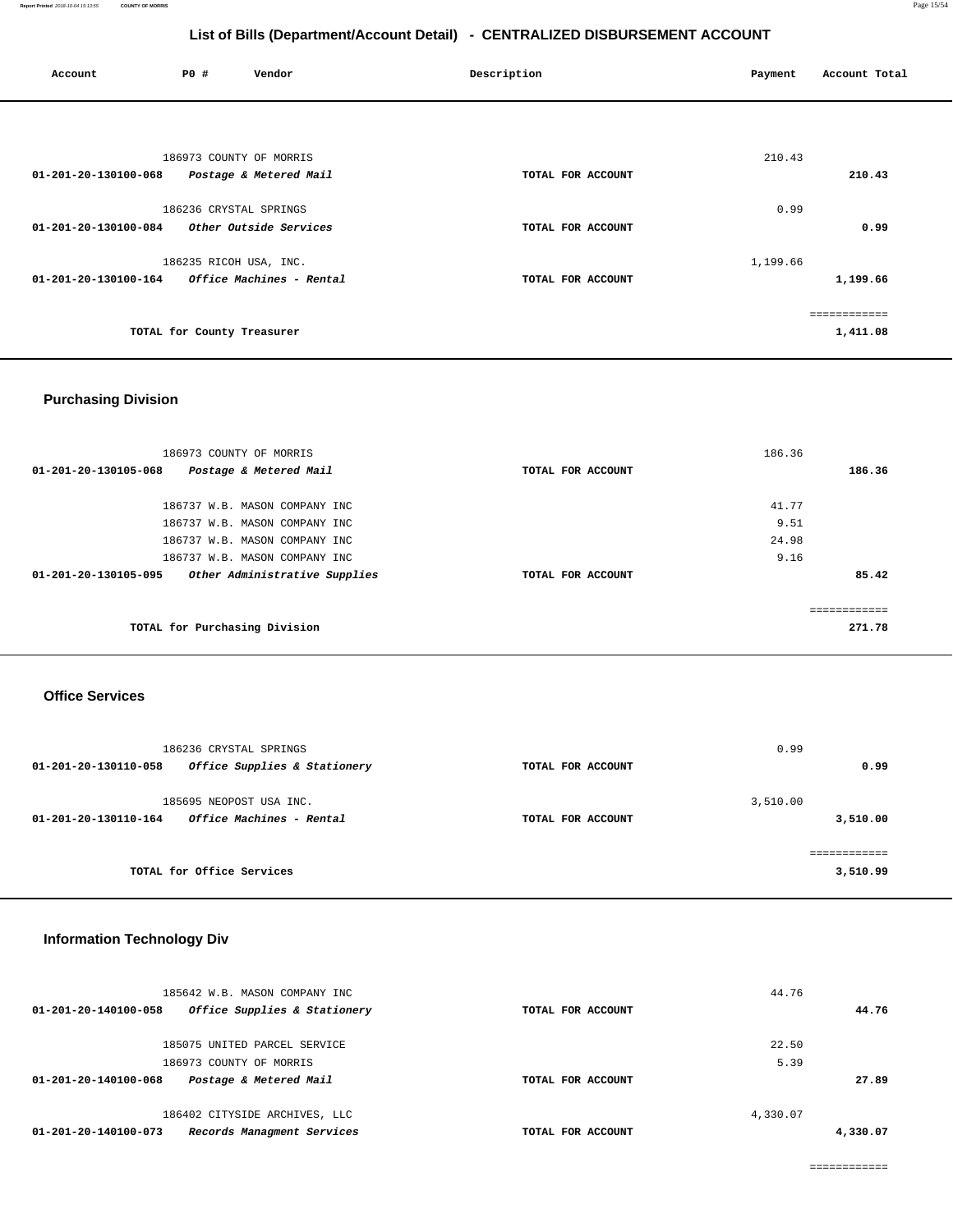# List of Bills (Department/Account Detail) - CENTRALIZED DISBURSEMENT ACCOUNT

| Account | PO # | Vendor | Description | Payment | Account Total |
|---|---|---|---|---|---|
| | 186973 | COUNTY OF MORRIS | | 210.43 | |
| 01-201-20-130100-068 | | *Postage & Metered Mail* | TOTAL FOR ACCOUNT | | 210.43 |
| | 186236 | CRYSTAL SPRINGS | | 0.99 | |
| 01-201-20-130100-084 | | *Other Outside Services* | TOTAL FOR ACCOUNT | | 0.99 |
| | 186235 | RICOH USA, INC. | | 1,199.66 | |
| 01-201-20-130100-164 | | *Office Machines - Rental* | TOTAL FOR ACCOUNT | | 1,199.66 |
| | | | | | ============ |
| | | TOTAL for County Treasurer | | | 1,411.08 |

## Purchasing Division

| Account | PO # | Vendor | Description | Payment | Account Total |
|---|---|---|---|---|---|
| | 186973 | COUNTY OF MORRIS | | 186.36 | |
| 01-201-20-130105-068 | | *Postage & Metered Mail* | TOTAL FOR ACCOUNT | | 186.36 |
| | 186737 | W.B. MASON COMPANY INC | | 41.77 | |
| | 186737 | W.B. MASON COMPANY INC | | 9.51 | |
| | 186737 | W.B. MASON COMPANY INC | | 24.98 | |
| | 186737 | W.B. MASON COMPANY INC | | 9.16 | |
| 01-201-20-130105-095 | | *Other Administrative Supplies* | TOTAL FOR ACCOUNT | | 85.42 |
| | | | | | ============ |
| | | TOTAL for Purchasing Division | | | 271.78 |

## Office Services

| Account | PO # | Vendor | Description | Payment | Account Total |
|---|---|---|---|---|---|
| | 186236 | CRYSTAL SPRINGS | | 0.99 | |
| 01-201-20-130110-058 | | *Office Supplies & Stationery* | TOTAL FOR ACCOUNT | | 0.99 |
| | 185695 | NEOPOST USA INC. | | 3,510.00 | |
| 01-201-20-130110-164 | | *Office Machines - Rental* | TOTAL FOR ACCOUNT | | 3,510.00 |
| | | | | | ============ |
| | | TOTAL for Office Services | | | 3,510.99 |

## Information Technology Div

| Account | PO # | Vendor | Description | Payment | Account Total |
|---|---|---|---|---|---|
| | 185642 | W.B. MASON COMPANY INC | | 44.76 | |
| 01-201-20-140100-058 | | *Office Supplies & Stationery* | TOTAL FOR ACCOUNT | | 44.76 |
| | 185075 | UNITED PARCEL SERVICE | | 22.50 | |
| | 186973 | COUNTY OF MORRIS | | 5.39 | |
| 01-201-20-140100-068 | | *Postage & Metered Mail* | TOTAL FOR ACCOUNT | | 27.89 |
| | 186402 | CITYSIDE ARCHIVES, LLC | | 4,330.07 | |
| 01-201-20-140100-073 | | *Records Managment Services* | TOTAL FOR ACCOUNT | | 4,330.07 |
| | | | | | ============ |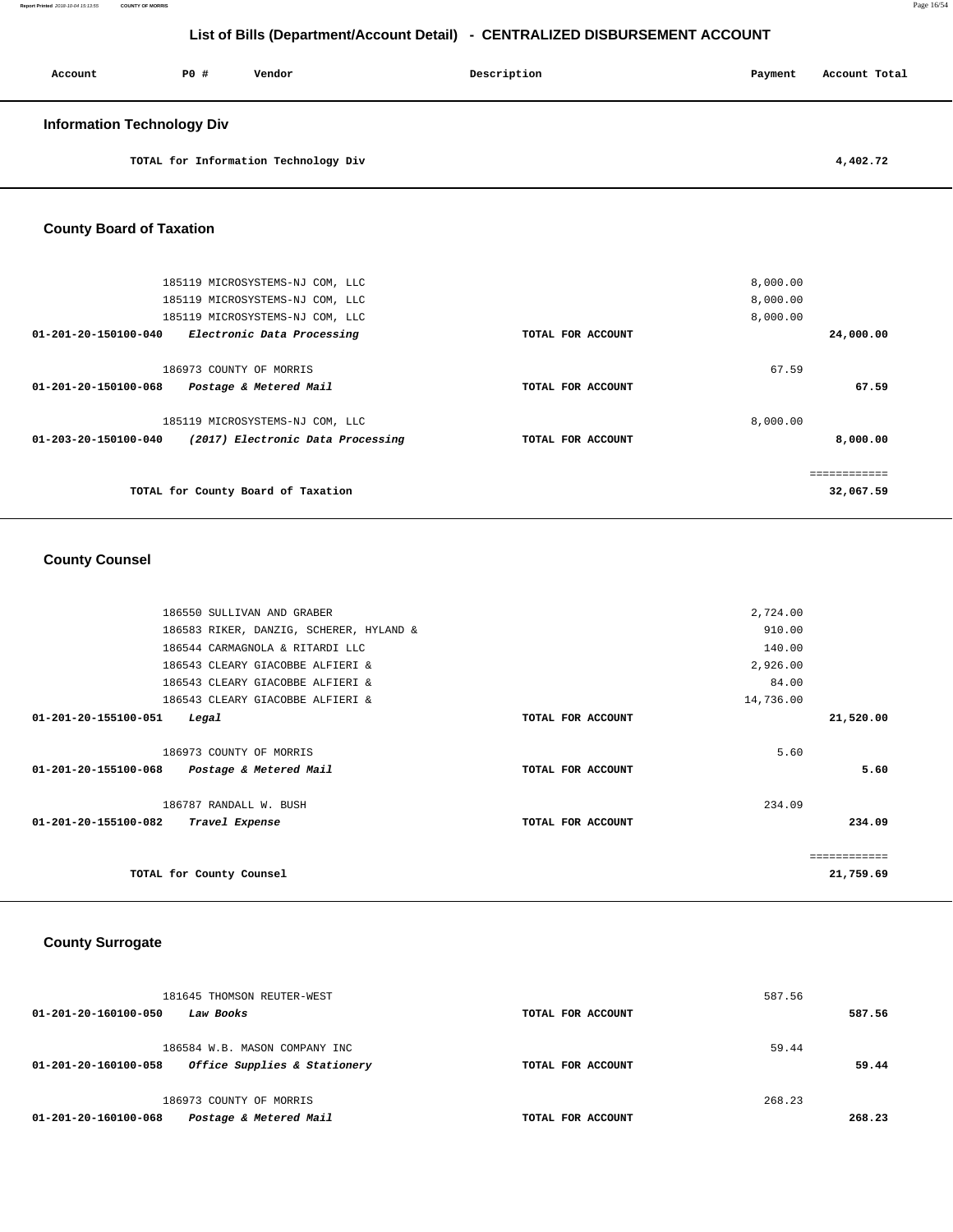## List of Bills (Department/Account Detail) - CENTRALIZED DISBURSEMENT ACCOUNT

| Account | PO # | Vendor | Description | Payment | Account Total |
|---|---|---|---|---|---|

### Information Technology Div

| | | | |
|---|---|---|---|
| TOTAL for Information Technology Div | | | 4,402.72 |

### County Board of Taxation

| Account | PO # Vendor | Description | Payment | Account Total |
|---|---|---|---|---|
| | 185119 MICROSYSTEMS-NJ COM, LLC | | 8,000.00 | |
| | 185119 MICROSYSTEMS-NJ COM, LLC | | 8,000.00 | |
| | 185119 MICROSYSTEMS-NJ COM, LLC | | 8,000.00 | |
| 01-201-20-150100-040 | *Electronic Data Processing* | TOTAL FOR ACCOUNT | | 24,000.00 |
| | 186973 COUNTY OF MORRIS | | 67.59 | |
| 01-201-20-150100-068 | *Postage & Metered Mail* | TOTAL FOR ACCOUNT | | 67.59 |
| | 185119 MICROSYSTEMS-NJ COM, LLC | | 8,000.00 | |
| 01-203-20-150100-040 | *(2017) Electronic Data Processing* | TOTAL FOR ACCOUNT | | 8,000.00 |
| | TOTAL for County Board of Taxation | | | 32,067.59 |

### County Counsel

| Account | PO # Vendor | Description | Payment | Account Total |
|---|---|---|---|---|
| | 186550 SULLIVAN AND GRABER | | 2,724.00 | |
| | 186583 RIKER, DANZIG, SCHERER, HYLAND & | | 910.00 | |
| | 186544 CARMAGNOLA & RITARDI LLC | | 140.00 | |
| | 186543 CLEARY GIACOBBE ALFIERI & | | 2,926.00 | |
| | 186543 CLEARY GIACOBBE ALFIERI & | | 84.00 | |
| | 186543 CLEARY GIACOBBE ALFIERI & | | 14,736.00 | |
| 01-201-20-155100-051 | *Legal* | TOTAL FOR ACCOUNT | | 21,520.00 |
| | 186973 COUNTY OF MORRIS | | 5.60 | |
| 01-201-20-155100-068 | *Postage & Metered Mail* | TOTAL FOR ACCOUNT | | 5.60 |
| | 186787 RANDALL W. BUSH | | 234.09 | |
| 01-201-20-155100-082 | *Travel Expense* | TOTAL FOR ACCOUNT | | 234.09 |
| | TOTAL for County Counsel | | | 21,759.69 |

### County Surrogate

| Account | PO # Vendor | Description | Payment | Account Total |
|---|---|---|---|---|
| | 181645 THOMSON REUTER-WEST | | 587.56 | |
| 01-201-20-160100-050 | *Law Books* | TOTAL FOR ACCOUNT | | 587.56 |
| | 186584 W.B. MASON COMPANY INC | | 59.44 | |
| 01-201-20-160100-058 | *Office Supplies & Stationery* | TOTAL FOR ACCOUNT | | 59.44 |
| | 186973 COUNTY OF MORRIS | | 268.23 | |
| 01-201-20-160100-068 | *Postage & Metered Mail* | TOTAL FOR ACCOUNT | | 268.23 |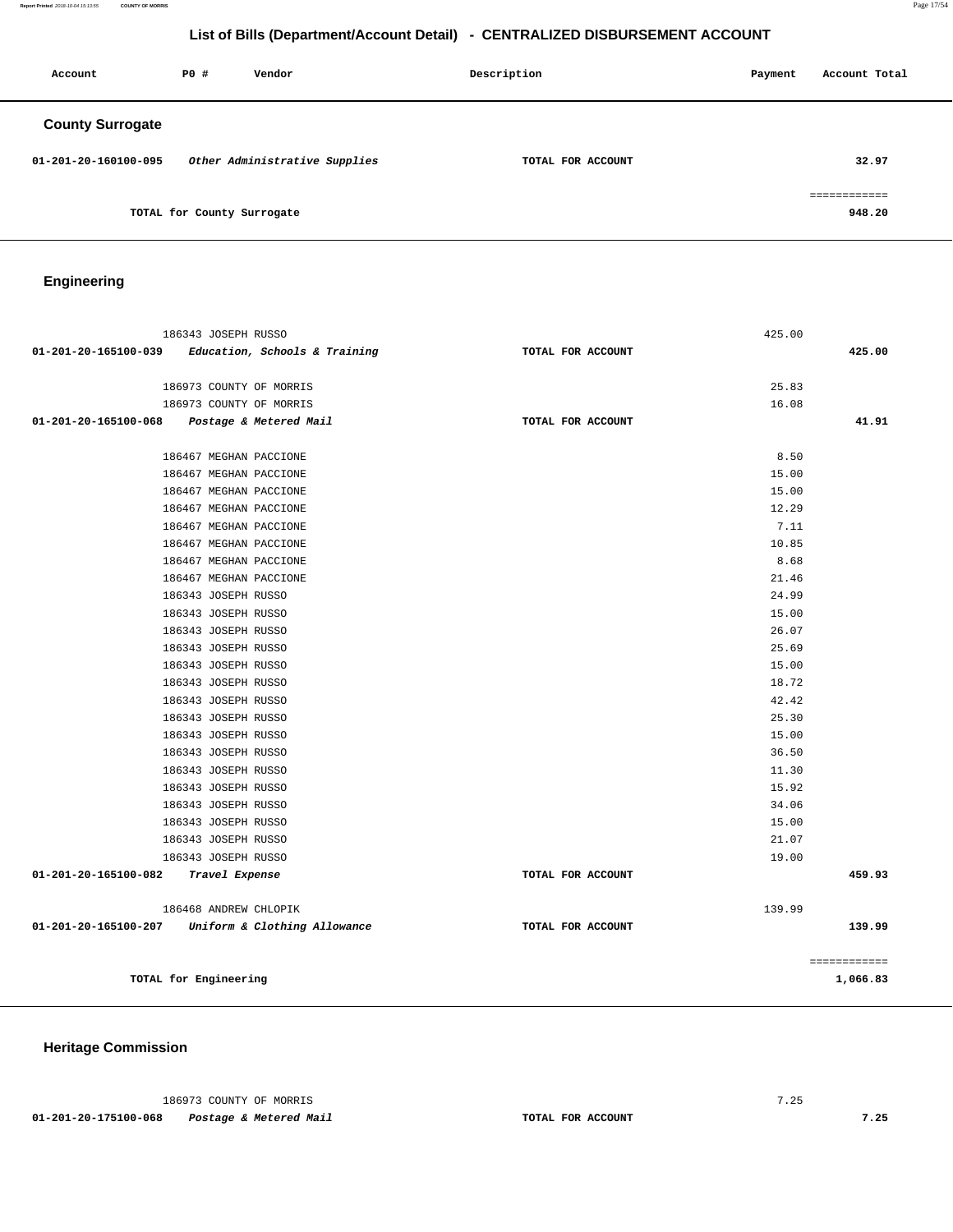## List of Bills (Department/Account Detail) - CENTRALIZED DISBURSEMENT ACCOUNT

| Account | PO # | Vendor | Description | Payment | Account Total |
|---|---|---|---|---|---|

### County Surrogate

| Account | PO # | Vendor | Description | Payment | Account Total |
|---|---|---|---|---|---|
| 01-201-20-160100-095 | | *Other Administrative Supplies* | TOTAL FOR ACCOUNT | | 32.97 |
| | | | | | ============ |
| | | TOTAL for County Surrogate | | | 948.20 |

### Engineering

| Account | PO # | Vendor | Description | Payment | Account Total |
|---|---|---|---|---|---|
| | 186343 | JOSEPH RUSSO | | 425.00 | |
| 01-201-20-165100-039 | | *Education, Schools & Training* | TOTAL FOR ACCOUNT | | 425.00 |
| | 186973 | COUNTY OF MORRIS | | 25.83 | |
| | 186973 | COUNTY OF MORRIS | | 16.08 | |
| 01-201-20-165100-068 | | *Postage & Metered Mail* | TOTAL FOR ACCOUNT | | 41.91 |
| | 186467 | MEGHAN PACCIONE | | 8.50 | |
| | 186467 | MEGHAN PACCIONE | | 15.00 | |
| | 186467 | MEGHAN PACCIONE | | 15.00 | |
| | 186467 | MEGHAN PACCIONE | | 12.29 | |
| | 186467 | MEGHAN PACCIONE | | 7.11 | |
| | 186467 | MEGHAN PACCIONE | | 10.85 | |
| | 186467 | MEGHAN PACCIONE | | 8.68 | |
| | 186467 | MEGHAN PACCIONE | | 21.46 | |
| | 186343 | JOSEPH RUSSO | | 24.99 | |
| | 186343 | JOSEPH RUSSO | | 15.00 | |
| | 186343 | JOSEPH RUSSO | | 26.07 | |
| | 186343 | JOSEPH RUSSO | | 25.69 | |
| | 186343 | JOSEPH RUSSO | | 15.00 | |
| | 186343 | JOSEPH RUSSO | | 18.72 | |
| | 186343 | JOSEPH RUSSO | | 42.42 | |
| | 186343 | JOSEPH RUSSO | | 25.30 | |
| | 186343 | JOSEPH RUSSO | | 15.00 | |
| | 186343 | JOSEPH RUSSO | | 36.50 | |
| | 186343 | JOSEPH RUSSO | | 11.30 | |
| | 186343 | JOSEPH RUSSO | | 15.92 | |
| | 186343 | JOSEPH RUSSO | | 34.06 | |
| | 186343 | JOSEPH RUSSO | | 15.00 | |
| | 186343 | JOSEPH RUSSO | | 21.07 | |
| | 186343 | JOSEPH RUSSO | | 19.00 | |
| 01-201-20-165100-082 | | *Travel Expense* | TOTAL FOR ACCOUNT | | 459.93 |
| | 186468 | ANDREW CHLOPIK | | 139.99 | |
| 01-201-20-165100-207 | | *Uniform & Clothing Allowance* | TOTAL FOR ACCOUNT | | 139.99 |
| | | | | | ============ |
| | | TOTAL for Engineering | | | 1,066.83 |

### Heritage Commission

| Account | PO # | Vendor | Description | Payment | Account Total |
|---|---|---|---|---|---|
| | 186973 | COUNTY OF MORRIS | | 7.25 | |
| 01-201-20-175100-068 | | *Postage & Metered Mail* | TOTAL FOR ACCOUNT | | 7.25 |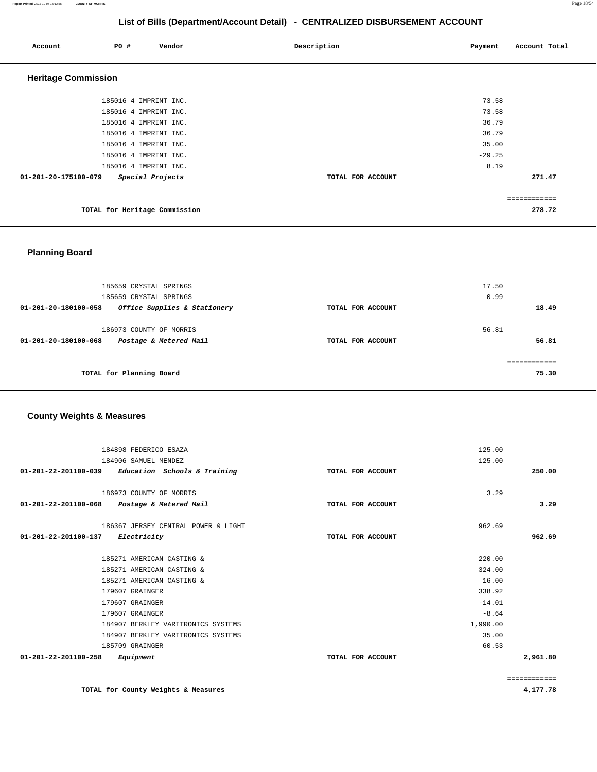## List of Bills (Department/Account Detail) - CENTRALIZED DISBURSEMENT ACCOUNT

| Account | PO # | Vendor | Description | Payment | Account Total |
|---|---|---|---|---|---|

### Heritage Commission

| Account | PO # | Vendor | Description | Payment | Account Total |
|---|---|---|---|---|---|
| | 185016 | 4 IMPRINT INC. | | 73.58 | |
| | 185016 | 4 IMPRINT INC. | | 73.58 | |
| | 185016 | 4 IMPRINT INC. | | 36.79 | |
| | 185016 | 4 IMPRINT INC. | | 36.79 | |
| | 185016 | 4 IMPRINT INC. | | 35.00 | |
| | 185016 | 4 IMPRINT INC. | | -29.25 | |
| | 185016 | 4 IMPRINT INC. | | 8.19 | |
| **01-201-20-175100-079** | | ***Special Projects*** | **TOTAL FOR ACCOUNT** | | **271.47** |
| | | | | | ============ |
| | **TOTAL for Heritage Commission** | | | | **278.72** |

### Planning Board

| Account | PO # | Vendor | Description | Payment | Account Total |
|---|---|---|---|---|---|
| | 185659 | CRYSTAL SPRINGS | | 17.50 | |
| | 185659 | CRYSTAL SPRINGS | | 0.99 | |
| **01-201-20-180100-058** | | ***Office Supplies & Stationery*** | **TOTAL FOR ACCOUNT** | | **18.49** |
| | 186973 | COUNTY OF MORRIS | | 56.81 | |
| **01-201-20-180100-068** | | ***Postage & Metered Mail*** | **TOTAL FOR ACCOUNT** | | **56.81** |
| | | | | | ============ |
| | **TOTAL for Planning Board** | | | | **75.30** |

### County Weights & Measures

| Account | PO # | Vendor | Description | Payment | Account Total |
|---|---|---|---|---|---|
| | 184898 | FEDERICO ESAZA | | 125.00 | |
| | 184906 | SAMUEL MENDEZ | | 125.00 | |
| **01-201-22-201100-039** | | ***Education Schools & Training*** | **TOTAL FOR ACCOUNT** | | **250.00** |
| | 186973 | COUNTY OF MORRIS | | 3.29 | |
| **01-201-22-201100-068** | | ***Postage & Metered Mail*** | **TOTAL FOR ACCOUNT** | | **3.29** |
| | 186367 | JERSEY CENTRAL POWER & LIGHT | | 962.69 | |
| **01-201-22-201100-137** | | ***Electricity*** | **TOTAL FOR ACCOUNT** | | **962.69** |
| | 185271 | AMERICAN CASTING & | | 220.00 | |
| | 185271 | AMERICAN CASTING & | | 324.00 | |
| | 185271 | AMERICAN CASTING & | | 16.00 | |
| | 179607 | GRAINGER | | 338.92 | |
| | 179607 | GRAINGER | | -14.01 | |
| | 179607 | GRAINGER | | -8.64 | |
| | 184907 | BERKLEY VARITRONICS SYSTEMS | | 1,990.00 | |
| | 184907 | BERKLEY VARITRONICS SYSTEMS | | 35.00 | |
| | 185709 | GRAINGER | | 60.53 | |
| **01-201-22-201100-258** | | ***Equipment*** | **TOTAL FOR ACCOUNT** | | **2,961.80** |
| | | | | | ============ |
| | **TOTAL for County Weights & Measures** | | | | **4,177.78** |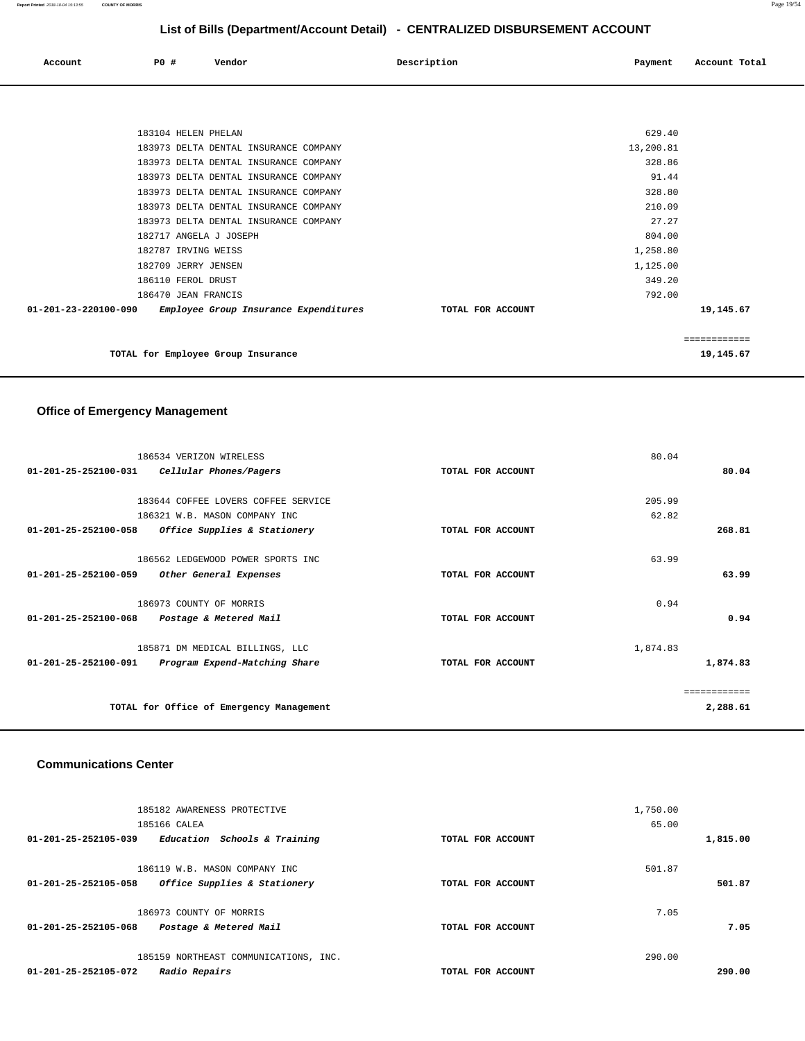## List of Bills (Department/Account Detail) - CENTRALIZED DISBURSEMENT ACCOUNT

| Account | PO # | Vendor | Description | Payment | Account Total |
|---|---|---|---|---|---|
| | 183104 | HELEN PHELAN | | 629.40 | |
| | 183973 | DELTA DENTAL INSURANCE COMPANY | | 13,200.81 | |
| | 183973 | DELTA DENTAL INSURANCE COMPANY | | 328.86 | |
| | 183973 | DELTA DENTAL INSURANCE COMPANY | | 91.44 | |
| | 183973 | DELTA DENTAL INSURANCE COMPANY | | 328.80 | |
| | 183973 | DELTA DENTAL INSURANCE COMPANY | | 210.09 | |
| | 183973 | DELTA DENTAL INSURANCE COMPANY | | 27.27 | |
| | 182717 | ANGELA J JOSEPH | | 804.00 | |
| | 182787 | IRVING WEISS | | 1,258.80 | |
| | 182709 | JERRY JENSEN | | 1,125.00 | |
| | 186110 | FEROL DRUST | | 349.20 | |
| | 186470 | JEAN FRANCIS | | 792.00 | |
| 01-201-23-220100-090 | | *Employee Group Insurance Expenditures* | TOTAL FOR ACCOUNT | | 19,145.67 |
| | | TOTAL for Employee Group Insurance | | | 19,145.67 |

### Office of Emergency Management

| Account | PO # | Vendor | Description | Payment | Account Total |
|---|---|---|---|---|---|
| | 186534 | VERIZON WIRELESS | | 80.04 | |
| 01-201-25-252100-031 | | *Cellular Phones/Pagers* | TOTAL FOR ACCOUNT | | 80.04 |
| | 183644 | COFFEE LOVERS COFFEE SERVICE | | 205.99 | |
| | 186321 | W.B. MASON COMPANY INC | | 62.82 | |
| 01-201-25-252100-058 | | *Office Supplies & Stationery* | TOTAL FOR ACCOUNT | | 268.81 |
| | 186562 | LEDGEWOOD POWER SPORTS INC | | 63.99 | |
| 01-201-25-252100-059 | | *Other General Expenses* | TOTAL FOR ACCOUNT | | 63.99 |
| | 186973 | COUNTY OF MORRIS | | 0.94 | |
| 01-201-25-252100-068 | | *Postage & Metered Mail* | TOTAL FOR ACCOUNT | | 0.94 |
| | 185871 | DM MEDICAL BILLINGS, LLC | | 1,874.83 | |
| 01-201-25-252100-091 | | *Program Expend-Matching Share* | TOTAL FOR ACCOUNT | | 1,874.83 |
| | | TOTAL for Office of Emergency Management | | | 2,288.61 |

### Communications Center

| Account | PO # | Vendor | Description | Payment | Account Total |
|---|---|---|---|---|---|
| | 185182 | AWARENESS PROTECTIVE | | 1,750.00 | |
| | 185166 | CALEA | | 65.00 | |
| 01-201-25-252105-039 | | *Education Schools & Training* | TOTAL FOR ACCOUNT | | 1,815.00 |
| | 186119 | W.B. MASON COMPANY INC | | 501.87 | |
| 01-201-25-252105-058 | | *Office Supplies & Stationery* | TOTAL FOR ACCOUNT | | 501.87 |
| | 186973 | COUNTY OF MORRIS | | 7.05 | |
| 01-201-25-252105-068 | | *Postage & Metered Mail* | TOTAL FOR ACCOUNT | | 7.05 |
| | 185159 | NORTHEAST COMMUNICATIONS, INC. | | 290.00 | |
| 01-201-25-252105-072 | | *Radio Repairs* | TOTAL FOR ACCOUNT | | 290.00 |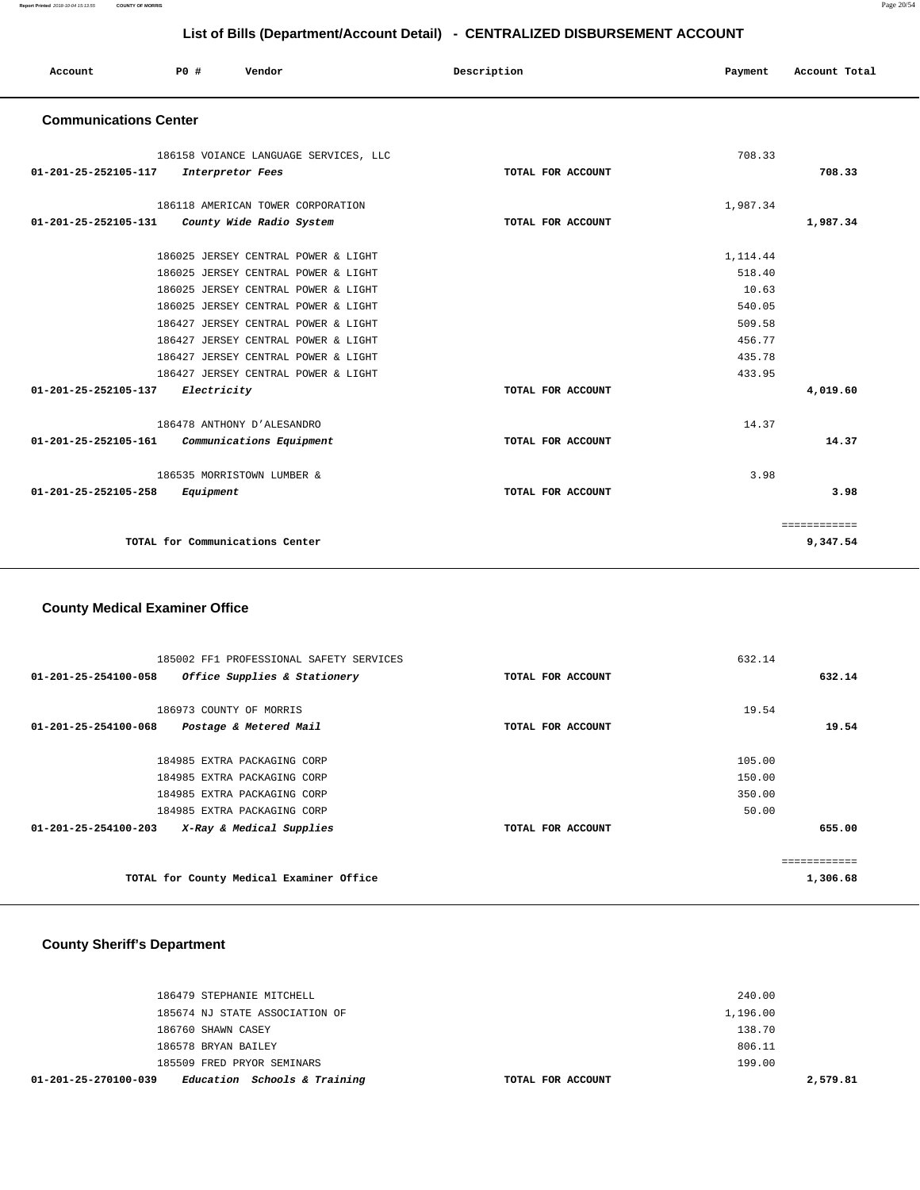# List of Bills (Department/Account Detail) - CENTRALIZED DISBURSEMENT ACCOUNT

| Account | PO # | Vendor | Description | Payment | Account Total |
|---|---|---|---|---|---|

## Communications Center

| Account | PO # | Vendor | Description | Payment | Account Total |
|---|---|---|---|---|---|
| | 186158 | VOIANCE LANGUAGE SERVICES, LLC | | 708.33 | |
| **01-201-25-252105-117** | | ***Interpretor Fees*** | **TOTAL FOR ACCOUNT** | | **708.33** |
| | 186118 | AMERICAN TOWER CORPORATION | | 1,987.34 | |
| **01-201-25-252105-131** | | ***County Wide Radio System*** | **TOTAL FOR ACCOUNT** | | **1,987.34** |
| | 186025 | JERSEY CENTRAL POWER & LIGHT | | 1,114.44 | |
| | 186025 | JERSEY CENTRAL POWER & LIGHT | | 518.40 | |
| | 186025 | JERSEY CENTRAL POWER & LIGHT | | 10.63 | |
| | 186025 | JERSEY CENTRAL POWER & LIGHT | | 540.05 | |
| | 186427 | JERSEY CENTRAL POWER & LIGHT | | 509.58 | |
| | 186427 | JERSEY CENTRAL POWER & LIGHT | | 456.77 | |
| | 186427 | JERSEY CENTRAL POWER & LIGHT | | 435.78 | |
| | 186427 | JERSEY CENTRAL POWER & LIGHT | | 433.95 | |
| **01-201-25-252105-137** | | ***Electricity*** | **TOTAL FOR ACCOUNT** | | **4,019.60** |
| | 186478 | ANTHONY D'ALESANDRO | | 14.37 | |
| **01-201-25-252105-161** | | ***Communications Equipment*** | **TOTAL FOR ACCOUNT** | | **14.37** |
| | 186535 | MORRISTOWN LUMBER & | | 3.98 | |
| **01-201-25-252105-258** | | ***Equipment*** | **TOTAL FOR ACCOUNT** | | **3.98** |
| | | | | | ============ |
| | | **TOTAL for Communications Center** | | | **9,347.54** |

## County Medical Examiner Office

| Account | PO # | Vendor | Description | Payment | Account Total |
|---|---|---|---|---|---|
| | 185002 | FF1 PROFESSIONAL SAFETY SERVICES | | 632.14 | |
| **01-201-25-254100-058** | | ***Office Supplies & Stationery*** | **TOTAL FOR ACCOUNT** | | **632.14** |
| | 186973 | COUNTY OF MORRIS | | 19.54 | |
| **01-201-25-254100-068** | | ***Postage & Metered Mail*** | **TOTAL FOR ACCOUNT** | | **19.54** |
| | 184985 | EXTRA PACKAGING CORP | | 105.00 | |
| | 184985 | EXTRA PACKAGING CORP | | 150.00 | |
| | 184985 | EXTRA PACKAGING CORP | | 350.00 | |
| | 184985 | EXTRA PACKAGING CORP | | 50.00 | |
| **01-201-25-254100-203** | | ***X-Ray & Medical Supplies*** | **TOTAL FOR ACCOUNT** | | **655.00** |
| | | | | | ============ |
| | | **TOTAL for County Medical Examiner Office** | | | **1,306.68** |

## County Sheriff's Department

| Account | PO # | Vendor | Description | Payment | Account Total |
|---|---|---|---|---|---|
| | 186479 | STEPHANIE MITCHELL | | 240.00 | |
| | 185674 | NJ STATE ASSOCIATION OF | | 1,196.00 | |
| | 186760 | SHAWN CASEY | | 138.70 | |
| | 186578 | BRYAN BAILEY | | 806.11 | |
| | 185509 | FRED PRYOR SEMINARS | | 199.00 | |
| **01-201-25-270100-039** | | ***Education Schools & Training*** | **TOTAL FOR ACCOUNT** | | **2,579.81** |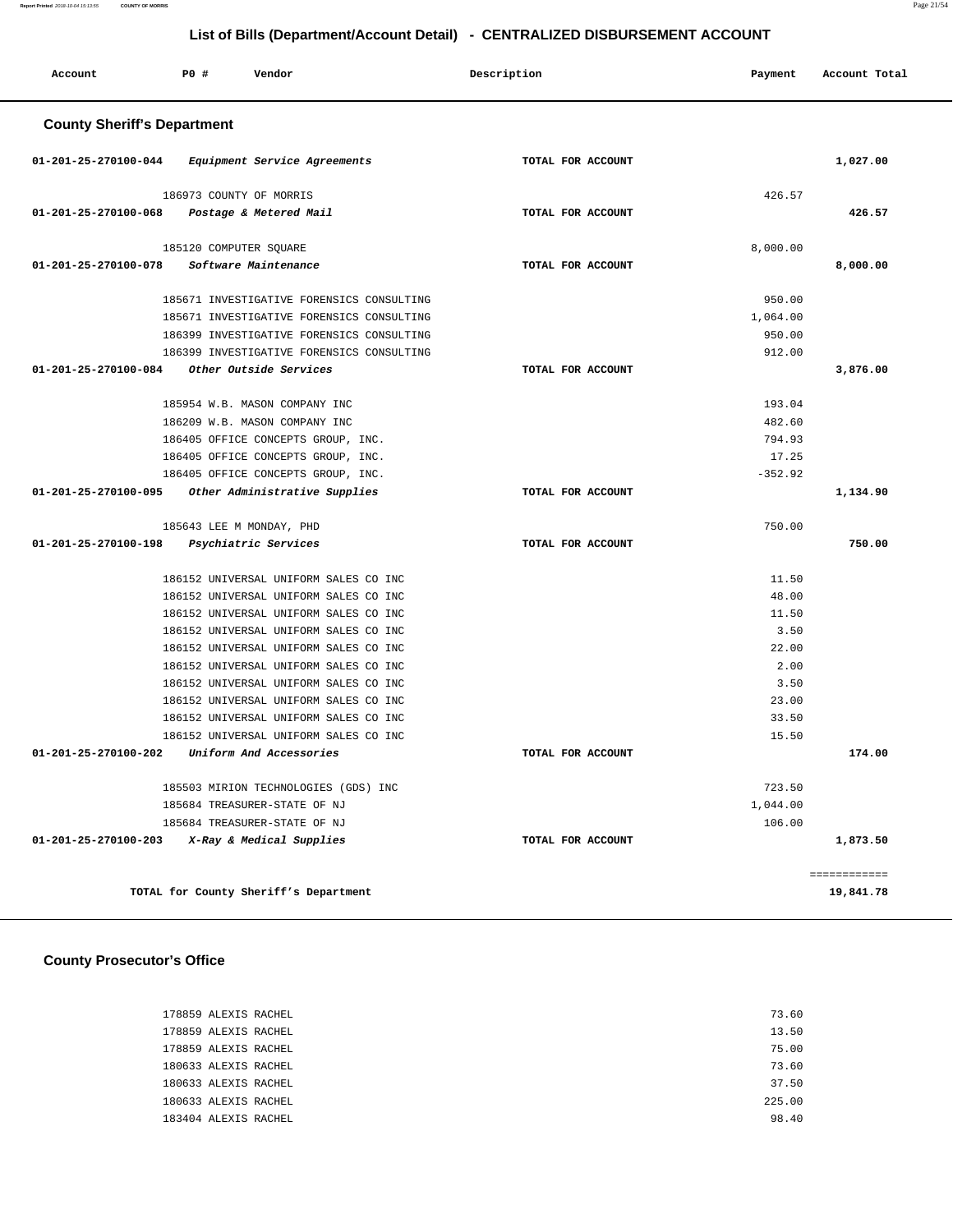## List of Bills (Department/Account Detail) - CENTRALIZED DISBURSEMENT ACCOUNT

| Account | PO # | Vendor | Description | Payment | Account Total |
|---|---|---|---|---|---|

### County Sheriff's Department

| Account | PO # | Vendor | Description | Payment | Account Total |
|---|---|---|---|---|---|
| 01-201-25-270100-044 | | *Equipment Service Agreements* | TOTAL FOR ACCOUNT | | 1,027.00 |
| | 186973 | COUNTY OF MORRIS | | 426.57 | |
| 01-201-25-270100-068 | | *Postage & Metered Mail* | TOTAL FOR ACCOUNT | | 426.57 |
| | 185120 | COMPUTER SQUARE | | 8,000.00 | |
| 01-201-25-270100-078 | | *Software Maintenance* | TOTAL FOR ACCOUNT | | 8,000.00 |
| | 185671 | INVESTIGATIVE FORENSICS CONSULTING | | 950.00 | |
| | 185671 | INVESTIGATIVE FORENSICS CONSULTING | | 1,064.00 | |
| | 186399 | INVESTIGATIVE FORENSICS CONSULTING | | 950.00 | |
| | 186399 | INVESTIGATIVE FORENSICS CONSULTING | | 912.00 | |
| 01-201-25-270100-084 | | *Other Outside Services* | TOTAL FOR ACCOUNT | | 3,876.00 |
| | 185954 | W.B. MASON COMPANY INC | | 193.04 | |
| | 186209 | W.B. MASON COMPANY INC | | 482.60 | |
| | 186405 | OFFICE CONCEPTS GROUP, INC. | | 794.93 | |
| | 186405 | OFFICE CONCEPTS GROUP, INC. | | 17.25 | |
| | 186405 | OFFICE CONCEPTS GROUP, INC. | | -352.92 | |
| 01-201-25-270100-095 | | *Other Administrative Supplies* | TOTAL FOR ACCOUNT | | 1,134.90 |
| | 185643 | LEE M MONDAY, PHD | | 750.00 | |
| 01-201-25-270100-198 | | *Psychiatric Services* | TOTAL FOR ACCOUNT | | 750.00 |
| | 186152 | UNIVERSAL UNIFORM SALES CO INC | | 11.50 | |
| | 186152 | UNIVERSAL UNIFORM SALES CO INC | | 48.00 | |
| | 186152 | UNIVERSAL UNIFORM SALES CO INC | | 11.50 | |
| | 186152 | UNIVERSAL UNIFORM SALES CO INC | | 3.50 | |
| | 186152 | UNIVERSAL UNIFORM SALES CO INC | | 22.00 | |
| | 186152 | UNIVERSAL UNIFORM SALES CO INC | | 2.00 | |
| | 186152 | UNIVERSAL UNIFORM SALES CO INC | | 3.50 | |
| | 186152 | UNIVERSAL UNIFORM SALES CO INC | | 23.00 | |
| | 186152 | UNIVERSAL UNIFORM SALES CO INC | | 33.50 | |
| | 186152 | UNIVERSAL UNIFORM SALES CO INC | | 15.50 | |
| 01-201-25-270100-202 | | *Uniform And Accessories* | TOTAL FOR ACCOUNT | | 174.00 |
| | 185503 | MIRION TECHNOLOGIES (GDS) INC | | 723.50 | |
| | 185684 | TREASURER-STATE OF NJ | | 1,044.00 | |
| | 185684 | TREASURER-STATE OF NJ | | 106.00 | |
| 01-201-25-270100-203 | | *X-Ray & Medical Supplies* | TOTAL FOR ACCOUNT | | 1,873.50 |
| | | TOTAL for County Sheriff's Department | | | 19,841.78 |

### County Prosecutor's Office

| Account | PO # | Vendor | Description | Payment | Account Total |
|---|---|---|---|---|---|
| | 178859 | ALEXIS RACHEL | | 73.60 | |
| | 178859 | ALEXIS RACHEL | | 13.50 | |
| | 178859 | ALEXIS RACHEL | | 75.00 | |
| | 180633 | ALEXIS RACHEL | | 73.60 | |
| | 180633 | ALEXIS RACHEL | | 37.50 | |
| | 180633 | ALEXIS RACHEL | | 225.00 | |
| | 183404 | ALEXIS RACHEL | | 98.40 | |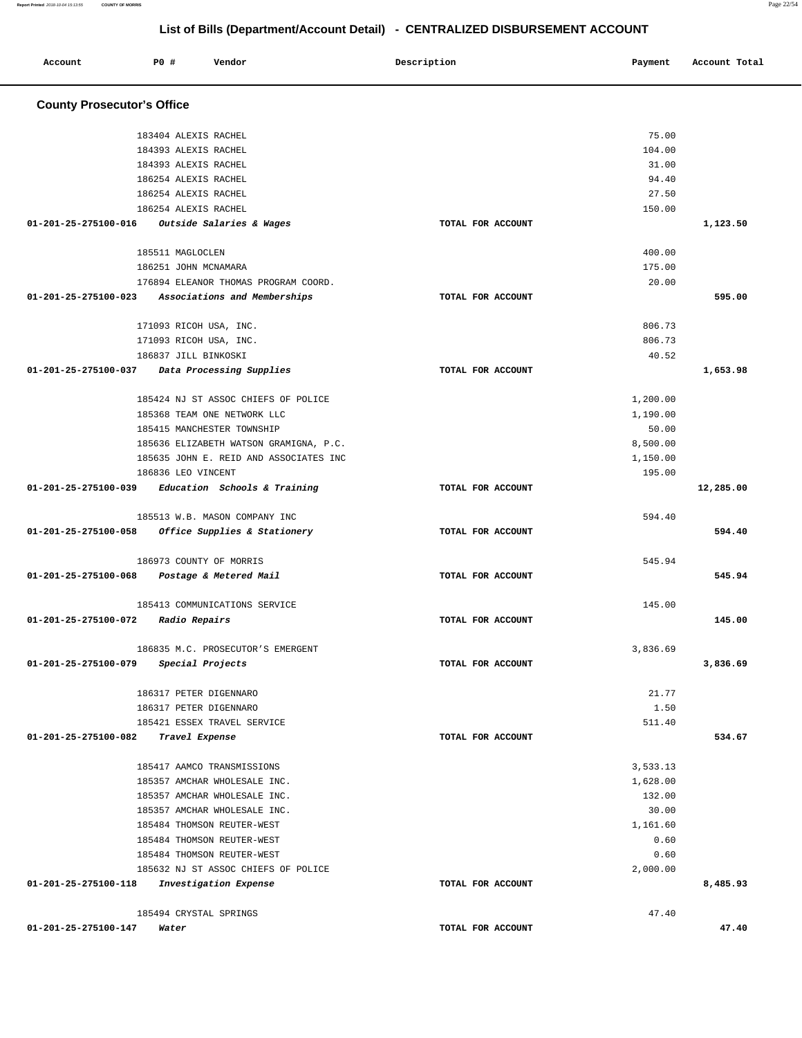## List of Bills (Department/Account Detail) - CENTRALIZED DISBURSEMENT ACCOUNT

| Account | PO # | Vendor | Description | Payment | Account Total |
|---|---|---|---|---|---|

### County Prosecutor's Office

| Account | PO # | Vendor | Description | Payment | Account Total |
|---|---|---|---|---|---|
| | 183404 | ALEXIS RACHEL | | 75.00 | |
| | 184393 | ALEXIS RACHEL | | 104.00 | |
| | 184393 | ALEXIS RACHEL | | 31.00 | |
| | 186254 | ALEXIS RACHEL | | 94.40 | |
| | 186254 | ALEXIS RACHEL | | 27.50 | |
| | 186254 | ALEXIS RACHEL | | 150.00 | |
| 01-201-25-275100-016 | | *Outside Salaries & Wages* | TOTAL FOR ACCOUNT | | 1,123.50 |
| | 185511 | MAGLOCLEN | | 400.00 | |
| | 186251 | JOHN MCNAMARA | | 175.00 | |
| | 176894 | ELEANOR THOMAS PROGRAM COORD. | | 20.00 | |
| 01-201-25-275100-023 | | *Associations and Memberships* | TOTAL FOR ACCOUNT | | 595.00 |
| | 171093 | RICOH USA, INC. | | 806.73 | |
| | 171093 | RICOH USA, INC. | | 806.73 | |
| | 186837 | JILL BINKOSKI | | 40.52 | |
| 01-201-25-275100-037 | | *Data Processing Supplies* | TOTAL FOR ACCOUNT | | 1,653.98 |
| | 185424 | NJ ST ASSOC CHIEFS OF POLICE | | 1,200.00 | |
| | 185368 | TEAM ONE NETWORK LLC | | 1,190.00 | |
| | 185415 | MANCHESTER TOWNSHIP | | 50.00 | |
| | 185636 | ELIZABETH WATSON GRAMIGNA, P.C. | | 8,500.00 | |
| | 185635 | JOHN E. REID AND ASSOCIATES INC | | 1,150.00 | |
| | 186836 | LEO VINCENT | | 195.00 | |
| 01-201-25-275100-039 | | *Education Schools & Training* | TOTAL FOR ACCOUNT | | 12,285.00 |
| | 185513 | W.B. MASON COMPANY INC | | 594.40 | |
| 01-201-25-275100-058 | | *Office Supplies & Stationery* | TOTAL FOR ACCOUNT | | 594.40 |
| | 186973 | COUNTY OF MORRIS | | 545.94 | |
| 01-201-25-275100-068 | | *Postage & Metered Mail* | TOTAL FOR ACCOUNT | | 545.94 |
| | 185413 | COMMUNICATIONS SERVICE | | 145.00 | |
| 01-201-25-275100-072 | | *Radio Repairs* | TOTAL FOR ACCOUNT | | 145.00 |
| | 186835 | M.C. PROSECUTOR'S EMERGENT | | 3,836.69 | |
| 01-201-25-275100-079 | | *Special Projects* | TOTAL FOR ACCOUNT | | 3,836.69 |
| | 186317 | PETER DIGENNARO | | 21.77 | |
| | 186317 | PETER DIGENNARO | | 1.50 | |
| | 185421 | ESSEX TRAVEL SERVICE | | 511.40 | |
| 01-201-25-275100-082 | | *Travel Expense* | TOTAL FOR ACCOUNT | | 534.67 |
| | 185417 | AAMCO TRANSMISSIONS | | 3,533.13 | |
| | 185357 | AMCHAR WHOLESALE INC. | | 1,628.00 | |
| | 185357 | AMCHAR WHOLESALE INC. | | 132.00 | |
| | 185357 | AMCHAR WHOLESALE INC. | | 30.00 | |
| | 185484 | THOMSON REUTER-WEST | | 1,161.60 | |
| | 185484 | THOMSON REUTER-WEST | | 0.60 | |
| | 185484 | THOMSON REUTER-WEST | | 0.60 | |
| | 185632 | NJ ST ASSOC CHIEFS OF POLICE | | 2,000.00 | |
| 01-201-25-275100-118 | | *Investigation Expense* | TOTAL FOR ACCOUNT | | 8,485.93 |
| | 185494 | CRYSTAL SPRINGS | | 47.40 | |
| 01-201-25-275100-147 | | *Water* | TOTAL FOR ACCOUNT | | 47.40 |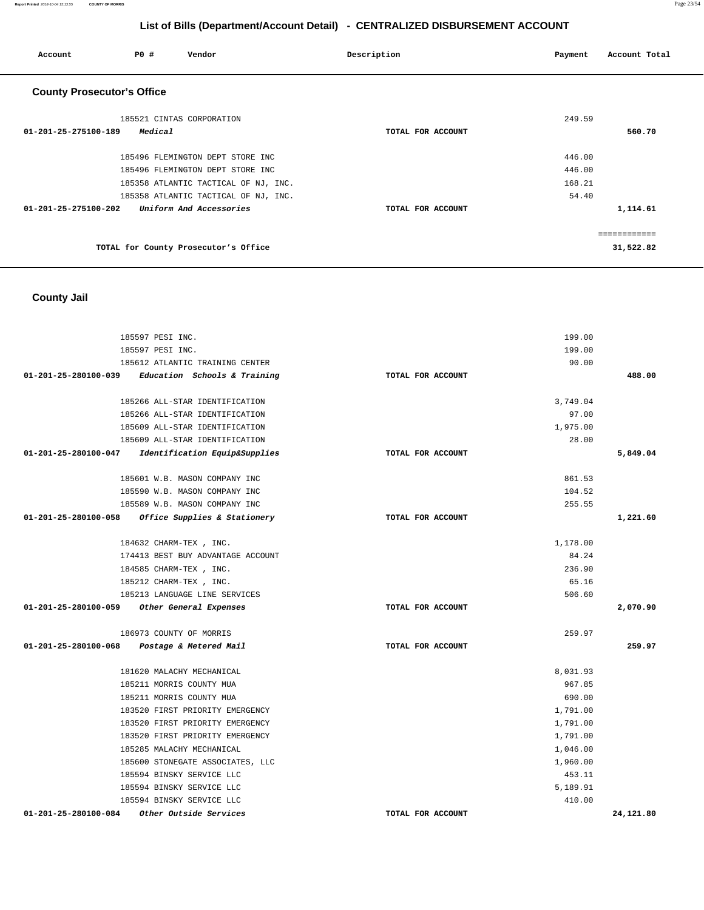## List of Bills (Department/Account Detail) - CENTRALIZED DISBURSEMENT ACCOUNT

| Account | PO # | Vendor | Description | Payment | Account Total |
|---|---|---|---|---|---|

### County Prosecutor's Office

| Account | PO # | Vendor | Description | Payment | Account Total |
|---|---|---|---|---|---|
| | 185521 | CINTAS CORPORATION | | 249.59 | |
| 01-201-25-275100-189 | | *Medical* | TOTAL FOR ACCOUNT | | 560.70 |
| | 185496 | FLEMINGTON DEPT STORE INC | | 446.00 | |
| | 185496 | FLEMINGTON DEPT STORE INC | | 446.00 | |
| | 185358 | ATLANTIC TACTICAL OF NJ, INC. | | 168.21 | |
| | 185358 | ATLANTIC TACTICAL OF NJ, INC. | | 54.40 | |
| 01-201-25-275100-202 | | *Uniform And Accessories* | TOTAL FOR ACCOUNT | | 1,114.61 |
| | | | | | ============ |
| | | TOTAL for County Prosecutor's Office | | | 31,522.82 |

### County Jail

| Account | PO # | Vendor | Description | Payment | Account Total |
|---|---|---|---|---|---|
| | 185597 | PESI INC. | | 199.00 | |
| | 185597 | PESI INC. | | 199.00 | |
| | 185612 | ATLANTIC TRAINING CENTER | | 90.00 | |
| 01-201-25-280100-039 | | *Education Schools & Training* | TOTAL FOR ACCOUNT | | 488.00 |
| | 185266 | ALL-STAR IDENTIFICATION | | 3,749.04 | |
| | 185266 | ALL-STAR IDENTIFICATION | | 97.00 | |
| | 185609 | ALL-STAR IDENTIFICATION | | 1,975.00 | |
| | 185609 | ALL-STAR IDENTIFICATION | | 28.00 | |
| 01-201-25-280100-047 | | *Identification Equip&Supplies* | TOTAL FOR ACCOUNT | | 5,849.04 |
| | 185601 | W.B. MASON COMPANY INC | | 861.53 | |
| | 185590 | W.B. MASON COMPANY INC | | 104.52 | |
| | 185589 | W.B. MASON COMPANY INC | | 255.55 | |
| 01-201-25-280100-058 | | *Office Supplies & Stationery* | TOTAL FOR ACCOUNT | | 1,221.60 |
| | 184632 | CHARM-TEX , INC. | | 1,178.00 | |
| | 174413 | BEST BUY ADVANTAGE ACCOUNT | | 84.24 | |
| | 184585 | CHARM-TEX , INC. | | 236.90 | |
| | 185212 | CHARM-TEX , INC. | | 65.16 | |
| | 185213 | LANGUAGE LINE SERVICES | | 506.60 | |
| 01-201-25-280100-059 | | *Other General Expenses* | TOTAL FOR ACCOUNT | | 2,070.90 |
| | 186973 | COUNTY OF MORRIS | | 259.97 | |
| 01-201-25-280100-068 | | *Postage & Metered Mail* | TOTAL FOR ACCOUNT | | 259.97 |
| | 181620 | MALACHY MECHANICAL | | 8,031.93 | |
| | 185211 | MORRIS COUNTY MUA | | 967.85 | |
| | 185211 | MORRIS COUNTY MUA | | 690.00 | |
| | 183520 | FIRST PRIORITY EMERGENCY | | 1,791.00 | |
| | 183520 | FIRST PRIORITY EMERGENCY | | 1,791.00 | |
| | 183520 | FIRST PRIORITY EMERGENCY | | 1,791.00 | |
| | 185285 | MALACHY MECHANICAL | | 1,046.00 | |
| | 185600 | STONEGATE ASSOCIATES, LLC | | 1,960.00 | |
| | 185594 | BINSKY SERVICE LLC | | 453.11 | |
| | 185594 | BINSKY SERVICE LLC | | 5,189.91 | |
| | 185594 | BINSKY SERVICE LLC | | 410.00 | |
| 01-201-25-280100-084 | | *Other Outside Services* | TOTAL FOR ACCOUNT | | 24,121.80 |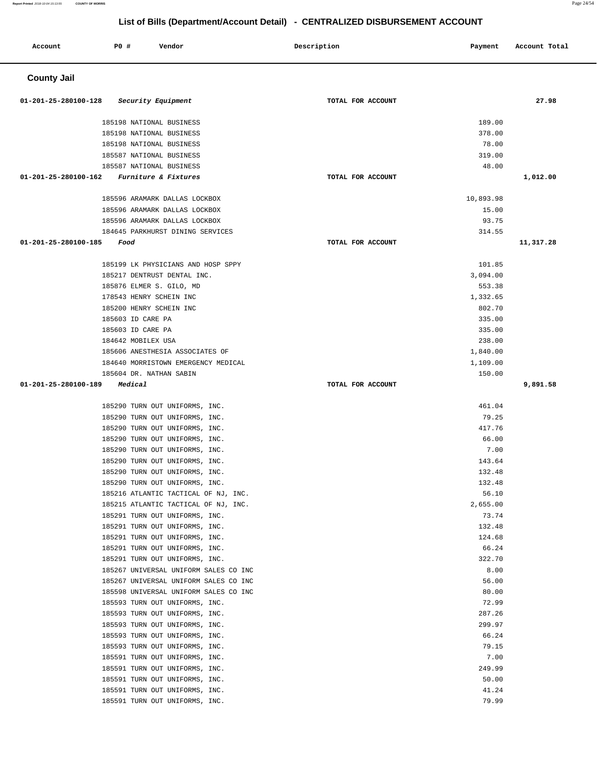## List of Bills (Department/Account Detail) - CENTRALIZED DISBURSEMENT ACCOUNT

| Account | PO # | Vendor | Description | Payment | Account Total |
|---|---|---|---|---|---|

### County Jail

| Account | PO # | Vendor | Description | Payment | Account Total |
|---|---|---|---|---|---|
| 01-201-25-280100-128 | | *Security Equipment* | TOTAL FOR ACCOUNT | | 27.98 |
| | 185198 | NATIONAL BUSINESS | | 189.00 | |
| | 185198 | NATIONAL BUSINESS | | 378.00 | |
| | 185198 | NATIONAL BUSINESS | | 78.00 | |
| | 185587 | NATIONAL BUSINESS | | 319.00 | |
| | 185587 | NATIONAL BUSINESS | | 48.00 | |
| 01-201-25-280100-162 | | *Furniture & Fixtures* | TOTAL FOR ACCOUNT | | 1,012.00 |
| | 185596 | ARAMARK DALLAS LOCKBOX | | 10,893.98 | |
| | 185596 | ARAMARK DALLAS LOCKBOX | | 15.00 | |
| | 185596 | ARAMARK DALLAS LOCKBOX | | 93.75 | |
| | 184645 | PARKHURST DINING SERVICES | | 314.55 | |
| 01-201-25-280100-185 | | *Food* | TOTAL FOR ACCOUNT | | 11,317.28 |
| | 185199 | LK PHYSICIANS AND HOSP SPPY | | 101.85 | |
| | 185217 | DENTRUST DENTAL INC. | | 3,094.00 | |
| | 185876 | ELMER S. GILO, MD | | 553.38 | |
| | 178543 | HENRY SCHEIN INC | | 1,332.65 | |
| | 185200 | HENRY SCHEIN INC | | 802.70 | |
| | 185603 | ID CARE PA | | 335.00 | |
| | 185603 | ID CARE PA | | 335.00 | |
| | 184642 | MOBILEX USA | | 238.00 | |
| | 185606 | ANESTHESIA ASSOCIATES OF | | 1,840.00 | |
| | 184640 | MORRISTOWN EMERGENCY MEDICAL | | 1,109.00 | |
| | 185604 | DR. NATHAN SABIN | | 150.00 | |
| 01-201-25-280100-189 | | *Medical* | TOTAL FOR ACCOUNT | | 9,891.58 |
| | 185290 | TURN OUT UNIFORMS, INC. | | 461.04 | |
| | 185290 | TURN OUT UNIFORMS, INC. | | 79.25 | |
| | 185290 | TURN OUT UNIFORMS, INC. | | 417.76 | |
| | 185290 | TURN OUT UNIFORMS, INC. | | 66.00 | |
| | 185290 | TURN OUT UNIFORMS, INC. | | 7.00 | |
| | 185290 | TURN OUT UNIFORMS, INC. | | 143.64 | |
| | 185290 | TURN OUT UNIFORMS, INC. | | 132.48 | |
| | 185290 | TURN OUT UNIFORMS, INC. | | 132.48 | |
| | 185216 | ATLANTIC TACTICAL OF NJ, INC. | | 56.10 | |
| | 185215 | ATLANTIC TACTICAL OF NJ, INC. | | 2,655.00 | |
| | 185291 | TURN OUT UNIFORMS, INC. | | 73.74 | |
| | 185291 | TURN OUT UNIFORMS, INC. | | 132.48 | |
| | 185291 | TURN OUT UNIFORMS, INC. | | 124.68 | |
| | 185291 | TURN OUT UNIFORMS, INC. | | 66.24 | |
| | 185291 | TURN OUT UNIFORMS, INC. | | 322.70 | |
| | 185267 | UNIVERSAL UNIFORM SALES CO INC | | 8.00 | |
| | 185267 | UNIVERSAL UNIFORM SALES CO INC | | 56.00 | |
| | 185598 | UNIVERSAL UNIFORM SALES CO INC | | 80.00 | |
| | 185593 | TURN OUT UNIFORMS, INC. | | 72.99 | |
| | 185593 | TURN OUT UNIFORMS, INC. | | 287.26 | |
| | 185593 | TURN OUT UNIFORMS, INC. | | 299.97 | |
| | 185593 | TURN OUT UNIFORMS, INC. | | 66.24 | |
| | 185593 | TURN OUT UNIFORMS, INC. | | 79.15 | |
| | 185591 | TURN OUT UNIFORMS, INC. | | 7.00 | |
| | 185591 | TURN OUT UNIFORMS, INC. | | 249.99 | |
| | 185591 | TURN OUT UNIFORMS, INC. | | 50.00 | |
| | 185591 | TURN OUT UNIFORMS, INC. | | 41.24 | |
| | 185591 | TURN OUT UNIFORMS, INC. | | 79.99 | |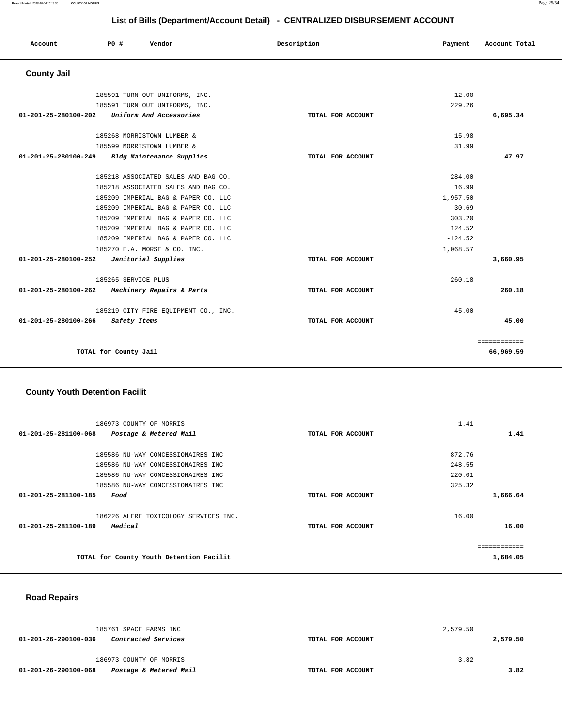## List of Bills (Department/Account Detail) - CENTRALIZED DISBURSEMENT ACCOUNT

| Account | PO # | Vendor | Description | Payment | Account Total |
|---|---|---|---|---|---|

### County Jail

| Account | PO # | Vendor | Description | Payment | Account Total |
|---|---|---|---|---|---|
| | 185591 | TURN OUT UNIFORMS, INC. | | 12.00 | |
| | 185591 | TURN OUT UNIFORMS, INC. | | 229.26 | |
| 01-201-25-280100-202 | | *Uniform And Accessories* | TOTAL FOR ACCOUNT | | 6,695.34 |
| | 185268 | MORRISTOWN LUMBER & | | 15.98 | |
| | 185599 | MORRISTOWN LUMBER & | | 31.99 | |
| 01-201-25-280100-249 | | *Bldg Maintenance Supplies* | TOTAL FOR ACCOUNT | | 47.97 |
| | 185218 | ASSOCIATED SALES AND BAG CO. | | 284.00 | |
| | 185218 | ASSOCIATED SALES AND BAG CO. | | 16.99 | |
| | 185209 | IMPERIAL BAG & PAPER CO. LLC | | 1,957.50 | |
| | 185209 | IMPERIAL BAG & PAPER CO. LLC | | 30.69 | |
| | 185209 | IMPERIAL BAG & PAPER CO. LLC | | 303.20 | |
| | 185209 | IMPERIAL BAG & PAPER CO. LLC | | 124.52 | |
| | 185209 | IMPERIAL BAG & PAPER CO. LLC | | -124.52 | |
| | 185270 | E.A. MORSE & CO. INC. | | 1,068.57 | |
| 01-201-25-280100-252 | | *Janitorial Supplies* | TOTAL FOR ACCOUNT | | 3,660.95 |
| | 185265 | SERVICE PLUS | | 260.18 | |
| 01-201-25-280100-262 | | *Machinery Repairs & Parts* | TOTAL FOR ACCOUNT | | 260.18 |
| | 185219 | CITY FIRE EQUIPMENT CO., INC. | | 45.00 | |
| 01-201-25-280100-266 | | *Safety Items* | TOTAL FOR ACCOUNT | | 45.00 |
| | | | | | ============ |
| | | TOTAL for County Jail | | | 66,969.59 |

### County Youth Detention Facilit

| Account | PO # | Vendor | Description | Payment | Account Total |
|---|---|---|---|---|---|
| | 186973 | COUNTY OF MORRIS | | 1.41 | |
| 01-201-25-281100-068 | | *Postage & Metered Mail* | TOTAL FOR ACCOUNT | | 1.41 |
| | 185586 | NU-WAY CONCESSIONAIRES INC | | 872.76 | |
| | 185586 | NU-WAY CONCESSIONAIRES INC | | 248.55 | |
| | 185586 | NU-WAY CONCESSIONAIRES INC | | 220.01 | |
| | 185586 | NU-WAY CONCESSIONAIRES INC | | 325.32 | |
| 01-201-25-281100-185 | | *Food* | TOTAL FOR ACCOUNT | | 1,666.64 |
| | 186226 | ALERE TOXICOLOGY SERVICES INC. | | 16.00 | |
| 01-201-25-281100-189 | | *Medical* | TOTAL FOR ACCOUNT | | 16.00 |
| | | | | | ============ |
| | | TOTAL for County Youth Detention Facilit | | | 1,684.05 |

### Road Repairs

| Account | PO # | Vendor | Description | Payment | Account Total |
|---|---|---|---|---|---|
| | 185761 | SPACE FARMS INC | | 2,579.50 | |
| 01-201-26-290100-036 | | *Contracted Services* | TOTAL FOR ACCOUNT | | 2,579.50 |
| | 186973 | COUNTY OF MORRIS | | 3.82 | |
| 01-201-26-290100-068 | | *Postage & Metered Mail* | TOTAL FOR ACCOUNT | | 3.82 |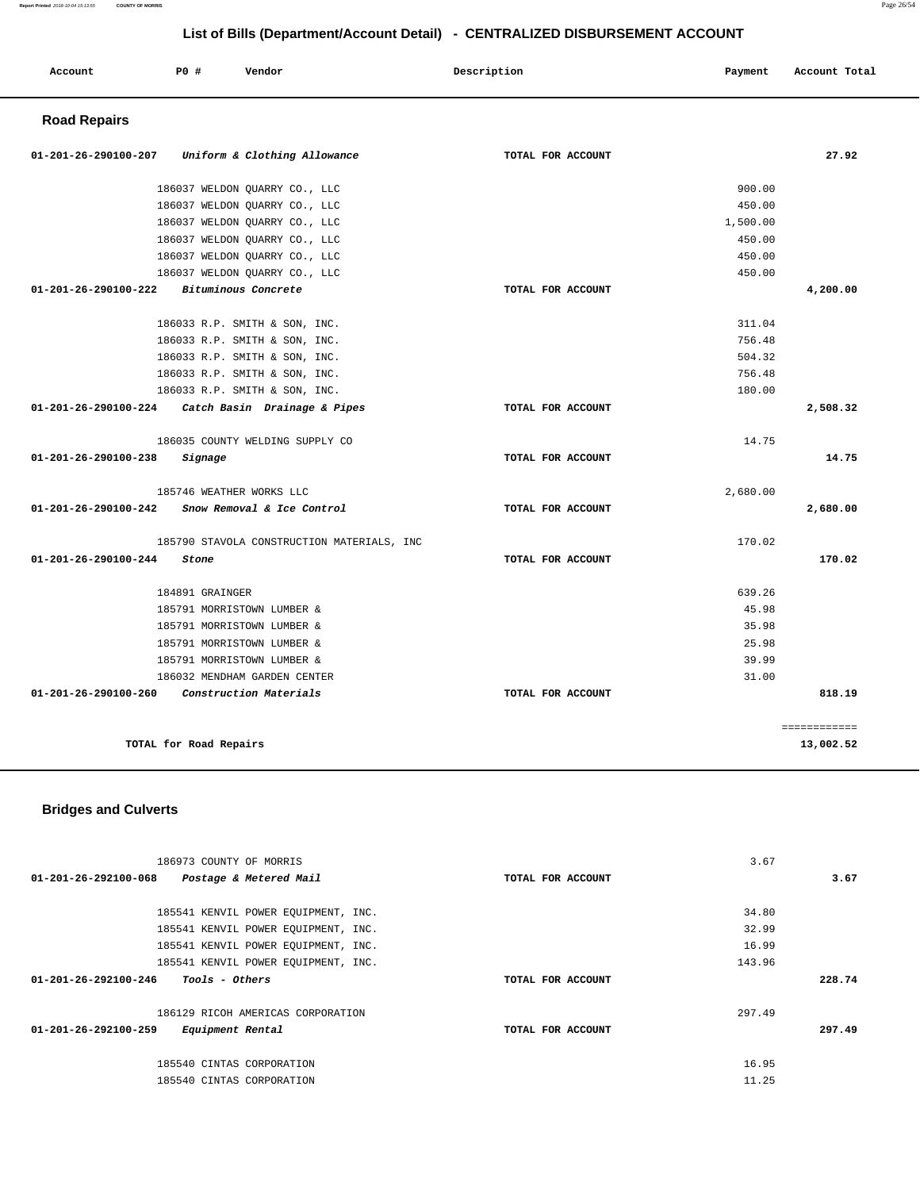## List of Bills (Department/Account Detail) - CENTRALIZED DISBURSEMENT ACCOUNT

| Account | PO # | Vendor | Description | Payment | Account Total |
|---|---|---|---|---|---|

### Road Repairs

| Account | PO # | Vendor | Description | Payment | Account Total |
|---|---|---|---|---|---|
| 01-201-26-290100-207 | | *Uniform & Clothing Allowance* | TOTAL FOR ACCOUNT | | 27.92 |
| | 186037 | WELDON QUARRY CO., LLC | | 900.00 | |
| | 186037 | WELDON QUARRY CO., LLC | | 450.00 | |
| | 186037 | WELDON QUARRY CO., LLC | | 1,500.00 | |
| | 186037 | WELDON QUARRY CO., LLC | | 450.00 | |
| | 186037 | WELDON QUARRY CO., LLC | | 450.00 | |
| | 186037 | WELDON QUARRY CO., LLC | | 450.00 | |
| 01-201-26-290100-222 | | *Bituminous Concrete* | TOTAL FOR ACCOUNT | | 4,200.00 |
| | 186033 | R.P. SMITH & SON, INC. | | 311.04 | |
| | 186033 | R.P. SMITH & SON, INC. | | 756.48 | |
| | 186033 | R.P. SMITH & SON, INC. | | 504.32 | |
| | 186033 | R.P. SMITH & SON, INC. | | 756.48 | |
| | 186033 | R.P. SMITH & SON, INC. | | 180.00 | |
| 01-201-26-290100-224 | | *Catch Basin Drainage & Pipes* | TOTAL FOR ACCOUNT | | 2,508.32 |
| | 186035 | COUNTY WELDING SUPPLY CO | | 14.75 | |
| 01-201-26-290100-238 | | *Signage* | TOTAL FOR ACCOUNT | | 14.75 |
| | 185746 | WEATHER WORKS LLC | | 2,680.00 | |
| 01-201-26-290100-242 | | *Snow Removal & Ice Control* | TOTAL FOR ACCOUNT | | 2,680.00 |
| | 185790 | STAVOLA CONSTRUCTION MATERIALS, INC | | 170.02 | |
| 01-201-26-290100-244 | | *Stone* | TOTAL FOR ACCOUNT | | 170.02 |
| | 184891 | GRAINGER | | 639.26 | |
| | 185791 | MORRISTOWN LUMBER & | | 45.98 | |
| | 185791 | MORRISTOWN LUMBER & | | 35.98 | |
| | 185791 | MORRISTOWN LUMBER & | | 25.98 | |
| | 185791 | MORRISTOWN LUMBER & | | 39.99 | |
| | 186032 | MENDHAM GARDEN CENTER | | 31.00 | |
| 01-201-26-290100-260 | | *Construction Materials* | TOTAL FOR ACCOUNT | | 818.19 |
| | | | | | ============ |
| | | **TOTAL for Road Repairs** | | | 13,002.52 |

### Bridges and Culverts

| Account | PO # | Vendor | Description | Payment | Account Total |
|---|---|---|---|---|---|
| | 186973 | COUNTY OF MORRIS | | 3.67 | |
| 01-201-26-292100-068 | | *Postage & Metered Mail* | TOTAL FOR ACCOUNT | | 3.67 |
| | 185541 | KENVIL POWER EQUIPMENT, INC. | | 34.80 | |
| | 185541 | KENVIL POWER EQUIPMENT, INC. | | 32.99 | |
| | 185541 | KENVIL POWER EQUIPMENT, INC. | | 16.99 | |
| | 185541 | KENVIL POWER EQUIPMENT, INC. | | 143.96 | |
| 01-201-26-292100-246 | | *Tools - Others* | TOTAL FOR ACCOUNT | | 228.74 |
| | 186129 | RICOH AMERICAS CORPORATION | | 297.49 | |
| 01-201-26-292100-259 | | *Equipment Rental* | TOTAL FOR ACCOUNT | | 297.49 |
| | 185540 | CINTAS CORPORATION | | 16.95 | |
| | 185540 | CINTAS CORPORATION | | 11.25 | |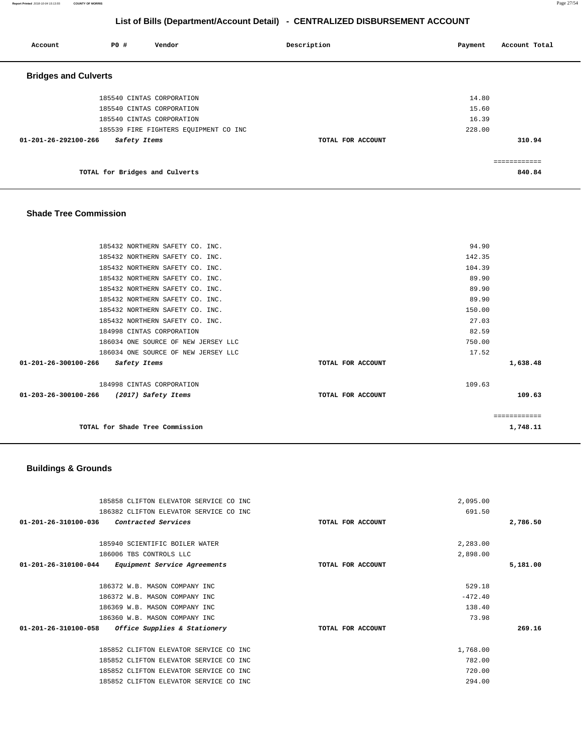# List of Bills (Department/Account Detail) - CENTRALIZED DISBURSEMENT ACCOUNT

| Account | PO # | Vendor | Description | Payment | Account Total |
|---|---|---|---|---|---|

## Bridges and Culverts

| Account | PO # | Vendor | Description | Payment | Account Total |
|---|---|---|---|---|---|
| | 185540 | CINTAS CORPORATION | | 14.80 | |
| | 185540 | CINTAS CORPORATION | | 15.60 | |
| | 185540 | CINTAS CORPORATION | | 16.39 | |
| | 185539 | FIRE FIGHTERS EQUIPMENT CO INC | | 228.00 | |
| **01-201-26-292100-266** | | *Safety Items* | **TOTAL FOR ACCOUNT** | | **310.94** |
| | | **TOTAL for Bridges and Culverts** | | | **840.84** |

## Shade Tree Commission

| Account | PO # | Vendor | Description | Payment | Account Total |
|---|---|---|---|---|---|
| | 185432 | NORTHERN SAFETY CO. INC. | | 94.90 | |
| | 185432 | NORTHERN SAFETY CO. INC. | | 142.35 | |
| | 185432 | NORTHERN SAFETY CO. INC. | | 104.39 | |
| | 185432 | NORTHERN SAFETY CO. INC. | | 89.90 | |
| | 185432 | NORTHERN SAFETY CO. INC. | | 89.90 | |
| | 185432 | NORTHERN SAFETY CO. INC. | | 89.90 | |
| | 185432 | NORTHERN SAFETY CO. INC. | | 150.00 | |
| | 185432 | NORTHERN SAFETY CO. INC. | | 27.03 | |
| | 184998 | CINTAS CORPORATION | | 82.59 | |
| | 186034 | ONE SOURCE OF NEW JERSEY LLC | | 750.00 | |
| | 186034 | ONE SOURCE OF NEW JERSEY LLC | | 17.52 | |
| **01-201-26-300100-266** | | *Safety Items* | **TOTAL FOR ACCOUNT** | | **1,638.48** |
| | 184998 | CINTAS CORPORATION | | 109.63 | |
| **01-203-26-300100-266** | | *(2017) Safety Items* | **TOTAL FOR ACCOUNT** | | **109.63** |
| | | **TOTAL for Shade Tree Commission** | | | **1,748.11** |

## Buildings & Grounds

| Account | PO # | Vendor | Description | Payment | Account Total |
|---|---|---|---|---|---|
| | 185858 | CLIFTON ELEVATOR SERVICE CO INC | | 2,095.00 | |
| | 186382 | CLIFTON ELEVATOR SERVICE CO INC | | 691.50 | |
| **01-201-26-310100-036** | | *Contracted Services* | **TOTAL FOR ACCOUNT** | | **2,786.50** |
| | 185940 | SCIENTIFIC BOILER WATER | | 2,283.00 | |
| | 186006 | TBS CONTROLS LLC | | 2,898.00 | |
| **01-201-26-310100-044** | | *Equipment Service Agreements* | **TOTAL FOR ACCOUNT** | | **5,181.00** |
| | 186372 | W.B. MASON COMPANY INC | | 529.18 | |
| | 186372 | W.B. MASON COMPANY INC | | -472.40 | |
| | 186369 | W.B. MASON COMPANY INC | | 138.40 | |
| | 186360 | W.B. MASON COMPANY INC | | 73.98 | |
| **01-201-26-310100-058** | | *Office Supplies & Stationery* | **TOTAL FOR ACCOUNT** | | **269.16** |
| | 185852 | CLIFTON ELEVATOR SERVICE CO INC | | 1,768.00 | |
| | 185852 | CLIFTON ELEVATOR SERVICE CO INC | | 782.00 | |
| | 185852 | CLIFTON ELEVATOR SERVICE CO INC | | 720.00 | |
| | 185852 | CLIFTON ELEVATOR SERVICE CO INC | | 294.00 | |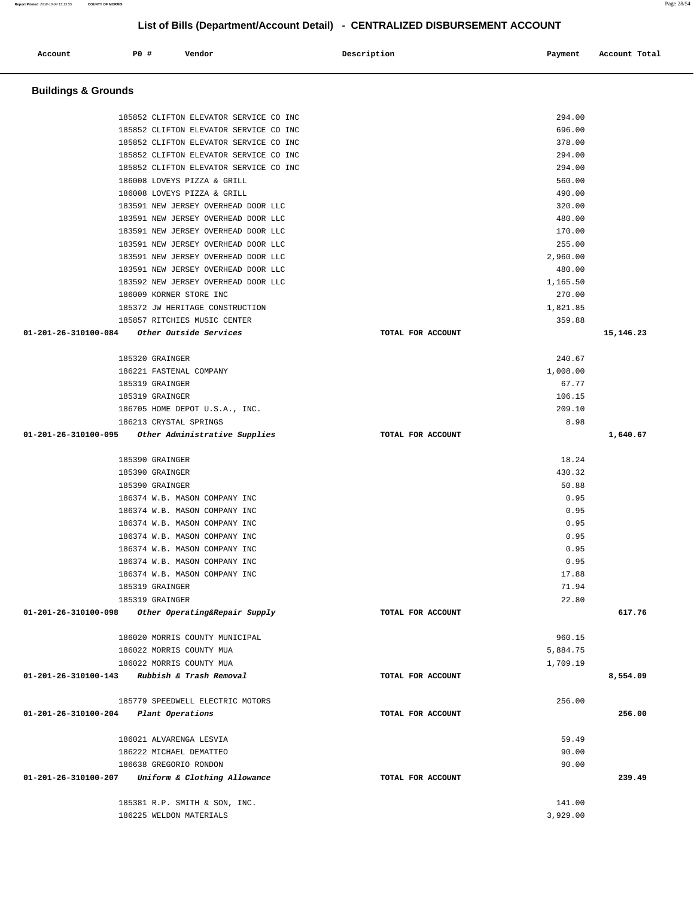# List of Bills (Department/Account Detail) - CENTRALIZED DISBURSEMENT ACCOUNT

| Account | PO # | Vendor | Description | Payment | Account Total |
|---|---|---|---|---|---|

## Buildings & Grounds

| Account | PO # | Vendor | Description | Payment | Account Total |
|---|---|---|---|---|---|
| | 185852 | CLIFTON ELEVATOR SERVICE CO INC | | 294.00 | |
| | 185852 | CLIFTON ELEVATOR SERVICE CO INC | | 696.00 | |
| | 185852 | CLIFTON ELEVATOR SERVICE CO INC | | 378.00 | |
| | 185852 | CLIFTON ELEVATOR SERVICE CO INC | | 294.00 | |
| | 185852 | CLIFTON ELEVATOR SERVICE CO INC | | 294.00 | |
| | 186008 | LOVEYS PIZZA & GRILL | | 560.00 | |
| | 186008 | LOVEYS PIZZA & GRILL | | 490.00 | |
| | 183591 | NEW JERSEY OVERHEAD DOOR LLC | | 320.00 | |
| | 183591 | NEW JERSEY OVERHEAD DOOR LLC | | 480.00 | |
| | 183591 | NEW JERSEY OVERHEAD DOOR LLC | | 170.00 | |
| | 183591 | NEW JERSEY OVERHEAD DOOR LLC | | 255.00 | |
| | 183591 | NEW JERSEY OVERHEAD DOOR LLC | | 2,960.00 | |
| | 183591 | NEW JERSEY OVERHEAD DOOR LLC | | 480.00 | |
| | 183592 | NEW JERSEY OVERHEAD DOOR LLC | | 1,165.50 | |
| | 186009 | KORNER STORE INC | | 270.00 | |
| | 185372 | JW HERITAGE CONSTRUCTION | | 1,821.85 | |
| | 185857 | RITCHIES MUSIC CENTER | | 359.88 | |
| **01-201-26-310100-084** | | *Other Outside Services* | TOTAL FOR ACCOUNT | | **15,146.23** |
| | 185320 | GRAINGER | | 240.67 | |
| | 186221 | FASTENAL COMPANY | | 1,008.00 | |
| | 185319 | GRAINGER | | 67.77 | |
| | 185319 | GRAINGER | | 106.15 | |
| | 186705 | HOME DEPOT U.S.A., INC. | | 209.10 | |
| | 186213 | CRYSTAL SPRINGS | | 8.98 | |
| **01-201-26-310100-095** | | *Other Administrative Supplies* | TOTAL FOR ACCOUNT | | **1,640.67** |
| | 185390 | GRAINGER | | 18.24 | |
| | 185390 | GRAINGER | | 430.32 | |
| | 185390 | GRAINGER | | 50.88 | |
| | 186374 | W.B. MASON COMPANY INC | | 0.95 | |
| | 186374 | W.B. MASON COMPANY INC | | 0.95 | |
| | 186374 | W.B. MASON COMPANY INC | | 0.95 | |
| | 186374 | W.B. MASON COMPANY INC | | 0.95 | |
| | 186374 | W.B. MASON COMPANY INC | | 0.95 | |
| | 186374 | W.B. MASON COMPANY INC | | 0.95 | |
| | 186374 | W.B. MASON COMPANY INC | | 17.88 | |
| | 185319 | GRAINGER | | 71.94 | |
| | 185319 | GRAINGER | | 22.80 | |
| **01-201-26-310100-098** | | *Other Operating&Repair Supply* | TOTAL FOR ACCOUNT | | **617.76** |
| | 186020 | MORRIS COUNTY MUNICIPAL | | 960.15 | |
| | 186022 | MORRIS COUNTY MUA | | 5,884.75 | |
| | 186022 | MORRIS COUNTY MUA | | 1,709.19 | |
| **01-201-26-310100-143** | | *Rubbish & Trash Removal* | TOTAL FOR ACCOUNT | | **8,554.09** |
| | 185779 | SPEEDWELL ELECTRIC MOTORS | | 256.00 | |
| **01-201-26-310100-204** | | *Plant Operations* | TOTAL FOR ACCOUNT | | **256.00** |
| | 186021 | ALVARENGA LESVIA | | 59.49 | |
| | 186222 | MICHAEL DEMATTEO | | 90.00 | |
| | 186638 | GREGORIO RONDON | | 90.00 | |
| **01-201-26-310100-207** | | *Uniform & Clothing Allowance* | TOTAL FOR ACCOUNT | | **239.49** |
| | 185381 | R.P. SMITH & SON, INC. | | 141.00 | |
| | 186225 | WELDON MATERIALS | | 3,929.00 | |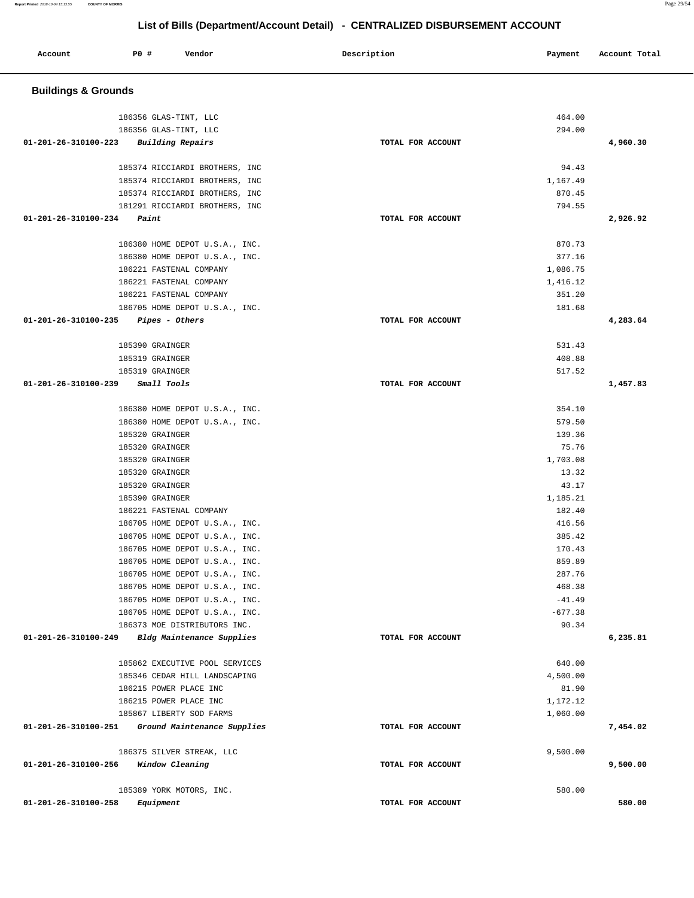## List of Bills (Department/Account Detail) - CENTRALIZED DISBURSEMENT ACCOUNT

| Account | PO # | Vendor | Description | Payment | Account Total |
|---|---|---|---|---|---|

### Buildings & Grounds

| Account | PO # | Vendor | Description | Payment | Account Total |
|---|---|---|---|---|---|
| | 186356 | GLAS-TINT, LLC | | 464.00 | |
| | 186356 | GLAS-TINT, LLC | | 294.00 | |
| 01-201-26-310100-223 | | *Building Repairs* | TOTAL FOR ACCOUNT | | 4,960.30 |
| | 185374 | RICCIARDI BROTHERS, INC | | 94.43 | |
| | 185374 | RICCIARDI BROTHERS, INC | | 1,167.49 | |
| | 185374 | RICCIARDI BROTHERS, INC | | 870.45 | |
| | 181291 | RICCIARDI BROTHERS, INC | | 794.55 | |
| 01-201-26-310100-234 | | *Paint* | TOTAL FOR ACCOUNT | | 2,926.92 |
| | 186380 | HOME DEPOT U.S.A., INC. | | 870.73 | |
| | 186380 | HOME DEPOT U.S.A., INC. | | 377.16 | |
| | 186221 | FASTENAL COMPANY | | 1,086.75 | |
| | 186221 | FASTENAL COMPANY | | 1,416.12 | |
| | 186221 | FASTENAL COMPANY | | 351.20 | |
| | 186705 | HOME DEPOT U.S.A., INC. | | 181.68 | |
| 01-201-26-310100-235 | | *Pipes - Others* | TOTAL FOR ACCOUNT | | 4,283.64 |
| | 185390 | GRAINGER | | 531.43 | |
| | 185319 | GRAINGER | | 408.88 | |
| | 185319 | GRAINGER | | 517.52 | |
| 01-201-26-310100-239 | | *Small Tools* | TOTAL FOR ACCOUNT | | 1,457.83 |
| | 186380 | HOME DEPOT U.S.A., INC. | | 354.10 | |
| | 186380 | HOME DEPOT U.S.A., INC. | | 579.50 | |
| | 185320 | GRAINGER | | 139.36 | |
| | 185320 | GRAINGER | | 75.76 | |
| | 185320 | GRAINGER | | 1,703.08 | |
| | 185320 | GRAINGER | | 13.32 | |
| | 185320 | GRAINGER | | 43.17 | |
| | 185390 | GRAINGER | | 1,185.21 | |
| | 186221 | FASTENAL COMPANY | | 182.40 | |
| | 186705 | HOME DEPOT U.S.A., INC. | | 416.56 | |
| | 186705 | HOME DEPOT U.S.A., INC. | | 385.42 | |
| | 186705 | HOME DEPOT U.S.A., INC. | | 170.43 | |
| | 186705 | HOME DEPOT U.S.A., INC. | | 859.89 | |
| | 186705 | HOME DEPOT U.S.A., INC. | | 287.76 | |
| | 186705 | HOME DEPOT U.S.A., INC. | | 468.38 | |
| | 186705 | HOME DEPOT U.S.A., INC. | | -41.49 | |
| | 186705 | HOME DEPOT U.S.A., INC. | | -677.38 | |
| | 186373 | MOE DISTRIBUTORS INC. | | 90.34 | |
| 01-201-26-310100-249 | | *Bldg Maintenance Supplies* | TOTAL FOR ACCOUNT | | 6,235.81 |
| | 185862 | EXECUTIVE POOL SERVICES | | 640.00 | |
| | 185346 | CEDAR HILL LANDSCAPING | | 4,500.00 | |
| | 186215 | POWER PLACE INC | | 81.90 | |
| | 186215 | POWER PLACE INC | | 1,172.12 | |
| | 185867 | LIBERTY SOD FARMS | | 1,060.00 | |
| 01-201-26-310100-251 | | *Ground Maintenance Supplies* | TOTAL FOR ACCOUNT | | 7,454.02 |
| | 186375 | SILVER STREAK, LLC | | 9,500.00 | |
| 01-201-26-310100-256 | | *Window Cleaning* | TOTAL FOR ACCOUNT | | 9,500.00 |
| | 185389 | YORK MOTORS, INC. | | 580.00 | |
| 01-201-26-310100-258 | | *Equipment* | TOTAL FOR ACCOUNT | | 580.00 |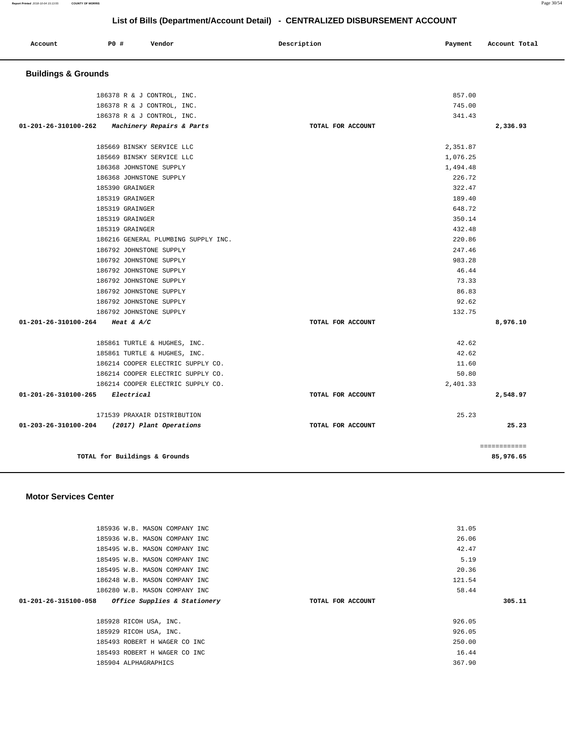## List of Bills (Department/Account Detail) - CENTRALIZED DISBURSEMENT ACCOUNT

| Account | PO # | Vendor | Description | Payment | Account Total |
|---|---|---|---|---|---|

### Buildings & Grounds

| Account | PO # | Vendor | Description | Payment | Account Total |
|---|---|---|---|---|---|
| | 186378 | R & J CONTROL, INC. | | 857.00 | |
| | 186378 | R & J CONTROL, INC. | | 745.00 | |
| | 186378 | R & J CONTROL, INC. | | 341.43 | |
| **01-201-26-310100-262** | | ***Machinery Repairs & Parts*** | **TOTAL FOR ACCOUNT** | | **2,336.93** |
| | 185669 | BINSKY SERVICE LLC | | 2,351.87 | |
| | 185669 | BINSKY SERVICE LLC | | 1,076.25 | |
| | 186368 | JOHNSTONE SUPPLY | | 1,494.48 | |
| | 186368 | JOHNSTONE SUPPLY | | 226.72 | |
| | 185390 | GRAINGER | | 322.47 | |
| | 185319 | GRAINGER | | 189.40 | |
| | 185319 | GRAINGER | | 648.72 | |
| | 185319 | GRAINGER | | 350.14 | |
| | 185319 | GRAINGER | | 432.48 | |
| | 186216 | GENERAL PLUMBING SUPPLY INC. | | 220.86 | |
| | 186792 | JOHNSTONE SUPPLY | | 247.46 | |
| | 186792 | JOHNSTONE SUPPLY | | 983.28 | |
| | 186792 | JOHNSTONE SUPPLY | | 46.44 | |
| | 186792 | JOHNSTONE SUPPLY | | 73.33 | |
| | 186792 | JOHNSTONE SUPPLY | | 86.83 | |
| | 186792 | JOHNSTONE SUPPLY | | 92.62 | |
| | 186792 | JOHNSTONE SUPPLY | | 132.75 | |
| **01-201-26-310100-264** | | ***Heat & A/C*** | **TOTAL FOR ACCOUNT** | | **8,976.10** |
| | 185861 | TURTLE & HUGHES, INC. | | 42.62 | |
| | 185861 | TURTLE & HUGHES, INC. | | 42.62 | |
| | 186214 | COOPER ELECTRIC SUPPLY CO. | | 11.60 | |
| | 186214 | COOPER ELECTRIC SUPPLY CO. | | 50.80 | |
| | 186214 | COOPER ELECTRIC SUPPLY CO. | | 2,401.33 | |
| **01-201-26-310100-265** | | ***Electrical*** | **TOTAL FOR ACCOUNT** | | **2,548.97** |
| | 171539 | PRAXAIR DISTRIBUTION | | 25.23 | |
| **01-203-26-310100-204** | | ***(2017) Plant Operations*** | **TOTAL FOR ACCOUNT** | | **25.23** |
| | | | | | ============ |
| | | **TOTAL for Buildings & Grounds** | | | **85,976.65** |

### Motor Services Center

| Account | PO # | Vendor | Description | Payment | Account Total |
|---|---|---|---|---|---|
| | 185936 | W.B. MASON COMPANY INC | | 31.05 | |
| | 185936 | W.B. MASON COMPANY INC | | 26.06 | |
| | 185495 | W.B. MASON COMPANY INC | | 42.47 | |
| | 185495 | W.B. MASON COMPANY INC | | 5.19 | |
| | 185495 | W.B. MASON COMPANY INC | | 20.36 | |
| | 186248 | W.B. MASON COMPANY INC | | 121.54 | |
| | 186280 | W.B. MASON COMPANY INC | | 58.44 | |
| **01-201-26-315100-058** | | ***Office Supplies & Stationery*** | **TOTAL FOR ACCOUNT** | | **305.11** |
| | 185928 | RICOH USA, INC. | | 926.05 | |
| | 185929 | RICOH USA, INC. | | 926.05 | |
| | 185493 | ROBERT H WAGER CO INC | | 250.00 | |
| | 185493 | ROBERT H WAGER CO INC | | 16.44 | |
| | 185904 | ALPHAGRAPHICS | | 367.90 | |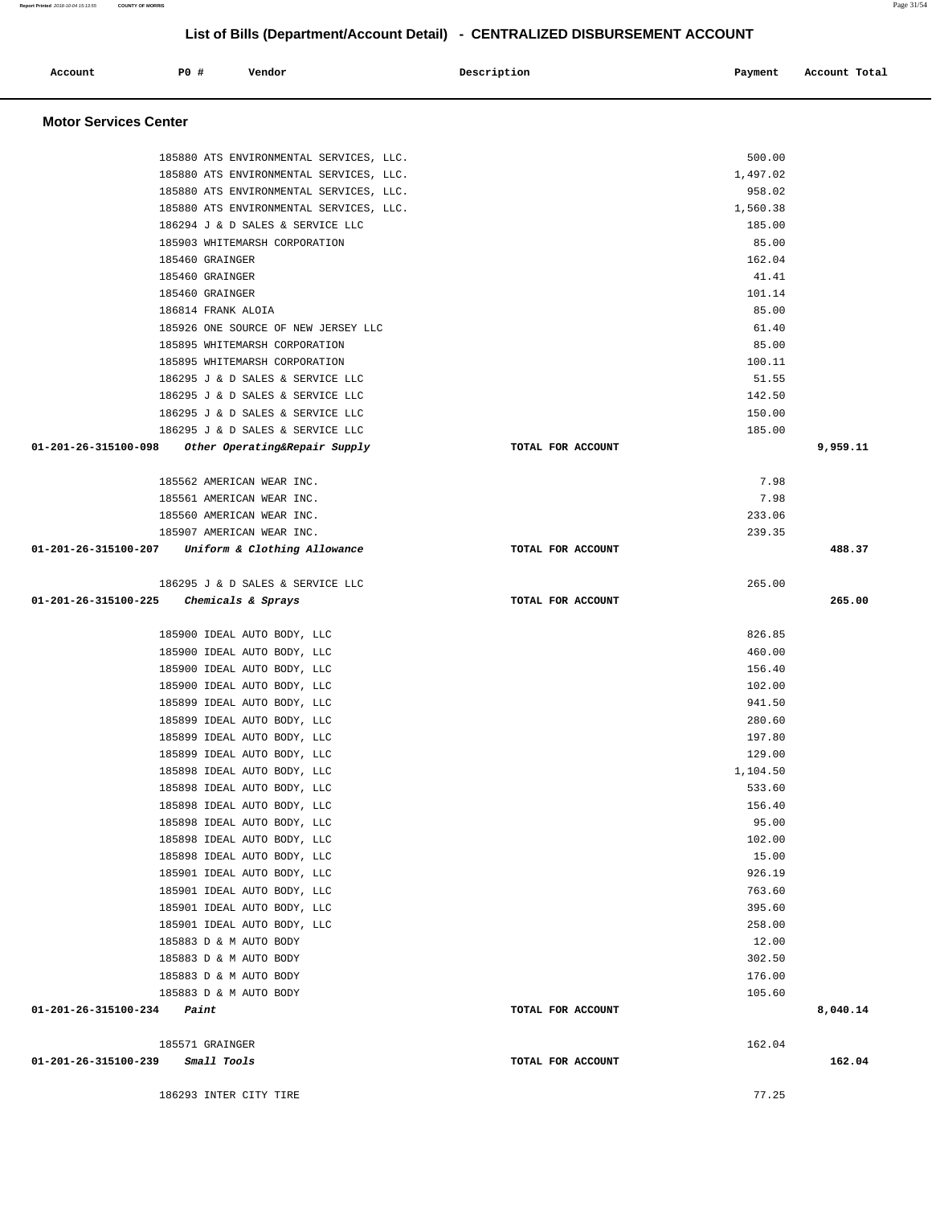## List of Bills (Department/Account Detail) - CENTRALIZED DISBURSEMENT ACCOUNT

| Account | PO # | Vendor | Description | Payment | Account Total |
|---|---|---|---|---|---|

### Motor Services Center

| Account | PO # | Vendor | Description | Payment | Account Total |
|---|---|---|---|---|---|
| | 185880 | ATS ENVIRONMENTAL SERVICES, LLC. | | 500.00 | |
| | 185880 | ATS ENVIRONMENTAL SERVICES, LLC. | | 1,497.02 | |
| | 185880 | ATS ENVIRONMENTAL SERVICES, LLC. | | 958.02 | |
| | 185880 | ATS ENVIRONMENTAL SERVICES, LLC. | | 1,560.38 | |
| | 186294 | J & D SALES & SERVICE LLC | | 185.00 | |
| | 185903 | WHITEMARSH CORPORATION | | 85.00 | |
| | 185460 | GRAINGER | | 162.04 | |
| | 185460 | GRAINGER | | 41.41 | |
| | 185460 | GRAINGER | | 101.14 | |
| | 186814 | FRANK ALOIA | | 85.00 | |
| | 185926 | ONE SOURCE OF NEW JERSEY LLC | | 61.40 | |
| | 185895 | WHITEMARSH CORPORATION | | 85.00 | |
| | 185895 | WHITEMARSH CORPORATION | | 100.11 | |
| | 186295 | J & D SALES & SERVICE LLC | | 51.55 | |
| | 186295 | J & D SALES & SERVICE LLC | | 142.50 | |
| | 186295 | J & D SALES & SERVICE LLC | | 150.00 | |
| | 186295 | J & D SALES & SERVICE LLC | | 185.00 | |
| **01-201-26-315100-098** | | ***Other Operating&Repair Supply*** | **TOTAL FOR ACCOUNT** | | **9,959.11** |
| | 185562 | AMERICAN WEAR INC. | | 7.98 | |
| | 185561 | AMERICAN WEAR INC. | | 7.98 | |
| | 185560 | AMERICAN WEAR INC. | | 233.06 | |
| | 185907 | AMERICAN WEAR INC. | | 239.35 | |
| **01-201-26-315100-207** | | ***Uniform & Clothing Allowance*** | **TOTAL FOR ACCOUNT** | | **488.37** |
| | 186295 | J & D SALES & SERVICE LLC | | 265.00 | |
| **01-201-26-315100-225** | | ***Chemicals & Sprays*** | **TOTAL FOR ACCOUNT** | | **265.00** |
| | 185900 | IDEAL AUTO BODY, LLC | | 826.85 | |
| | 185900 | IDEAL AUTO BODY, LLC | | 460.00 | |
| | 185900 | IDEAL AUTO BODY, LLC | | 156.40 | |
| | 185900 | IDEAL AUTO BODY, LLC | | 102.00 | |
| | 185899 | IDEAL AUTO BODY, LLC | | 941.50 | |
| | 185899 | IDEAL AUTO BODY, LLC | | 280.60 | |
| | 185899 | IDEAL AUTO BODY, LLC | | 197.80 | |
| | 185899 | IDEAL AUTO BODY, LLC | | 129.00 | |
| | 185898 | IDEAL AUTO BODY, LLC | | 1,104.50 | |
| | 185898 | IDEAL AUTO BODY, LLC | | 533.60 | |
| | 185898 | IDEAL AUTO BODY, LLC | | 156.40 | |
| | 185898 | IDEAL AUTO BODY, LLC | | 95.00 | |
| | 185898 | IDEAL AUTO BODY, LLC | | 102.00 | |
| | 185898 | IDEAL AUTO BODY, LLC | | 15.00 | |
| | 185901 | IDEAL AUTO BODY, LLC | | 926.19 | |
| | 185901 | IDEAL AUTO BODY, LLC | | 763.60 | |
| | 185901 | IDEAL AUTO BODY, LLC | | 395.60 | |
| | 185901 | IDEAL AUTO BODY, LLC | | 258.00 | |
| | 185883 | D & M AUTO BODY | | 12.00 | |
| | 185883 | D & M AUTO BODY | | 302.50 | |
| | 185883 | D & M AUTO BODY | | 176.00 | |
| | 185883 | D & M AUTO BODY | | 105.60 | |
| **01-201-26-315100-234** | | ***Paint*** | **TOTAL FOR ACCOUNT** | | **8,040.14** |
| | 185571 | GRAINGER | | 162.04 | |
| **01-201-26-315100-239** | | ***Small Tools*** | **TOTAL FOR ACCOUNT** | | **162.04** |
| | 186293 | INTER CITY TIRE | | 77.25 | |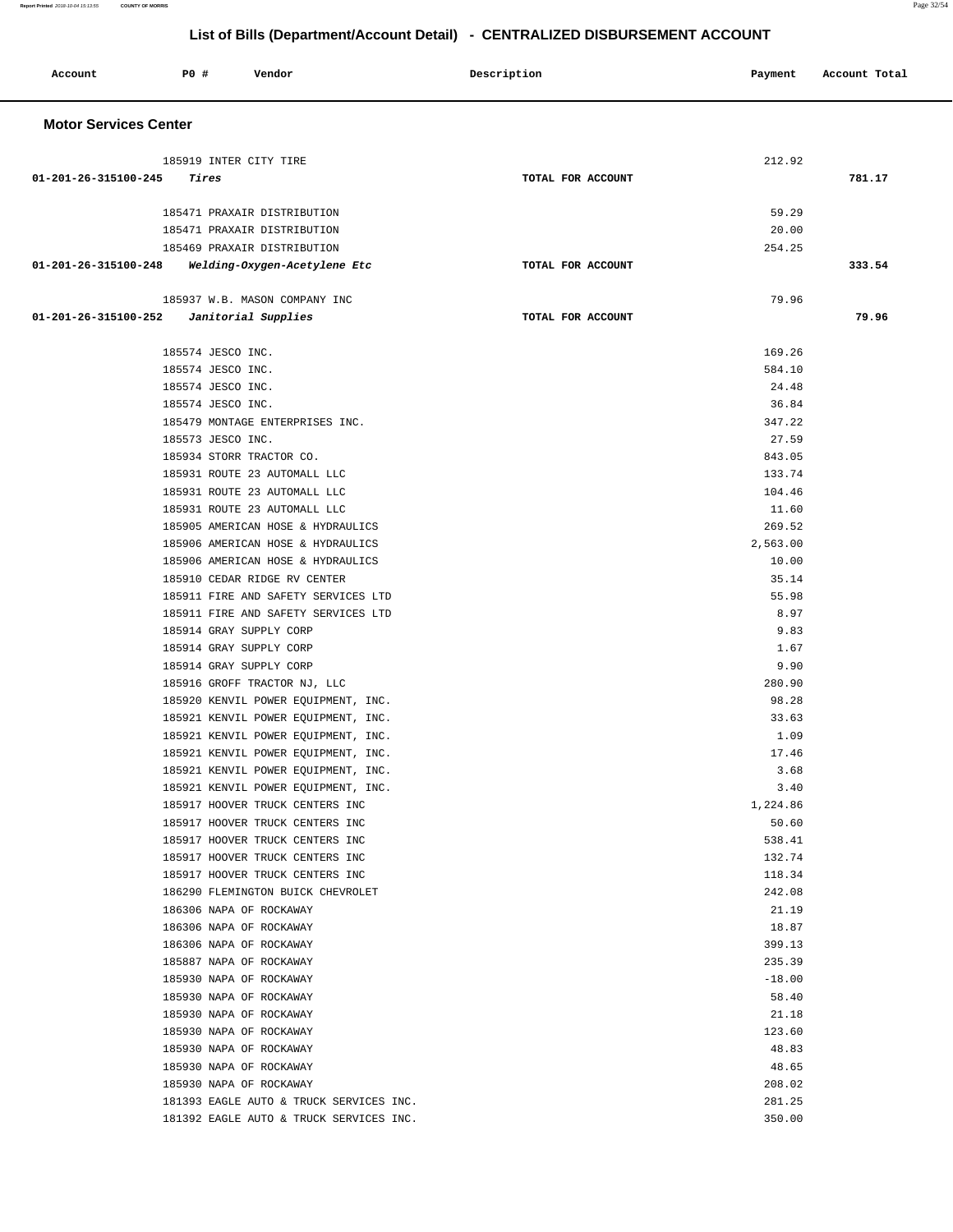## List of Bills (Department/Account Detail) - CENTRALIZED DISBURSEMENT ACCOUNT

| Account | PO # | Vendor | Description | Payment | Account Total |
|---|---|---|---|---|---|

### Motor Services Center

| Account | PO # | Vendor | Description | Payment | Account Total |
|---|---|---|---|---|---|
| | 185919 | INTER CITY TIRE | | 212.92 | |
| 01-201-26-315100-245 | | *Tires* | TOTAL FOR ACCOUNT | | 781.17 |
| | 185471 | PRAXAIR DISTRIBUTION | | 59.29 | |
| | 185471 | PRAXAIR DISTRIBUTION | | 20.00 | |
| | 185469 | PRAXAIR DISTRIBUTION | | 254.25 | |
| 01-201-26-315100-248 | | *Welding-Oxygen-Acetylene Etc* | TOTAL FOR ACCOUNT | | 333.54 |
| | 185937 | W.B. MASON COMPANY INC | | 79.96 | |
| 01-201-26-315100-252 | | *Janitorial Supplies* | TOTAL FOR ACCOUNT | | 79.96 |
| | 185574 | JESCO INC. | | 169.26 | |
| | 185574 | JESCO INC. | | 584.10 | |
| | 185574 | JESCO INC. | | 24.48 | |
| | 185574 | JESCO INC. | | 36.84 | |
| | 185479 | MONTAGE ENTERPRISES INC. | | 347.22 | |
| | 185573 | JESCO INC. | | 27.59 | |
| | 185934 | STORR TRACTOR CO. | | 843.05 | |
| | 185931 | ROUTE 23 AUTOMALL LLC | | 133.74 | |
| | 185931 | ROUTE 23 AUTOMALL LLC | | 104.46 | |
| | 185931 | ROUTE 23 AUTOMALL LLC | | 11.60 | |
| | 185905 | AMERICAN HOSE & HYDRAULICS | | 269.52 | |
| | 185906 | AMERICAN HOSE & HYDRAULICS | | 2,563.00 | |
| | 185906 | AMERICAN HOSE & HYDRAULICS | | 10.00 | |
| | 185910 | CEDAR RIDGE RV CENTER | | 35.14 | |
| | 185911 | FIRE AND SAFETY SERVICES LTD | | 55.98 | |
| | 185911 | FIRE AND SAFETY SERVICES LTD | | 8.97 | |
| | 185914 | GRAY SUPPLY CORP | | 9.83 | |
| | 185914 | GRAY SUPPLY CORP | | 1.67 | |
| | 185914 | GRAY SUPPLY CORP | | 9.90 | |
| | 185916 | GROFF TRACTOR NJ, LLC | | 280.90 | |
| | 185920 | KENVIL POWER EQUIPMENT, INC. | | 98.28 | |
| | 185921 | KENVIL POWER EQUIPMENT, INC. | | 33.63 | |
| | 185921 | KENVIL POWER EQUIPMENT, INC. | | 1.09 | |
| | 185921 | KENVIL POWER EQUIPMENT, INC. | | 17.46 | |
| | 185921 | KENVIL POWER EQUIPMENT, INC. | | 3.68 | |
| | 185921 | KENVIL POWER EQUIPMENT, INC. | | 3.40 | |
| | 185917 | HOOVER TRUCK CENTERS INC | | 1,224.86 | |
| | 185917 | HOOVER TRUCK CENTERS INC | | 50.60 | |
| | 185917 | HOOVER TRUCK CENTERS INC | | 538.41 | |
| | 185917 | HOOVER TRUCK CENTERS INC | | 132.74 | |
| | 185917 | HOOVER TRUCK CENTERS INC | | 118.34 | |
| | 186290 | FLEMINGTON BUICK CHEVROLET | | 242.08 | |
| | 186306 | NAPA OF ROCKAWAY | | 21.19 | |
| | 186306 | NAPA OF ROCKAWAY | | 18.87 | |
| | 186306 | NAPA OF ROCKAWAY | | 399.13 | |
| | 185887 | NAPA OF ROCKAWAY | | 235.39 | |
| | 185930 | NAPA OF ROCKAWAY | | -18.00 | |
| | 185930 | NAPA OF ROCKAWAY | | 58.40 | |
| | 185930 | NAPA OF ROCKAWAY | | 21.18 | |
| | 185930 | NAPA OF ROCKAWAY | | 123.60 | |
| | 185930 | NAPA OF ROCKAWAY | | 48.83 | |
| | 185930 | NAPA OF ROCKAWAY | | 48.65 | |
| | 185930 | NAPA OF ROCKAWAY | | 208.02 | |
| | 181393 | EAGLE AUTO & TRUCK SERVICES INC. | | 281.25 | |
| | 181392 | EAGLE AUTO & TRUCK SERVICES INC. | | 350.00 | |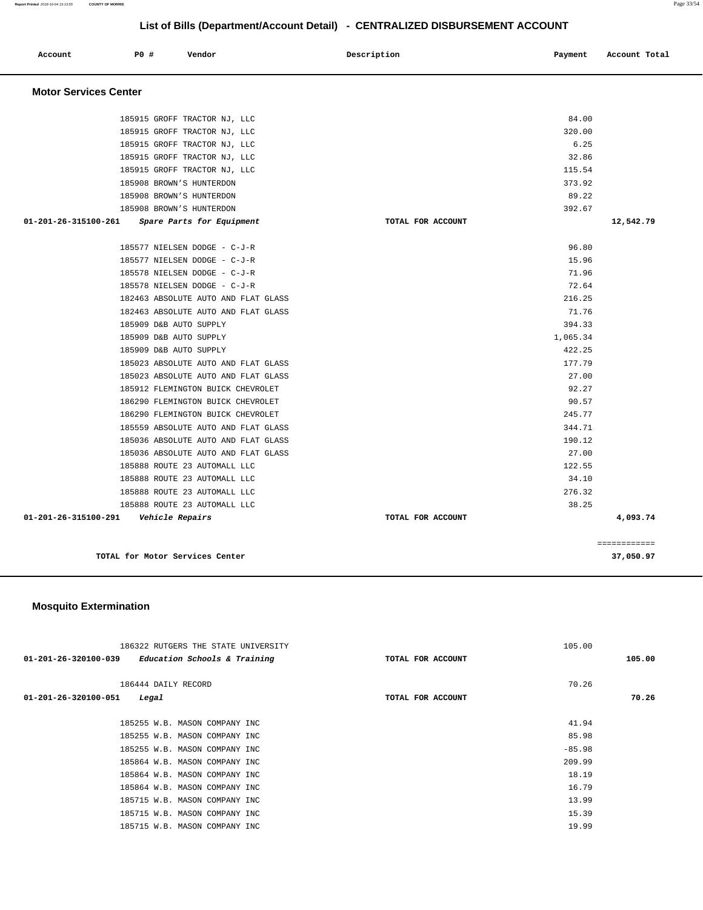# List of Bills (Department/Account Detail) - CENTRALIZED DISBURSEMENT ACCOUNT

| Account | PO # | Vendor | Description | Payment | Account Total |
|---|---|---|---|---|---|

## Motor Services Center

| Account | PO # | Vendor | Description | Payment | Account Total |
|---|---|---|---|---|---|
| | 185915 | GROFF TRACTOR NJ, LLC | | 84.00 | |
| | 185915 | GROFF TRACTOR NJ, LLC | | 320.00 | |
| | 185915 | GROFF TRACTOR NJ, LLC | | 6.25 | |
| | 185915 | GROFF TRACTOR NJ, LLC | | 32.86 | |
| | 185915 | GROFF TRACTOR NJ, LLC | | 115.54 | |
| | 185908 | BROWN'S HUNTERDON | | 373.92 | |
| | 185908 | BROWN'S HUNTERDON | | 89.22 | |
| | 185908 | BROWN'S HUNTERDON | | 392.67 | |
| **01-201-26-315100-261** | | ***Spare Parts for Equipment*** | TOTAL FOR ACCOUNT | | **12,542.79** |
| | 185577 | NIELSEN DODGE - C-J-R | | 96.80 | |
| | 185577 | NIELSEN DODGE - C-J-R | | 15.96 | |
| | 185578 | NIELSEN DODGE - C-J-R | | 71.96 | |
| | 185578 | NIELSEN DODGE - C-J-R | | 72.64 | |
| | 182463 | ABSOLUTE AUTO AND FLAT GLASS | | 216.25 | |
| | 182463 | ABSOLUTE AUTO AND FLAT GLASS | | 71.76 | |
| | 185909 | D&B AUTO SUPPLY | | 394.33 | |
| | 185909 | D&B AUTO SUPPLY | | 1,065.34 | |
| | 185909 | D&B AUTO SUPPLY | | 422.25 | |
| | 185023 | ABSOLUTE AUTO AND FLAT GLASS | | 177.79 | |
| | 185023 | ABSOLUTE AUTO AND FLAT GLASS | | 27.00 | |
| | 185912 | FLEMINGTON BUICK CHEVROLET | | 92.27 | |
| | 186290 | FLEMINGTON BUICK CHEVROLET | | 90.57 | |
| | 186290 | FLEMINGTON BUICK CHEVROLET | | 245.77 | |
| | 185559 | ABSOLUTE AUTO AND FLAT GLASS | | 344.71 | |
| | 185036 | ABSOLUTE AUTO AND FLAT GLASS | | 190.12 | |
| | 185036 | ABSOLUTE AUTO AND FLAT GLASS | | 27.00 | |
| | 185888 | ROUTE 23 AUTOMALL LLC | | 122.55 | |
| | 185888 | ROUTE 23 AUTOMALL LLC | | 34.10 | |
| | 185888 | ROUTE 23 AUTOMALL LLC | | 276.32 | |
| | 185888 | ROUTE 23 AUTOMALL LLC | | 38.25 | |
| **01-201-26-315100-291** | | ***Vehicle Repairs*** | TOTAL FOR ACCOUNT | | **4,093.74** |

**TOTAL for Motor Services Center** — **37,050.97**

## Mosquito Extermination

| Account | PO # | Vendor | Description | Payment | Account Total |
|---|---|---|---|---|---|
| | 186322 | RUTGERS THE STATE UNIVERSITY | | 105.00 | |
| **01-201-26-320100-039** | | ***Education Schools & Training*** | TOTAL FOR ACCOUNT | | **105.00** |
| | 186444 | DAILY RECORD | | 70.26 | |
| **01-201-26-320100-051** | | ***Legal*** | TOTAL FOR ACCOUNT | | **70.26** |
| | 185255 | W.B. MASON COMPANY INC | | 41.94 | |
| | 185255 | W.B. MASON COMPANY INC | | 85.98 | |
| | 185255 | W.B. MASON COMPANY INC | | -85.98 | |
| | 185864 | W.B. MASON COMPANY INC | | 209.99 | |
| | 185864 | W.B. MASON COMPANY INC | | 18.19 | |
| | 185864 | W.B. MASON COMPANY INC | | 16.79 | |
| | 185715 | W.B. MASON COMPANY INC | | 13.99 | |
| | 185715 | W.B. MASON COMPANY INC | | 15.39 | |
| | 185715 | W.B. MASON COMPANY INC | | 19.99 | |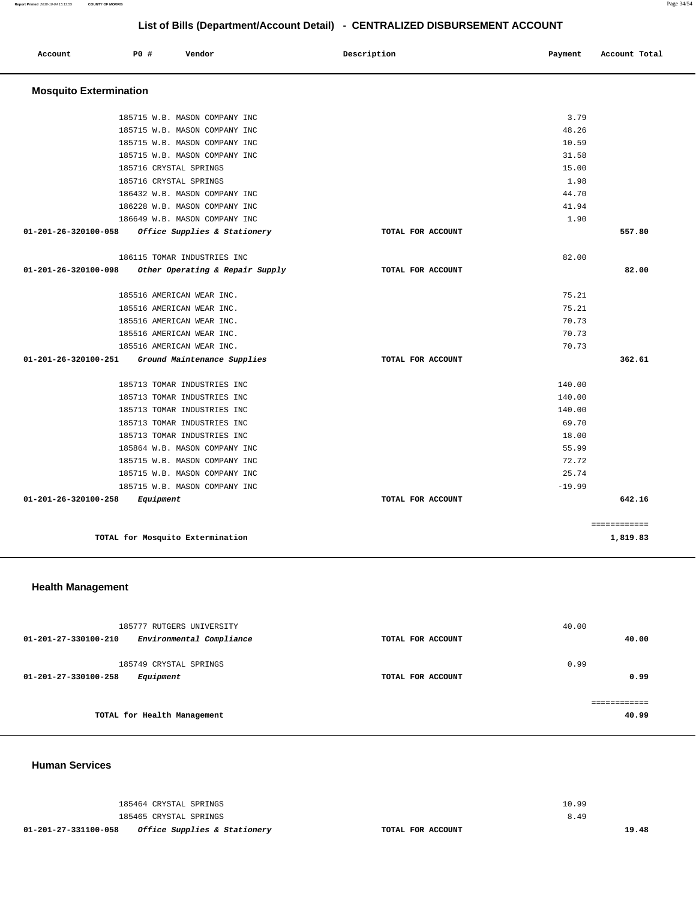## List of Bills (Department/Account Detail) - CENTRALIZED DISBURSEMENT ACCOUNT

| Account | PO # | Vendor | Description | Payment | Account Total |
|---|---|---|---|---|---|

### Mosquito Extermination

| Account | PO # | Vendor | Description | Payment | Account Total |
|---|---|---|---|---|---|
| | 185715 | W.B. MASON COMPANY INC | | 3.79 | |
| | 185715 | W.B. MASON COMPANY INC | | 48.26 | |
| | 185715 | W.B. MASON COMPANY INC | | 10.59 | |
| | 185715 | W.B. MASON COMPANY INC | | 31.58 | |
| | 185716 | CRYSTAL SPRINGS | | 15.00 | |
| | 185716 | CRYSTAL SPRINGS | | 1.98 | |
| | 186432 | W.B. MASON COMPANY INC | | 44.70 | |
| | 186228 | W.B. MASON COMPANY INC | | 41.94 | |
| | 186649 | W.B. MASON COMPANY INC | | 1.90 | |
| **01-201-26-320100-058** | | ***Office Supplies & Stationery*** | **TOTAL FOR ACCOUNT** | | **557.80** |
| | 186115 | TOMAR INDUSTRIES INC | | 82.00 | |
| **01-201-26-320100-098** | | ***Other Operating & Repair Supply*** | **TOTAL FOR ACCOUNT** | | **82.00** |
| | 185516 | AMERICAN WEAR INC. | | 75.21 | |
| | 185516 | AMERICAN WEAR INC. | | 75.21 | |
| | 185516 | AMERICAN WEAR INC. | | 70.73 | |
| | 185516 | AMERICAN WEAR INC. | | 70.73 | |
| | 185516 | AMERICAN WEAR INC. | | 70.73 | |
| **01-201-26-320100-251** | | ***Ground Maintenance Supplies*** | **TOTAL FOR ACCOUNT** | | **362.61** |
| | 185713 | TOMAR INDUSTRIES INC | | 140.00 | |
| | 185713 | TOMAR INDUSTRIES INC | | 140.00 | |
| | 185713 | TOMAR INDUSTRIES INC | | 140.00 | |
| | 185713 | TOMAR INDUSTRIES INC | | 69.70 | |
| | 185713 | TOMAR INDUSTRIES INC | | 18.00 | |
| | 185864 | W.B. MASON COMPANY INC | | 55.99 | |
| | 185715 | W.B. MASON COMPANY INC | | 72.72 | |
| | 185715 | W.B. MASON COMPANY INC | | 25.74 | |
| | 185715 | W.B. MASON COMPANY INC | | -19.99 | |
| **01-201-26-320100-258** | | ***Equipment*** | **TOTAL FOR ACCOUNT** | | **642.16** |
| | | **TOTAL for Mosquito Extermination** | | | **1,819.83** |

### Health Management

| Account | PO # | Vendor | Description | Payment | Account Total |
|---|---|---|---|---|---|
| | 185777 | RUTGERS UNIVERSITY | | 40.00 | |
| **01-201-27-330100-210** | | ***Environmental Compliance*** | **TOTAL FOR ACCOUNT** | | **40.00** |
| | 185749 | CRYSTAL SPRINGS | | 0.99 | |
| **01-201-27-330100-258** | | ***Equipment*** | **TOTAL FOR ACCOUNT** | | **0.99** |
| | | **TOTAL for Health Management** | | | **40.99** |

### Human Services

| Account | PO # | Vendor | Description | Payment | Account Total |
|---|---|---|---|---|---|
| | 185464 | CRYSTAL SPRINGS | | 10.99 | |
| | 185465 | CRYSTAL SPRINGS | | 8.49 | |
| **01-201-27-331100-058** | | ***Office Supplies & Stationery*** | **TOTAL FOR ACCOUNT** | | **19.48** |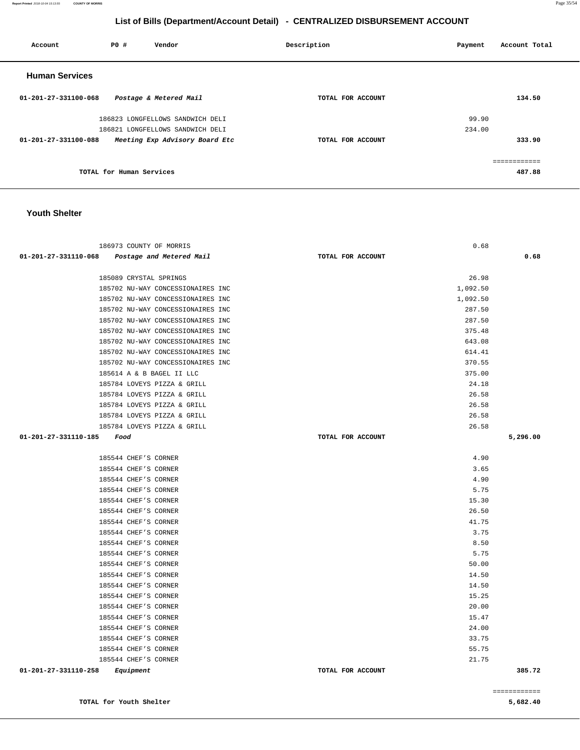## List of Bills (Department/Account Detail) - CENTRALIZED DISBURSEMENT ACCOUNT

| Account | PO # | Vendor | Description | Payment | Account Total |
|---|---|---|---|---|---|

### Human Services

| Account | PO # | Vendor | Description | Payment | Account Total |
|---|---|---|---|---|---|
| 01-201-27-331100-068 | | *Postage & Metered Mail* | TOTAL FOR ACCOUNT | | 134.50 |
| | 186823 | LONGFELLOWS SANDWICH DELI | | 99.90 | |
| | 186821 | LONGFELLOWS SANDWICH DELI | | 234.00 | |
| 01-201-27-331100-088 | | *Meeting Exp Advisory Board Etc* | TOTAL FOR ACCOUNT | | 333.90 |
| | | | | | ============ |
| | | TOTAL for Human Services | | | 487.88 |

### Youth Shelter

| Account | PO # | Vendor | Description | Payment | Account Total |
|---|---|---|---|---|---|
| | 186973 | COUNTY OF MORRIS | | 0.68 | |
| 01-201-27-331110-068 | | *Postage and Metered Mail* | TOTAL FOR ACCOUNT | | 0.68 |
| | 185089 | CRYSTAL SPRINGS | | 26.98 | |
| | 185702 | NU-WAY CONCESSIONAIRES INC | | 1,092.50 | |
| | 185702 | NU-WAY CONCESSIONAIRES INC | | 1,092.50 | |
| | 185702 | NU-WAY CONCESSIONAIRES INC | | 287.50 | |
| | 185702 | NU-WAY CONCESSIONAIRES INC | | 287.50 | |
| | 185702 | NU-WAY CONCESSIONAIRES INC | | 375.48 | |
| | 185702 | NU-WAY CONCESSIONAIRES INC | | 643.08 | |
| | 185702 | NU-WAY CONCESSIONAIRES INC | | 614.41 | |
| | 185702 | NU-WAY CONCESSIONAIRES INC | | 370.55 | |
| | 185614 | A & B BAGEL II LLC | | 375.00 | |
| | 185784 | LOVEYS PIZZA & GRILL | | 24.18 | |
| | 185784 | LOVEYS PIZZA & GRILL | | 26.58 | |
| | 185784 | LOVEYS PIZZA & GRILL | | 26.58 | |
| | 185784 | LOVEYS PIZZA & GRILL | | 26.58 | |
| | 185784 | LOVEYS PIZZA & GRILL | | 26.58 | |
| 01-201-27-331110-185 | | *Food* | TOTAL FOR ACCOUNT | | 5,296.00 |
| | 185544 | CHEF'S CORNER | | 4.90 | |
| | 185544 | CHEF'S CORNER | | 3.65 | |
| | 185544 | CHEF'S CORNER | | 4.90 | |
| | 185544 | CHEF'S CORNER | | 5.75 | |
| | 185544 | CHEF'S CORNER | | 15.30 | |
| | 185544 | CHEF'S CORNER | | 26.50 | |
| | 185544 | CHEF'S CORNER | | 41.75 | |
| | 185544 | CHEF'S CORNER | | 3.75 | |
| | 185544 | CHEF'S CORNER | | 8.50 | |
| | 185544 | CHEF'S CORNER | | 5.75 | |
| | 185544 | CHEF'S CORNER | | 50.00 | |
| | 185544 | CHEF'S CORNER | | 14.50 | |
| | 185544 | CHEF'S CORNER | | 14.50 | |
| | 185544 | CHEF'S CORNER | | 15.25 | |
| | 185544 | CHEF'S CORNER | | 20.00 | |
| | 185544 | CHEF'S CORNER | | 15.47 | |
| | 185544 | CHEF'S CORNER | | 24.00 | |
| | 185544 | CHEF'S CORNER | | 33.75 | |
| | 185544 | CHEF'S CORNER | | 55.75 | |
| | 185544 | CHEF'S CORNER | | 21.75 | |
| 01-201-27-331110-258 | | *Equipment* | TOTAL FOR ACCOUNT | | 385.72 |
| | | | | | ============ |
| | | TOTAL for Youth Shelter | | | 5,682.40 |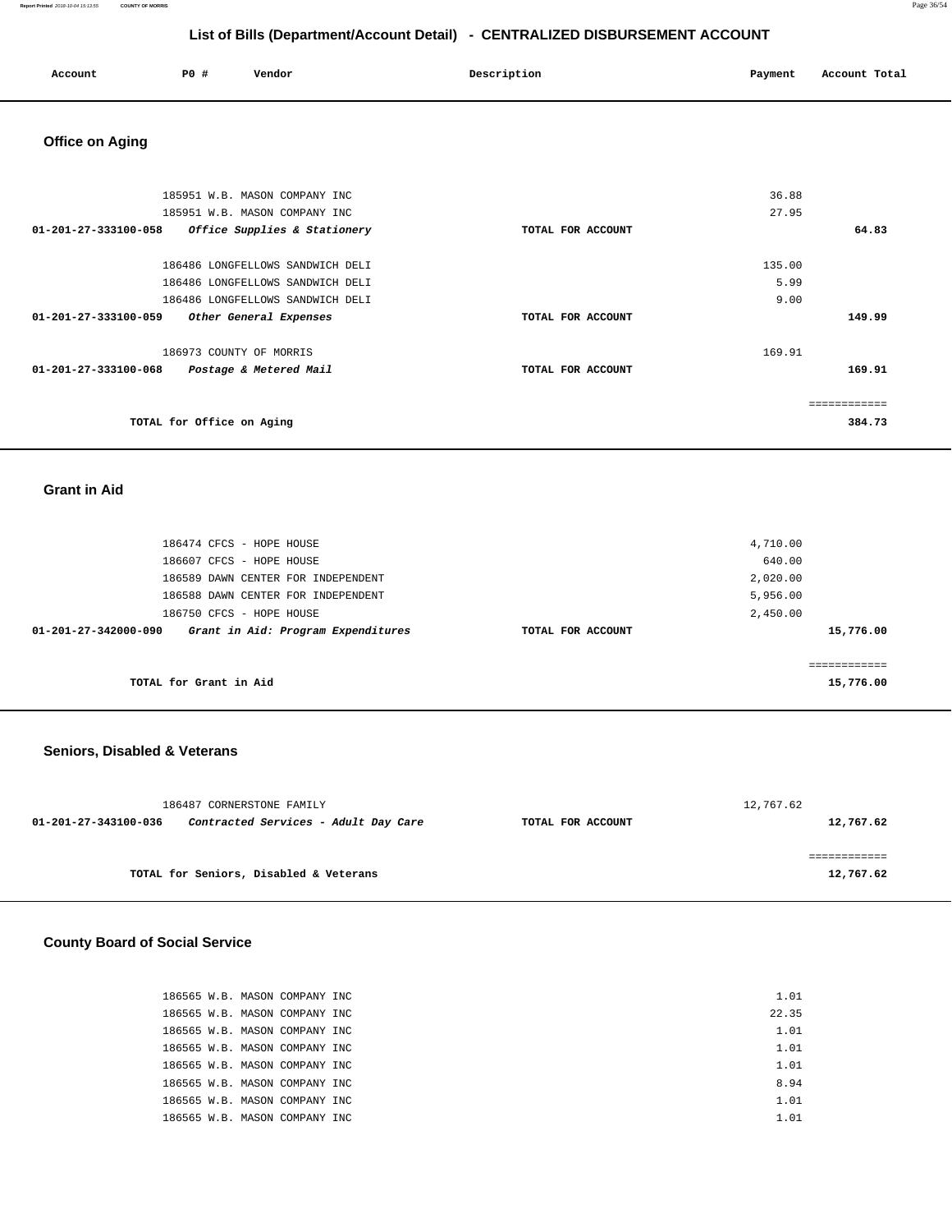## List of Bills (Department/Account Detail) - CENTRALIZED DISBURSEMENT ACCOUNT

| Account | PO # | Vendor | Description | Payment | Account Total |
|---|---|---|---|---|---|

### Office on Aging

| Account | PO # | Vendor | Description | Payment | Account Total |
|---|---|---|---|---|---|
| | 185951 | W.B. MASON COMPANY INC | | 36.88 | |
| | 185951 | W.B. MASON COMPANY INC | | 27.95 | |
| 01-201-27-333100-058 | | *Office Supplies & Stationery* | TOTAL FOR ACCOUNT | | 64.83 |
| | 186486 | LONGFELLOWS SANDWICH DELI | | 135.00 | |
| | 186486 | LONGFELLOWS SANDWICH DELI | | 5.99 | |
| | 186486 | LONGFELLOWS SANDWICH DELI | | 9.00 | |
| 01-201-27-333100-059 | | *Other General Expenses* | TOTAL FOR ACCOUNT | | 149.99 |
| | 186973 | COUNTY OF MORRIS | | 169.91 | |
| 01-201-27-333100-068 | | *Postage & Metered Mail* | TOTAL FOR ACCOUNT | | 169.91 |
| | | | | | ============ |
| | | TOTAL for Office on Aging | | | 384.73 |

### Grant in Aid

| Account | PO # | Vendor | Description | Payment | Account Total |
|---|---|---|---|---|---|
| | 186474 | CFCS - HOPE HOUSE | | 4,710.00 | |
| | 186607 | CFCS - HOPE HOUSE | | 640.00 | |
| | 186589 | DAWN CENTER FOR INDEPENDENT | | 2,020.00 | |
| | 186588 | DAWN CENTER FOR INDEPENDENT | | 5,956.00 | |
| | 186750 | CFCS - HOPE HOUSE | | 2,450.00 | |
| 01-201-27-342000-090 | | *Grant in Aid: Program Expenditures* | TOTAL FOR ACCOUNT | | 15,776.00 |
| | | | | | ============ |
| | | TOTAL for Grant in Aid | | | 15,776.00 |

### Seniors, Disabled & Veterans

| Account | PO # | Vendor | Description | Payment | Account Total |
|---|---|---|---|---|---|
| | 186487 | CORNERSTONE FAMILY | | 12,767.62 | |
| 01-201-27-343100-036 | | *Contracted Services - Adult Day Care* | TOTAL FOR ACCOUNT | | 12,767.62 |
| | | | | | ============ |
| | | TOTAL for Seniors, Disabled & Veterans | | | 12,767.62 |

### County Board of Social Service

| Account | PO # | Vendor | Description | Payment | Account Total |
|---|---|---|---|---|---|
| | 186565 | W.B. MASON COMPANY INC | | 1.01 | |
| | 186565 | W.B. MASON COMPANY INC | | 22.35 | |
| | 186565 | W.B. MASON COMPANY INC | | 1.01 | |
| | 186565 | W.B. MASON COMPANY INC | | 1.01 | |
| | 186565 | W.B. MASON COMPANY INC | | 1.01 | |
| | 186565 | W.B. MASON COMPANY INC | | 8.94 | |
| | 186565 | W.B. MASON COMPANY INC | | 1.01 | |
| | 186565 | W.B. MASON COMPANY INC | | 1.01 | |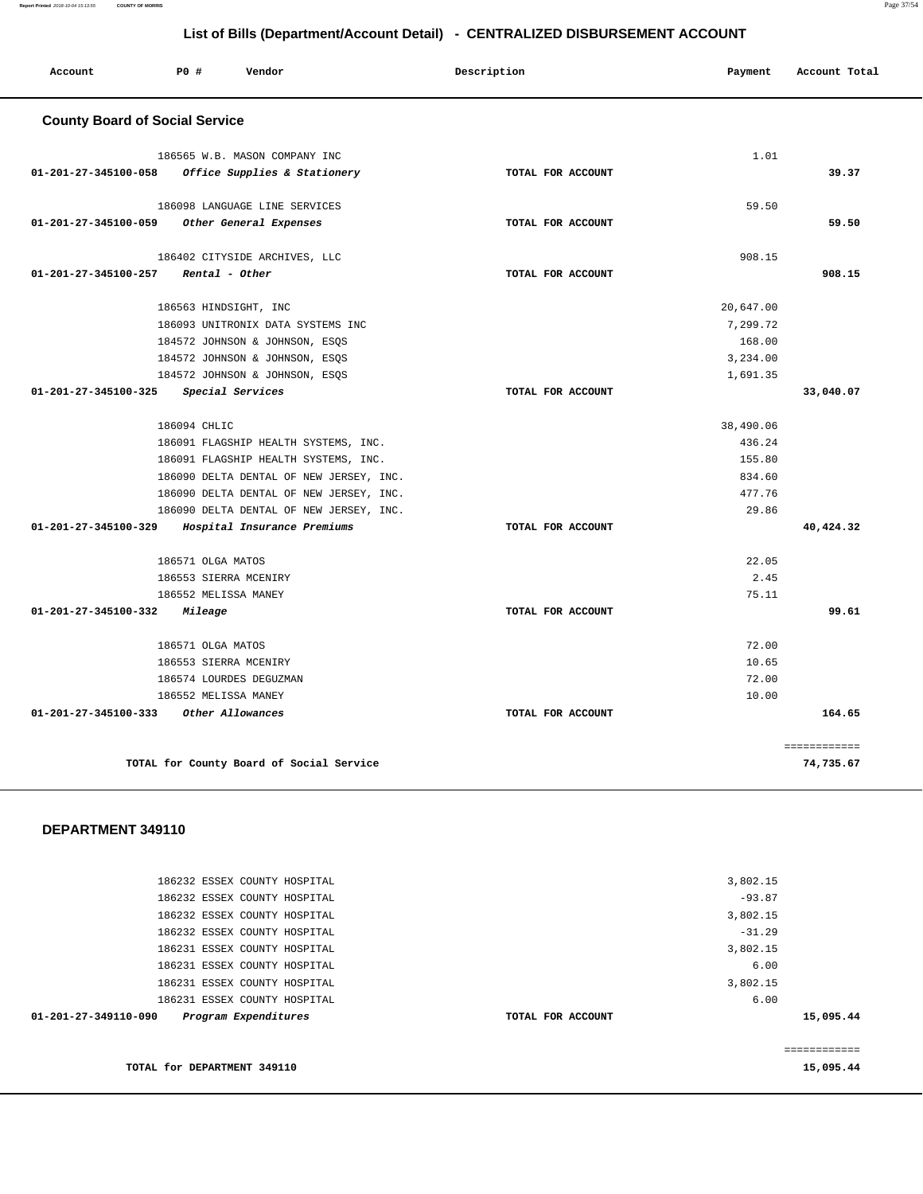# List of Bills (Department/Account Detail) - CENTRALIZED DISBURSEMENT ACCOUNT

| Account | PO # | Vendor | Description | Payment | Account Total |
|---|---|---|---|---|---|

## County Board of Social Service

| Account | PO # | Vendor | Description | Payment | Account Total |
|---|---|---|---|---|---|
| | 186565 | W.B. MASON COMPANY INC | | 1.01 | |
| 01-201-27-345100-058 | | *Office Supplies & Stationery* | TOTAL FOR ACCOUNT | | 39.37 |
| | 186098 | LANGUAGE LINE SERVICES | | 59.50 | |
| 01-201-27-345100-059 | | *Other General Expenses* | TOTAL FOR ACCOUNT | | 59.50 |
| | 186402 | CITYSIDE ARCHIVES, LLC | | 908.15 | |
| 01-201-27-345100-257 | | *Rental - Other* | TOTAL FOR ACCOUNT | | 908.15 |
| | 186563 | HINDSIGHT, INC | | 20,647.00 | |
| | 186093 | UNITRONIX DATA SYSTEMS INC | | 7,299.72 | |
| | 184572 | JOHNSON & JOHNSON, ESQS | | 168.00 | |
| | 184572 | JOHNSON & JOHNSON, ESQS | | 3,234.00 | |
| | 184572 | JOHNSON & JOHNSON, ESQS | | 1,691.35 | |
| 01-201-27-345100-325 | | *Special Services* | TOTAL FOR ACCOUNT | | 33,040.07 |
| | 186094 | CHLIC | | 38,490.06 | |
| | 186091 | FLAGSHIP HEALTH SYSTEMS, INC. | | 436.24 | |
| | 186091 | FLAGSHIP HEALTH SYSTEMS, INC. | | 155.80 | |
| | 186090 | DELTA DENTAL OF NEW JERSEY, INC. | | 834.60 | |
| | 186090 | DELTA DENTAL OF NEW JERSEY, INC. | | 477.76 | |
| | 186090 | DELTA DENTAL OF NEW JERSEY, INC. | | 29.86 | |
| 01-201-27-345100-329 | | *Hospital Insurance Premiums* | TOTAL FOR ACCOUNT | | 40,424.32 |
| | 186571 | OLGA MATOS | | 22.05 | |
| | 186553 | SIERRA MCENIRY | | 2.45 | |
| | 186552 | MELISSA MANEY | | 75.11 | |
| 01-201-27-345100-332 | | *Mileage* | TOTAL FOR ACCOUNT | | 99.61 |
| | 186571 | OLGA MATOS | | 72.00 | |
| | 186553 | SIERRA MCENIRY | | 10.65 | |
| | 186574 | LOURDES DEGUZMAN | | 72.00 | |
| | 186552 | MELISSA MANEY | | 10.00 | |
| 01-201-27-345100-333 | | *Other Allowances* | TOTAL FOR ACCOUNT | | 164.65 |
| | | TOTAL for County Board of Social Service | | | 74,735.67 |

## DEPARTMENT 349110

| Account | PO # | Vendor | Description | Payment | Account Total |
|---|---|---|---|---|---|
| | 186232 | ESSEX COUNTY HOSPITAL | | 3,802.15 | |
| | 186232 | ESSEX COUNTY HOSPITAL | | -93.87 | |
| | 186232 | ESSEX COUNTY HOSPITAL | | 3,802.15 | |
| | 186232 | ESSEX COUNTY HOSPITAL | | -31.29 | |
| | 186231 | ESSEX COUNTY HOSPITAL | | 3,802.15 | |
| | 186231 | ESSEX COUNTY HOSPITAL | | 6.00 | |
| | 186231 | ESSEX COUNTY HOSPITAL | | 3,802.15 | |
| | 186231 | ESSEX COUNTY HOSPITAL | | 6.00 | |
| 01-201-27-349110-090 | | *Program Expenditures* | TOTAL FOR ACCOUNT | | 15,095.44 |
| | | TOTAL for DEPARTMENT 349110 | | | 15,095.44 |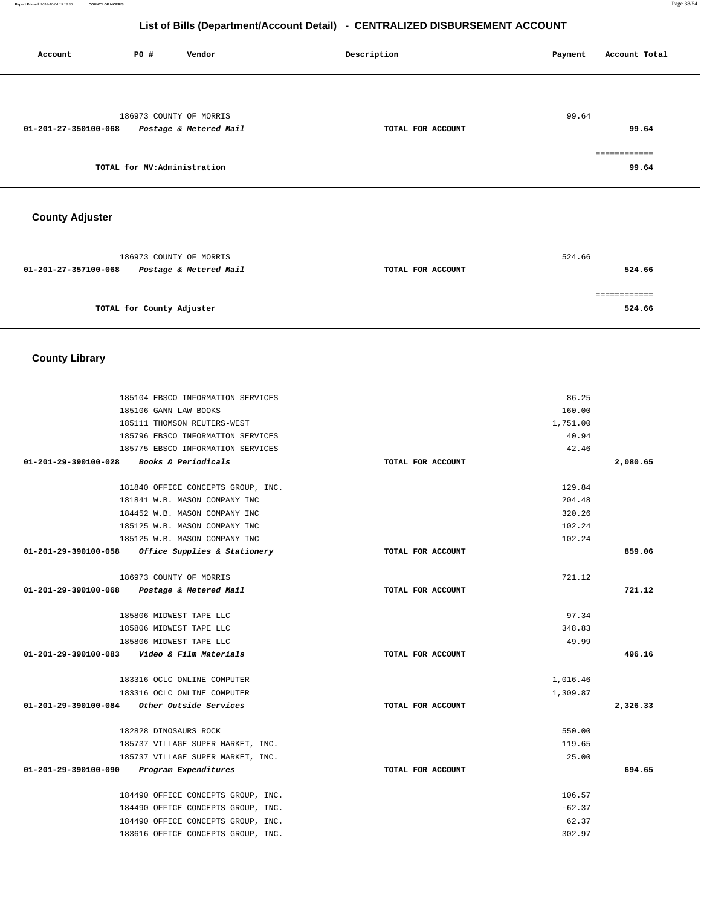## List of Bills (Department/Account Detail) - CENTRALIZED DISBURSEMENT ACCOUNT

| Account | PO # | Vendor | Description | Payment | Account Total |
|---|---|---|---|---|---|
| | 186973 | COUNTY OF MORRIS | | 99.64 | |
| 01-201-27-350100-068 | | *Postage & Metered Mail* | TOTAL FOR ACCOUNT | | 99.64 |
| | | | | | ============ |
| | | TOTAL for MV:Administration | | | 99.64 |

### County Adjuster

| Account | PO # | Vendor | Description | Payment | Account Total |
|---|---|---|---|---|---|
| | 186973 | COUNTY OF MORRIS | | 524.66 | |
| 01-201-27-357100-068 | | *Postage & Metered Mail* | TOTAL FOR ACCOUNT | | 524.66 |
| | | | | | ============ |
| | | TOTAL for County Adjuster | | | 524.66 |

### County Library

| Account | PO # | Vendor | Description | Payment | Account Total |
|---|---|---|---|---|---|
| | 185104 | EBSCO INFORMATION SERVICES | | 86.25 | |
| | 185106 | GANN LAW BOOKS | | 160.00 | |
| | 185111 | THOMSON REUTERS-WEST | | 1,751.00 | |
| | 185796 | EBSCO INFORMATION SERVICES | | 40.94 | |
| | 185775 | EBSCO INFORMATION SERVICES | | 42.46 | |
| 01-201-29-390100-028 | | *Books & Periodicals* | TOTAL FOR ACCOUNT | | 2,080.65 |
| | 181840 | OFFICE CONCEPTS GROUP, INC. | | 129.84 | |
| | 181841 | W.B. MASON COMPANY INC | | 204.48 | |
| | 184452 | W.B. MASON COMPANY INC | | 320.26 | |
| | 185125 | W.B. MASON COMPANY INC | | 102.24 | |
| | 185125 | W.B. MASON COMPANY INC | | 102.24 | |
| 01-201-29-390100-058 | | *Office Supplies & Stationery* | TOTAL FOR ACCOUNT | | 859.06 |
| | 186973 | COUNTY OF MORRIS | | 721.12 | |
| 01-201-29-390100-068 | | *Postage & Metered Mail* | TOTAL FOR ACCOUNT | | 721.12 |
| | 185806 | MIDWEST TAPE LLC | | 97.34 | |
| | 185806 | MIDWEST TAPE LLC | | 348.83 | |
| | 185806 | MIDWEST TAPE LLC | | 49.99 | |
| 01-201-29-390100-083 | | *Video & Film Materials* | TOTAL FOR ACCOUNT | | 496.16 |
| | 183316 | OCLC ONLINE COMPUTER | | 1,016.46 | |
| | 183316 | OCLC ONLINE COMPUTER | | 1,309.87 | |
| 01-201-29-390100-084 | | *Other Outside Services* | TOTAL FOR ACCOUNT | | 2,326.33 |
| | 182828 | DINOSAURS ROCK | | 550.00 | |
| | 185737 | VILLAGE SUPER MARKET, INC. | | 119.65 | |
| | 185737 | VILLAGE SUPER MARKET, INC. | | 25.00 | |
| 01-201-29-390100-090 | | *Program Expenditures* | TOTAL FOR ACCOUNT | | 694.65 |
| | 184490 | OFFICE CONCEPTS GROUP, INC. | | 106.57 | |
| | 184490 | OFFICE CONCEPTS GROUP, INC. | | -62.37 | |
| | 184490 | OFFICE CONCEPTS GROUP, INC. | | 62.37 | |
| | 183616 | OFFICE CONCEPTS GROUP, INC. | | 302.97 | |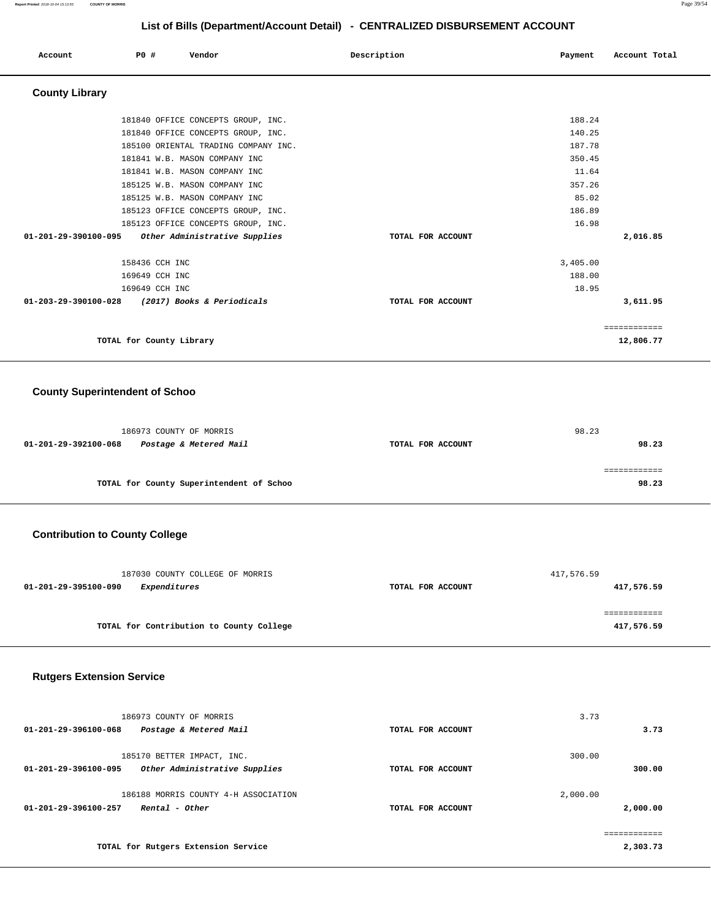## List of Bills (Department/Account Detail) - CENTRALIZED DISBURSEMENT ACCOUNT

| Account | PO # | Vendor | Description | Payment | Account Total |
|---|---|---|---|---|---|

### County Library

| Account | PO # | Vendor | Description | Payment | Account Total |
|---|---|---|---|---|---|
| | 181840 | OFFICE CONCEPTS GROUP, INC. | | 188.24 | |
| | 181840 | OFFICE CONCEPTS GROUP, INC. | | 140.25 | |
| | 185100 | ORIENTAL TRADING COMPANY INC. | | 187.78 | |
| | 181841 | W.B. MASON COMPANY INC | | 350.45 | |
| | 181841 | W.B. MASON COMPANY INC | | 11.64 | |
| | 185125 | W.B. MASON COMPANY INC | | 357.26 | |
| | 185125 | W.B. MASON COMPANY INC | | 85.02 | |
| | 185123 | OFFICE CONCEPTS GROUP, INC. | | 186.89 | |
| | 185123 | OFFICE CONCEPTS GROUP, INC. | | 16.98 | |
| **01-201-29-390100-095** | | ***Other Administrative Supplies*** | **TOTAL FOR ACCOUNT** | | **2,016.85** |
| | 158436 | CCH INC | | 3,405.00 | |
| | 169649 | CCH INC | | 188.00 | |
| | 169649 | CCH INC | | 18.95 | |
| **01-203-29-390100-028** | | ***(2017) Books & Periodicals*** | **TOTAL FOR ACCOUNT** | | **3,611.95** |
| | | | | | ============ |
| | **TOTAL for County Library** | | | | **12,806.77** |

### County Superintendent of Schoo

| Account | PO # | Vendor | Description | Payment | Account Total |
|---|---|---|---|---|---|
| | 186973 | COUNTY OF MORRIS | | 98.23 | |
| **01-201-29-392100-068** | | ***Postage & Metered Mail*** | **TOTAL FOR ACCOUNT** | | **98.23** |
| | | | | | ============ |
| | **TOTAL for County Superintendent of Schoo** | | | | **98.23** |

### Contribution to County College

| Account | PO # | Vendor | Description | Payment | Account Total |
|---|---|---|---|---|---|
| | 187030 | COUNTY COLLEGE OF MORRIS | | 417,576.59 | |
| **01-201-29-395100-090** | | ***Expenditures*** | **TOTAL FOR ACCOUNT** | | **417,576.59** |
| | | | | | ============ |
| | **TOTAL for Contribution to County College** | | | | **417,576.59** |

### Rutgers Extension Service

| Account | PO # | Vendor | Description | Payment | Account Total |
|---|---|---|---|---|---|
| | 186973 | COUNTY OF MORRIS | | 3.73 | |
| **01-201-29-396100-068** | | ***Postage & Metered Mail*** | **TOTAL FOR ACCOUNT** | | **3.73** |
| | 185170 | BETTER IMPACT, INC. | | 300.00 | |
| **01-201-29-396100-095** | | ***Other Administrative Supplies*** | **TOTAL FOR ACCOUNT** | | **300.00** |
| | 186188 | MORRIS COUNTY 4-H ASSOCIATION | | 2,000.00 | |
| **01-201-29-396100-257** | | ***Rental - Other*** | **TOTAL FOR ACCOUNT** | | **2,000.00** |
| | | | | | ============ |
| | **TOTAL for Rutgers Extension Service** | | | | **2,303.73** |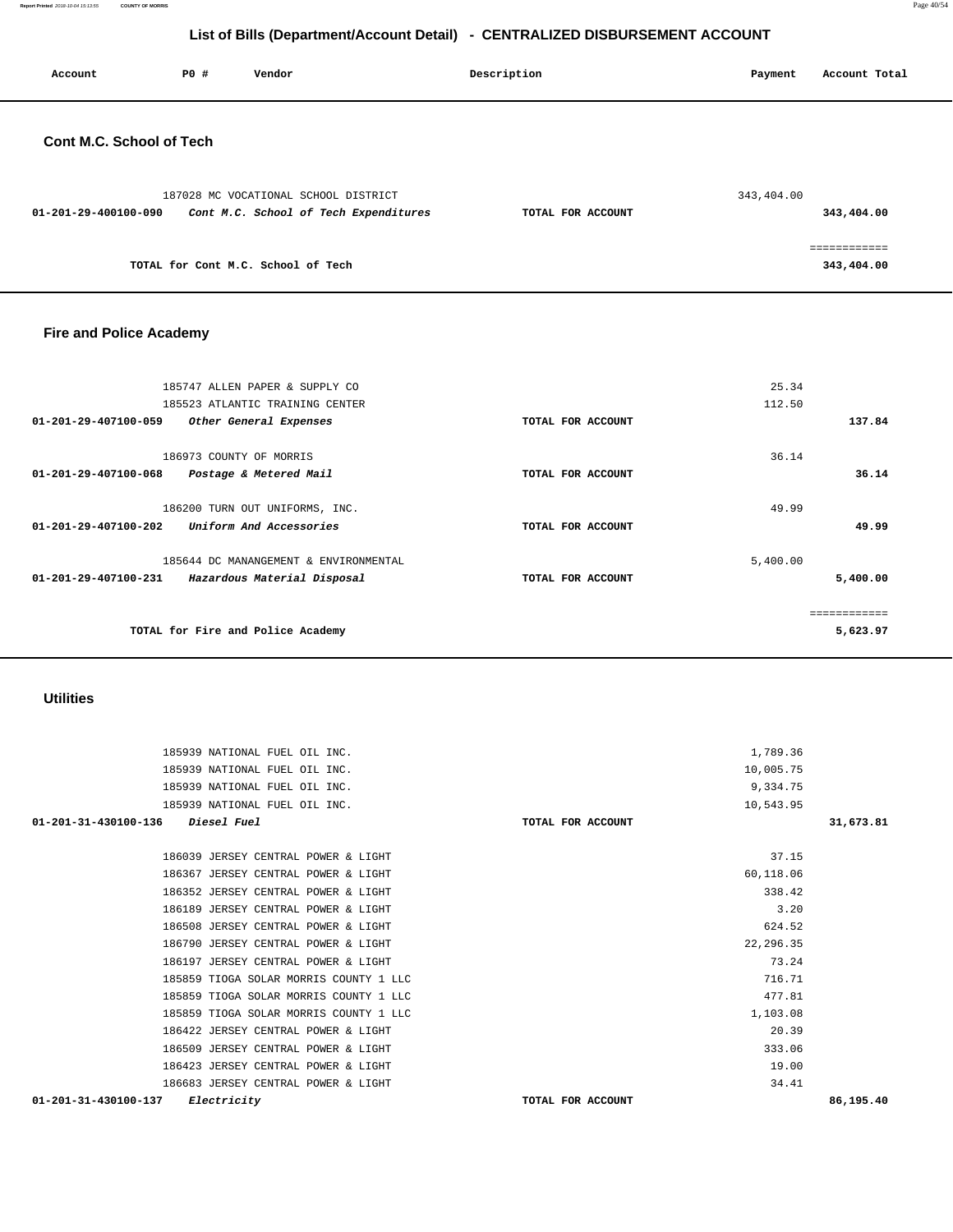# List of Bills (Department/Account Detail) - CENTRALIZED DISBURSEMENT ACCOUNT

| Account | PO # | Vendor | Description | Payment | Account Total |
|---|---|---|---|---|---|

## Cont M.C. School of Tech

| Account | PO # | Vendor | Description | Payment | Account Total |
|---|---|---|---|---|---|
| | 187028 | MC VOCATIONAL SCHOOL DISTRICT | | 343,404.00 | |
| 01-201-29-400100-090 | | *Cont M.C. School of Tech Expenditures* | TOTAL FOR ACCOUNT | | 343,404.00 |
| | | | | | ============ |
| | | TOTAL for Cont M.C. School of Tech | | | 343,404.00 |

## Fire and Police Academy

| Account | PO # | Vendor | Description | Payment | Account Total |
|---|---|---|---|---|---|
| | 185747 | ALLEN PAPER & SUPPLY CO | | 25.34 | |
| | 185523 | ATLANTIC TRAINING CENTER | | 112.50 | |
| 01-201-29-407100-059 | | *Other General Expenses* | TOTAL FOR ACCOUNT | | 137.84 |
| | 186973 | COUNTY OF MORRIS | | 36.14 | |
| 01-201-29-407100-068 | | *Postage & Metered Mail* | TOTAL FOR ACCOUNT | | 36.14 |
| | 186200 | TURN OUT UNIFORMS, INC. | | 49.99 | |
| 01-201-29-407100-202 | | *Uniform And Accessories* | TOTAL FOR ACCOUNT | | 49.99 |
| | 185644 | DC MANANGEMENT & ENVIRONMENTAL | | 5,400.00 | |
| 01-201-29-407100-231 | | *Hazardous Material Disposal* | TOTAL FOR ACCOUNT | | 5,400.00 |
| | | | | | ============ |
| | | TOTAL for Fire and Police Academy | | | 5,623.97 |

## Utilities

| Account | PO # | Vendor | Description | Payment | Account Total |
|---|---|---|---|---|---|
| | 185939 | NATIONAL FUEL OIL INC. | | 1,789.36 | |
| | 185939 | NATIONAL FUEL OIL INC. | | 10,005.75 | |
| | 185939 | NATIONAL FUEL OIL INC. | | 9,334.75 | |
| | 185939 | NATIONAL FUEL OIL INC. | | 10,543.95 | |
| 01-201-31-430100-136 | | *Diesel Fuel* | TOTAL FOR ACCOUNT | | 31,673.81 |
| | 186039 | JERSEY CENTRAL POWER & LIGHT | | 37.15 | |
| | 186367 | JERSEY CENTRAL POWER & LIGHT | | 60,118.06 | |
| | 186352 | JERSEY CENTRAL POWER & LIGHT | | 338.42 | |
| | 186189 | JERSEY CENTRAL POWER & LIGHT | | 3.20 | |
| | 186508 | JERSEY CENTRAL POWER & LIGHT | | 624.52 | |
| | 186790 | JERSEY CENTRAL POWER & LIGHT | | 22,296.35 | |
| | 186197 | JERSEY CENTRAL POWER & LIGHT | | 73.24 | |
| | 185859 | TIOGA SOLAR MORRIS COUNTY 1 LLC | | 716.71 | |
| | 185859 | TIOGA SOLAR MORRIS COUNTY 1 LLC | | 477.81 | |
| | 185859 | TIOGA SOLAR MORRIS COUNTY 1 LLC | | 1,103.08 | |
| | 186422 | JERSEY CENTRAL POWER & LIGHT | | 20.39 | |
| | 186509 | JERSEY CENTRAL POWER & LIGHT | | 333.06 | |
| | 186423 | JERSEY CENTRAL POWER & LIGHT | | 19.00 | |
| | 186683 | JERSEY CENTRAL POWER & LIGHT | | 34.41 | |
| 01-201-31-430100-137 | | *Electricity* | TOTAL FOR ACCOUNT | | 86,195.40 |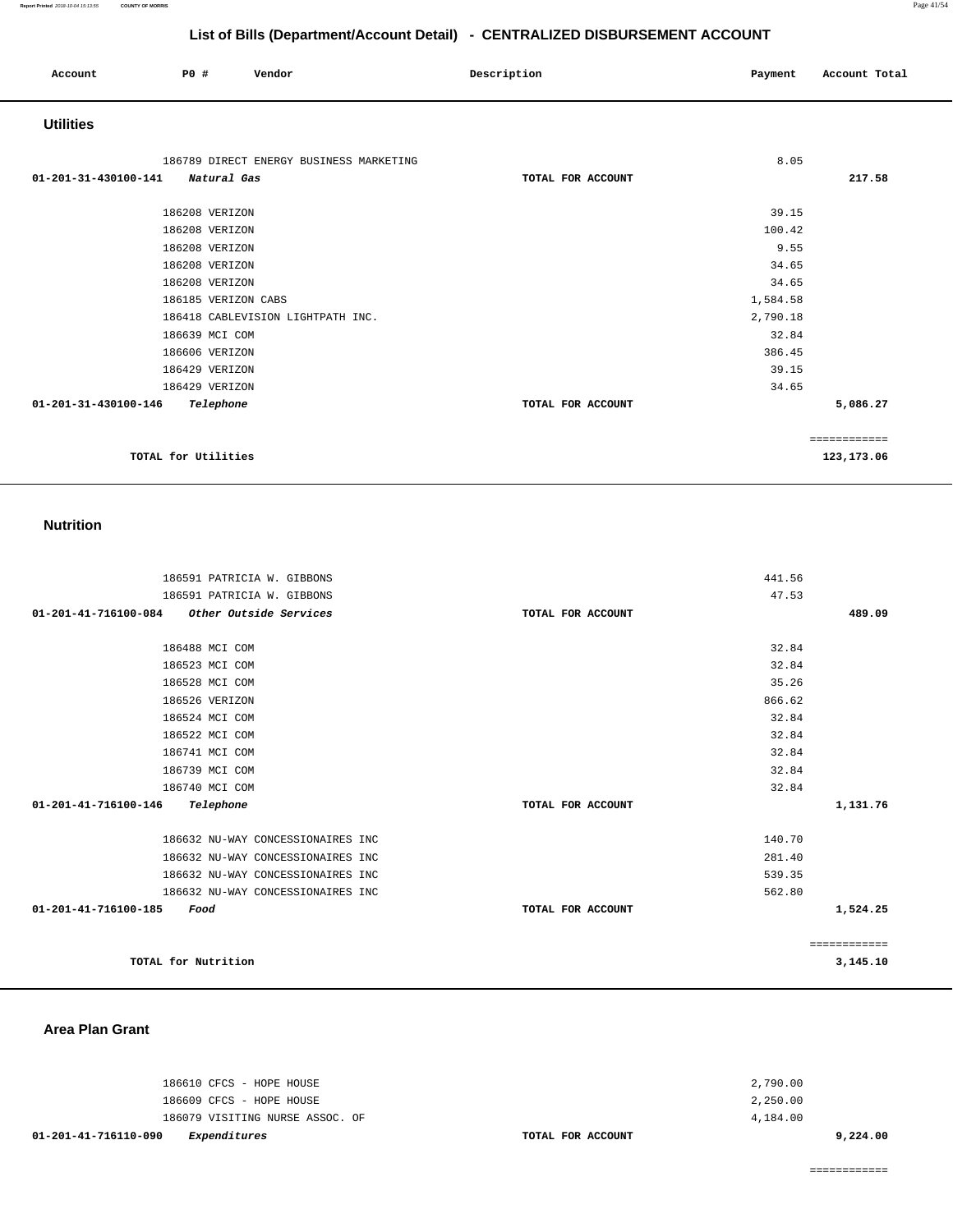## List of Bills (Department/Account Detail) - CENTRALIZED DISBURSEMENT ACCOUNT

| Account | PO # | Vendor | Description | Payment | Account Total |
|---|---|---|---|---|---|

### Utilities

| Account | PO # | Vendor | Description | Payment | Account Total |
|---|---|---|---|---|---|
| | 186789 | DIRECT ENERGY BUSINESS MARKETING | | 8.05 | |
| 01-201-31-430100-141 | | *Natural Gas* | TOTAL FOR ACCOUNT | | 217.58 |
| | 186208 | VERIZON | | 39.15 | |
| | 186208 | VERIZON | | 100.42 | |
| | 186208 | VERIZON | | 9.55 | |
| | 186208 | VERIZON | | 34.65 | |
| | 186208 | VERIZON | | 34.65 | |
| | 186185 | VERIZON CABS | | 1,584.58 | |
| | 186418 | CABLEVISION LIGHTPATH INC. | | 2,790.18 | |
| | 186639 | MCI COM | | 32.84 | |
| | 186606 | VERIZON | | 386.45 | |
| | 186429 | VERIZON | | 39.15 | |
| | 186429 | VERIZON | | 34.65 | |
| 01-201-31-430100-146 | | *Telephone* | TOTAL FOR ACCOUNT | | 5,086.27 |
| | | | | | ============ |
| | | TOTAL for Utilities | | | 123,173.06 |

### Nutrition

| Account | PO # | Vendor | Description | Payment | Account Total |
|---|---|---|---|---|---|
| | 186591 | PATRICIA W. GIBBONS | | 441.56 | |
| | 186591 | PATRICIA W. GIBBONS | | 47.53 | |
| 01-201-41-716100-084 | | *Other Outside Services* | TOTAL FOR ACCOUNT | | 489.09 |
| | 186488 | MCI COM | | 32.84 | |
| | 186523 | MCI COM | | 32.84 | |
| | 186528 | MCI COM | | 35.26 | |
| | 186526 | VERIZON | | 866.62 | |
| | 186524 | MCI COM | | 32.84 | |
| | 186522 | MCI COM | | 32.84 | |
| | 186741 | MCI COM | | 32.84 | |
| | 186739 | MCI COM | | 32.84 | |
| | 186740 | MCI COM | | 32.84 | |
| 01-201-41-716100-146 | | *Telephone* | TOTAL FOR ACCOUNT | | 1,131.76 |
| | 186632 | NU-WAY CONCESSIONAIRES INC | | 140.70 | |
| | 186632 | NU-WAY CONCESSIONAIRES INC | | 281.40 | |
| | 186632 | NU-WAY CONCESSIONAIRES INC | | 539.35 | |
| | 186632 | NU-WAY CONCESSIONAIRES INC | | 562.80 | |
| 01-201-41-716100-185 | | *Food* | TOTAL FOR ACCOUNT | | 1,524.25 |
| | | | | | ============ |
| | | TOTAL for Nutrition | | | 3,145.10 |

### Area Plan Grant

| Account | PO # | Vendor | Description | Payment | Account Total |
|---|---|---|---|---|---|
| | 186610 | CFCS - HOPE HOUSE | | 2,790.00 | |
| | 186609 | CFCS - HOPE HOUSE | | 2,250.00 | |
| | 186079 | VISITING NURSE ASSOC. OF | | 4,184.00 | |
| 01-201-41-716110-090 | | *Expenditures* | TOTAL FOR ACCOUNT | | 9,224.00 |
| | | | | | ============ |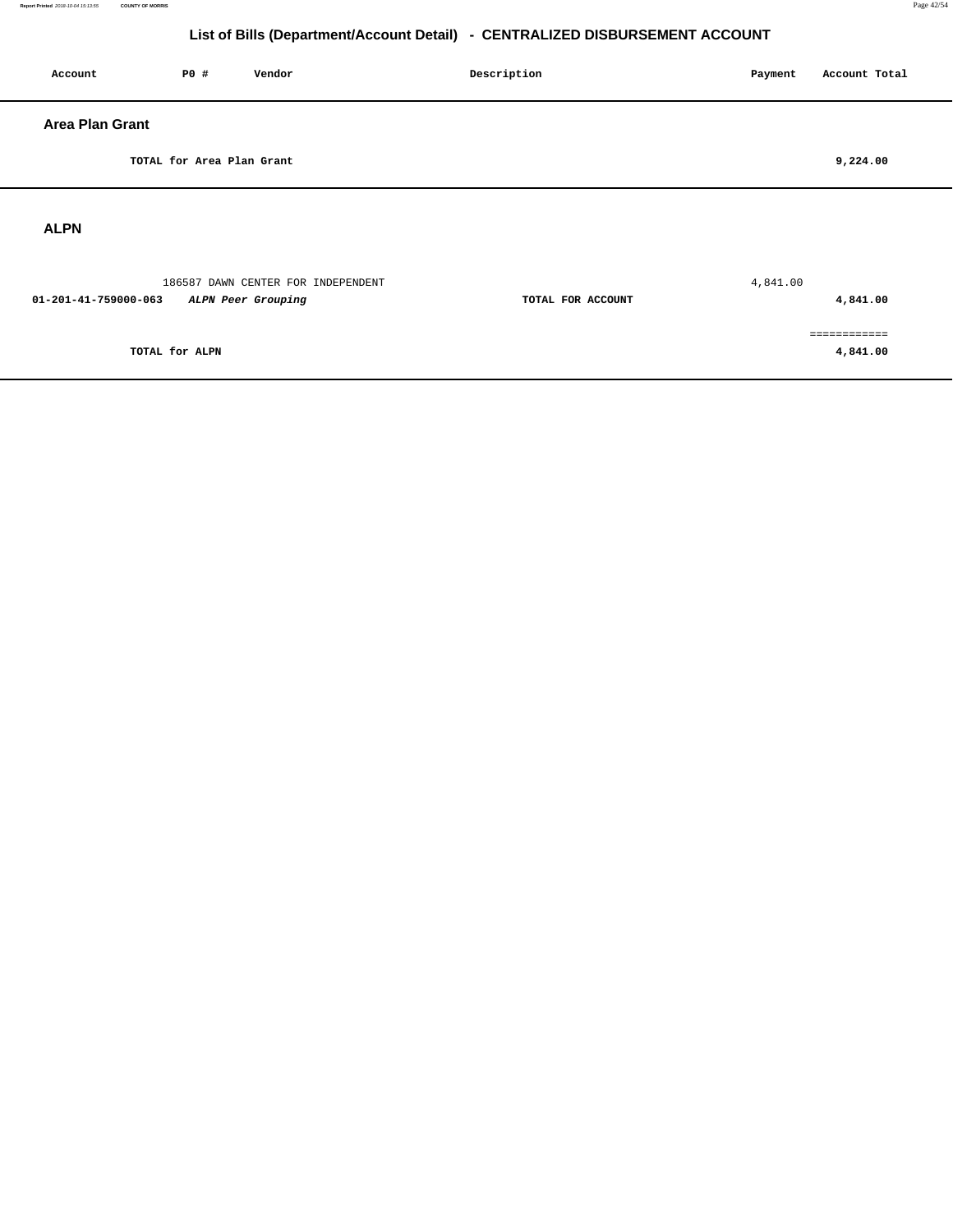# List of Bills (Department/Account Detail) - CENTRALIZED DISBURSEMENT ACCOUNT

| Account | PO # | Vendor | Description | Payment | Account Total |
|---|---|---|---|---|---|

## Area Plan Grant

| | | | | | |
|---|---|---|---|---|---|
| | TOTAL for Area Plan Grant | | | | 9,224.00 |

## ALPN

| Account | PO # | Vendor | Description | Payment | Account Total |
|---|---|---|---|---|---|
| | 186587 | DAWN CENTER FOR INDEPENDENT | | 4,841.00 | |
| **01-201-41-759000-063** | ***ALPN Peer Grouping*** | | **TOTAL FOR ACCOUNT** | | **4,841.00** |
| | | | | | ============ |
| | **TOTAL for ALPN** | | | | **4,841.00** |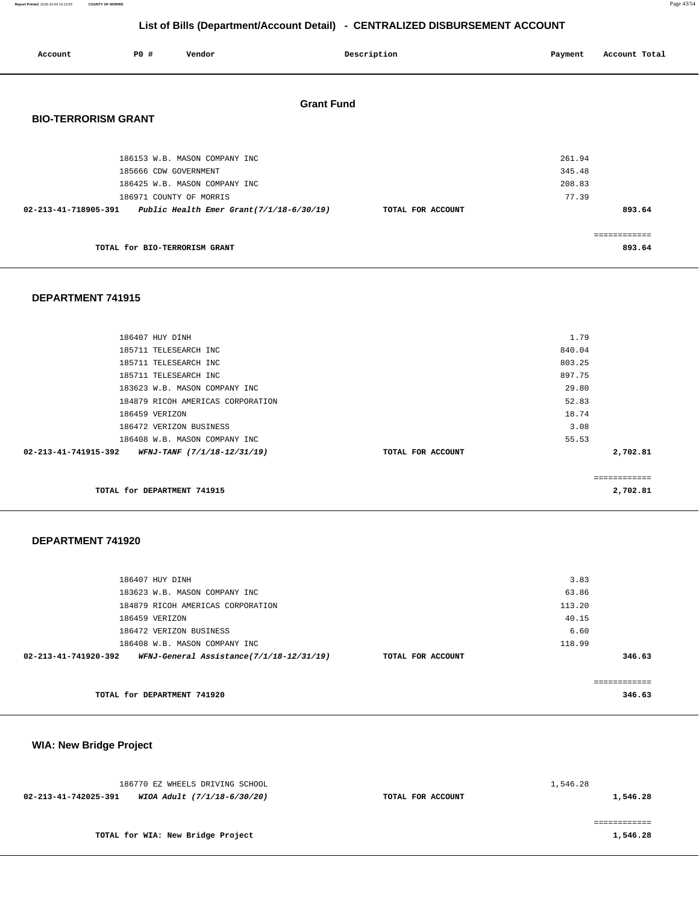# List of Bills (Department/Account Detail) - CENTRALIZED DISBURSEMENT ACCOUNT

| Account | PO # | Vendor | Description | Payment | Account Total |
|---|---|---|---|---|---|

## Grant Fund

### BIO-TERRORISM GRANT

| Account | PO # | Vendor | Description | Payment | Account Total |
|---|---|---|---|---|---|
| | 186153 | W.B. MASON COMPANY INC | | 261.94 | |
| | 185666 | CDW GOVERNMENT | | 345.48 | |
| | 186425 | W.B. MASON COMPANY INC | | 208.83 | |
| | 186971 | COUNTY OF MORRIS | | 77.39 | |
| **02-213-41-718905-391** | | ***Public Health Emer Grant(7/1/18-6/30/19)*** | **TOTAL FOR ACCOUNT** | | **893.64** |

============

**TOTAL for BIO-TERRORISM GRANT** **893.64**

### DEPARTMENT 741915

| Account | PO # | Vendor | Description | Payment | Account Total |
|---|---|---|---|---|---|
| | 186407 | HUY DINH | | 1.79 | |
| | 185711 | TELESEARCH INC | | 840.04 | |
| | 185711 | TELESEARCH INC | | 803.25 | |
| | 185711 | TELESEARCH INC | | 897.75 | |
| | 183623 | W.B. MASON COMPANY INC | | 29.80 | |
| | 184879 | RICOH AMERICAS CORPORATION | | 52.83 | |
| | 186459 | VERIZON | | 18.74 | |
| | 186472 | VERIZON BUSINESS | | 3.08 | |
| | 186408 | W.B. MASON COMPANY INC | | 55.53 | |
| **02-213-41-741915-392** | | ***WFNJ-TANF (7/1/18-12/31/19)*** | **TOTAL FOR ACCOUNT** | | **2,702.81** |

============

**TOTAL for DEPARTMENT 741915** **2,702.81**

### DEPARTMENT 741920

| Account | PO # | Vendor | Description | Payment | Account Total |
|---|---|---|---|---|---|
| | 186407 | HUY DINH | | 3.83 | |
| | 183623 | W.B. MASON COMPANY INC | | 63.86 | |
| | 184879 | RICOH AMERICAS CORPORATION | | 113.20 | |
| | 186459 | VERIZON | | 40.15 | |
| | 186472 | VERIZON BUSINESS | | 6.60 | |
| | 186408 | W.B. MASON COMPANY INC | | 118.99 | |
| **02-213-41-741920-392** | | ***WFNJ-General Assistance(7/1/18-12/31/19)*** | **TOTAL FOR ACCOUNT** | | **346.63** |

============

**TOTAL for DEPARTMENT 741920** **346.63**

### WIA: New Bridge Project

| Account | PO # | Vendor | Description | Payment | Account Total |
|---|---|---|---|---|---|
| | 186770 | EZ WHEELS DRIVING SCHOOL | | 1,546.28 | |
| **02-213-41-742025-391** | | ***WIOA Adult (7/1/18-6/30/20)*** | **TOTAL FOR ACCOUNT** | | **1,546.28** |

============

**TOTAL for WIA: New Bridge Project** **1,546.28**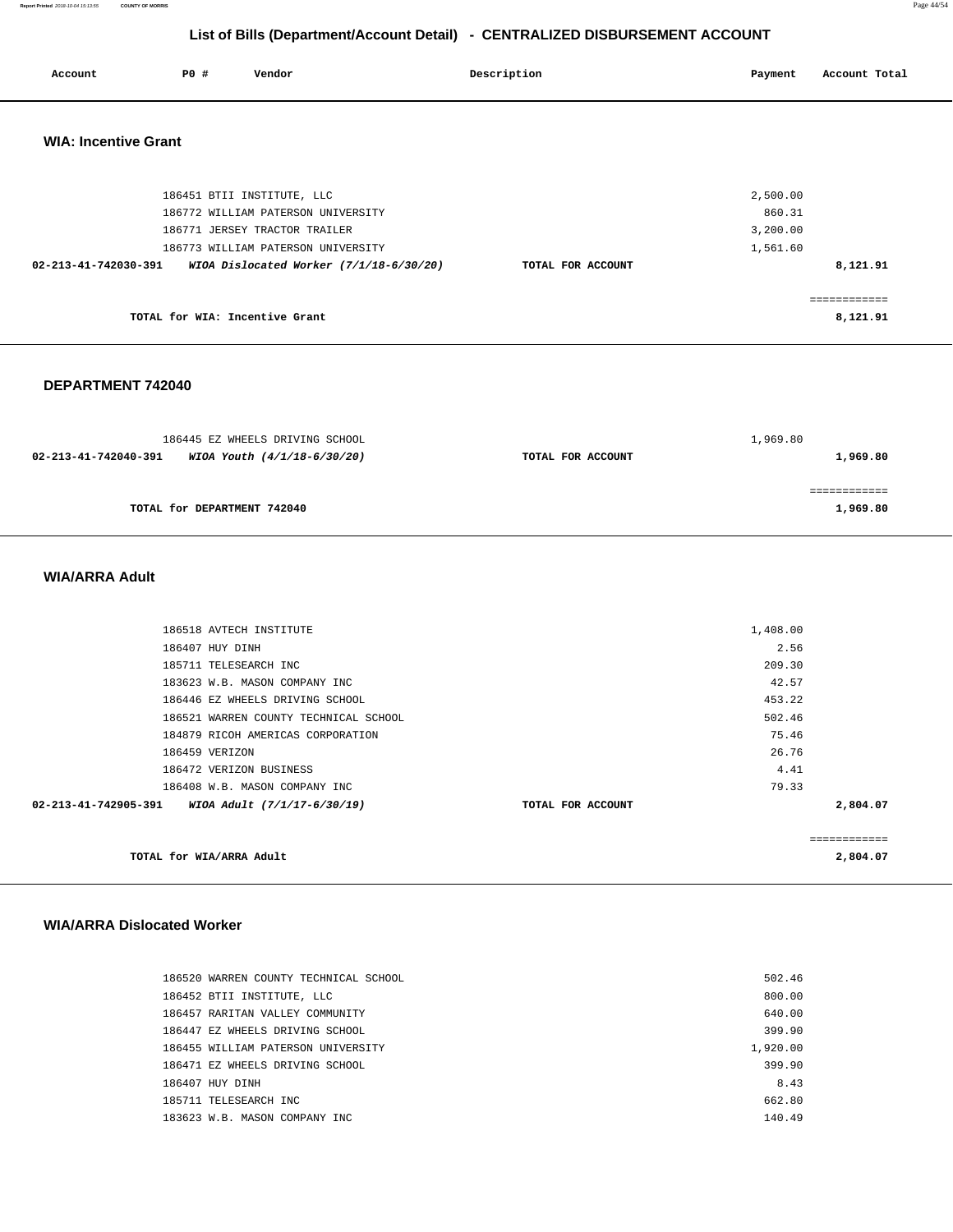## List of Bills (Department/Account Detail) - CENTRALIZED DISBURSEMENT ACCOUNT

| Account | PO # | Vendor | Description | Payment | Account Total |
|---|---|---|---|---|---|

### WIA: Incentive Grant

| Account | PO # | Vendor | Description | Payment | Account Total |
|---|---|---|---|---|---|
| | 186451 | BTII INSTITUTE, LLC | | 2,500.00 | |
| | 186772 | WILLIAM PATERSON UNIVERSITY | | 860.31 | |
| | 186771 | JERSEY TRACTOR TRAILER | | 3,200.00 | |
| | 186773 | WILLIAM PATERSON UNIVERSITY | | 1,561.60 | |
| **02-213-41-742030-391** | | ***WIOA Dislocated Worker (7/1/18-6/30/20)*** | **TOTAL FOR ACCOUNT** | | **8,121.91** |
| | | | | | ============ |
| | | **TOTAL for WIA: Incentive Grant** | | | **8,121.91** |

### DEPARTMENT 742040

| Account | PO # | Vendor | Description | Payment | Account Total |
|---|---|---|---|---|---|
| | 186445 | EZ WHEELS DRIVING SCHOOL | | 1,969.80 | |
| **02-213-41-742040-391** | | ***WIOA Youth (4/1/18-6/30/20)*** | **TOTAL FOR ACCOUNT** | | **1,969.80** |
| | | | | | ============ |
| | | **TOTAL for DEPARTMENT 742040** | | | **1,969.80** |

### WIA/ARRA Adult

| Account | PO # | Vendor | Description | Payment | Account Total |
|---|---|---|---|---|---|
| | 186518 | AVTECH INSTITUTE | | 1,408.00 | |
| | 186407 | HUY DINH | | 2.56 | |
| | 185711 | TELESEARCH INC | | 209.30 | |
| | 183623 | W.B. MASON COMPANY INC | | 42.57 | |
| | 186446 | EZ WHEELS DRIVING SCHOOL | | 453.22 | |
| | 186521 | WARREN COUNTY TECHNICAL SCHOOL | | 502.46 | |
| | 184879 | RICOH AMERICAS CORPORATION | | 75.46 | |
| | 186459 | VERIZON | | 26.76 | |
| | 186472 | VERIZON BUSINESS | | 4.41 | |
| | 186408 | W.B. MASON COMPANY INC | | 79.33 | |
| **02-213-41-742905-391** | | ***WIOA Adult (7/1/17-6/30/19)*** | **TOTAL FOR ACCOUNT** | | **2,804.07** |
| | | | | | ============ |
| | | **TOTAL for WIA/ARRA Adult** | | | **2,804.07** |

### WIA/ARRA Dislocated Worker

| Account | PO # | Vendor | Description | Payment | Account Total |
|---|---|---|---|---|---|
| | 186520 | WARREN COUNTY TECHNICAL SCHOOL | | 502.46 | |
| | 186452 | BTII INSTITUTE, LLC | | 800.00 | |
| | 186457 | RARITAN VALLEY COMMUNITY | | 640.00 | |
| | 186447 | EZ WHEELS DRIVING SCHOOL | | 399.90 | |
| | 186455 | WILLIAM PATERSON UNIVERSITY | | 1,920.00 | |
| | 186471 | EZ WHEELS DRIVING SCHOOL | | 399.90 | |
| | 186407 | HUY DINH | | 8.43 | |
| | 185711 | TELESEARCH INC | | 662.80 | |
| | 183623 | W.B. MASON COMPANY INC | | 140.49 | |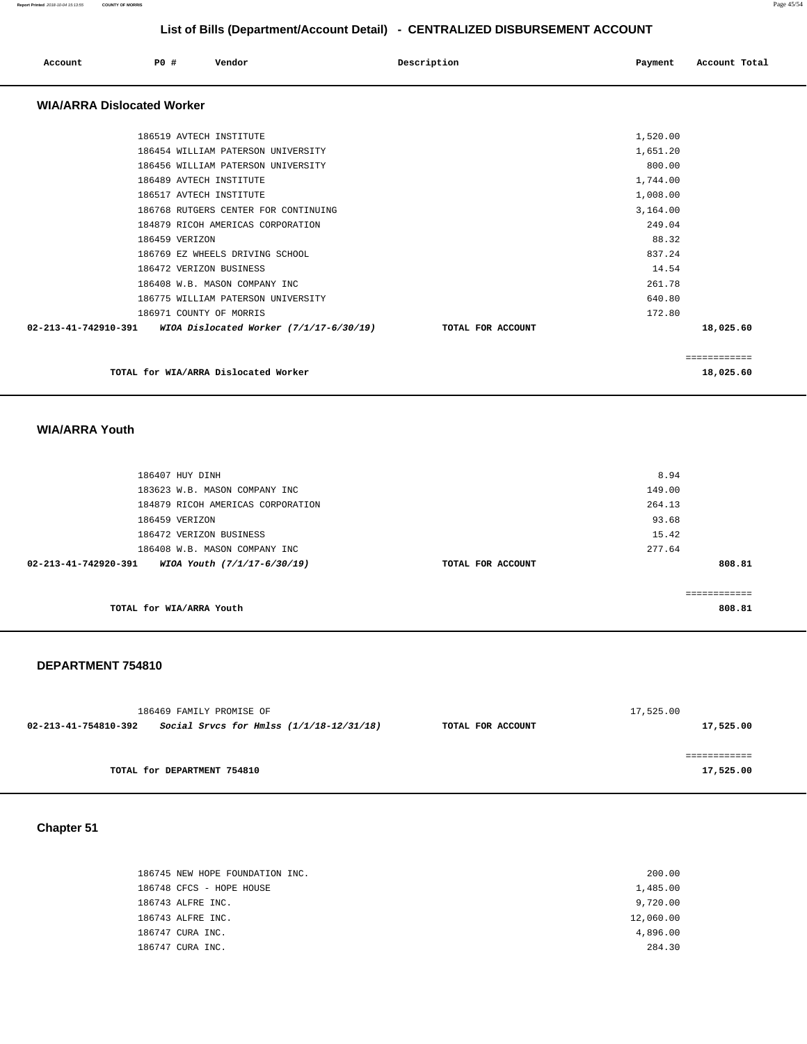# List of Bills (Department/Account Detail) - CENTRALIZED DISBURSEMENT ACCOUNT

| Account | PO # | Vendor | Description | Payment | Account Total |
|---|---|---|---|---|---|

## WIA/ARRA Dislocated Worker

| Account | PO # | Vendor | Description | Payment | Account Total |
|---|---|---|---|---|---|
| | 186519 | AVTECH INSTITUTE | | 1,520.00 | |
| | 186454 | WILLIAM PATERSON UNIVERSITY | | 1,651.20 | |
| | 186456 | WILLIAM PATERSON UNIVERSITY | | 800.00 | |
| | 186489 | AVTECH INSTITUTE | | 1,744.00 | |
| | 186517 | AVTECH INSTITUTE | | 1,008.00 | |
| | 186768 | RUTGERS CENTER FOR CONTINUING | | 3,164.00 | |
| | 184879 | RICOH AMERICAS CORPORATION | | 249.04 | |
| | 186459 | VERIZON | | 88.32 | |
| | 186769 | EZ WHEELS DRIVING SCHOOL | | 837.24 | |
| | 186472 | VERIZON BUSINESS | | 14.54 | |
| | 186408 | W.B. MASON COMPANY INC | | 261.78 | |
| | 186775 | WILLIAM PATERSON UNIVERSITY | | 640.80 | |
| | 186971 | COUNTY OF MORRIS | | 172.80 | |
| **02-213-41-742910-391** | | ***WIOA Dislocated Worker (7/1/17-6/30/19)*** | **TOTAL FOR ACCOUNT** | | **18,025.60** |

============

**TOTAL for WIA/ARRA Dislocated Worker** **18,025.60**

## WIA/ARRA Youth

| Account | PO # | Vendor | Description | Payment | Account Total |
|---|---|---|---|---|---|
| | 186407 | HUY DINH | | 8.94 | |
| | 183623 | W.B. MASON COMPANY INC | | 149.00 | |
| | 184879 | RICOH AMERICAS CORPORATION | | 264.13 | |
| | 186459 | VERIZON | | 93.68 | |
| | 186472 | VERIZON BUSINESS | | 15.42 | |
| | 186408 | W.B. MASON COMPANY INC | | 277.64 | |
| **02-213-41-742920-391** | | ***WIOA Youth (7/1/17-6/30/19)*** | **TOTAL FOR ACCOUNT** | | **808.81** |

============

**TOTAL for WIA/ARRA Youth** **808.81**

## DEPARTMENT 754810

| Account | PO # | Vendor | Description | Payment | Account Total |
|---|---|---|---|---|---|
| | 186469 | FAMILY PROMISE OF | | 17,525.00 | |
| **02-213-41-754810-392** | | ***Social Srvcs for Hmlss (1/1/18-12/31/18)*** | **TOTAL FOR ACCOUNT** | | **17,525.00** |

============

**TOTAL for DEPARTMENT 754810** **17,525.00**

## Chapter 51

| Account | PO # | Vendor | Description | Payment | Account Total |
|---|---|---|---|---|---|
| | 186745 | NEW HOPE FOUNDATION INC. | | 200.00 | |
| | 186748 | CFCS - HOPE HOUSE | | 1,485.00 | |
| | 186743 | ALFRE INC. | | 9,720.00 | |
| | 186743 | ALFRE INC. | | 12,060.00 | |
| | 186747 | CURA INC. | | 4,896.00 | |
| | 186747 | CURA INC. | | 284.30 | |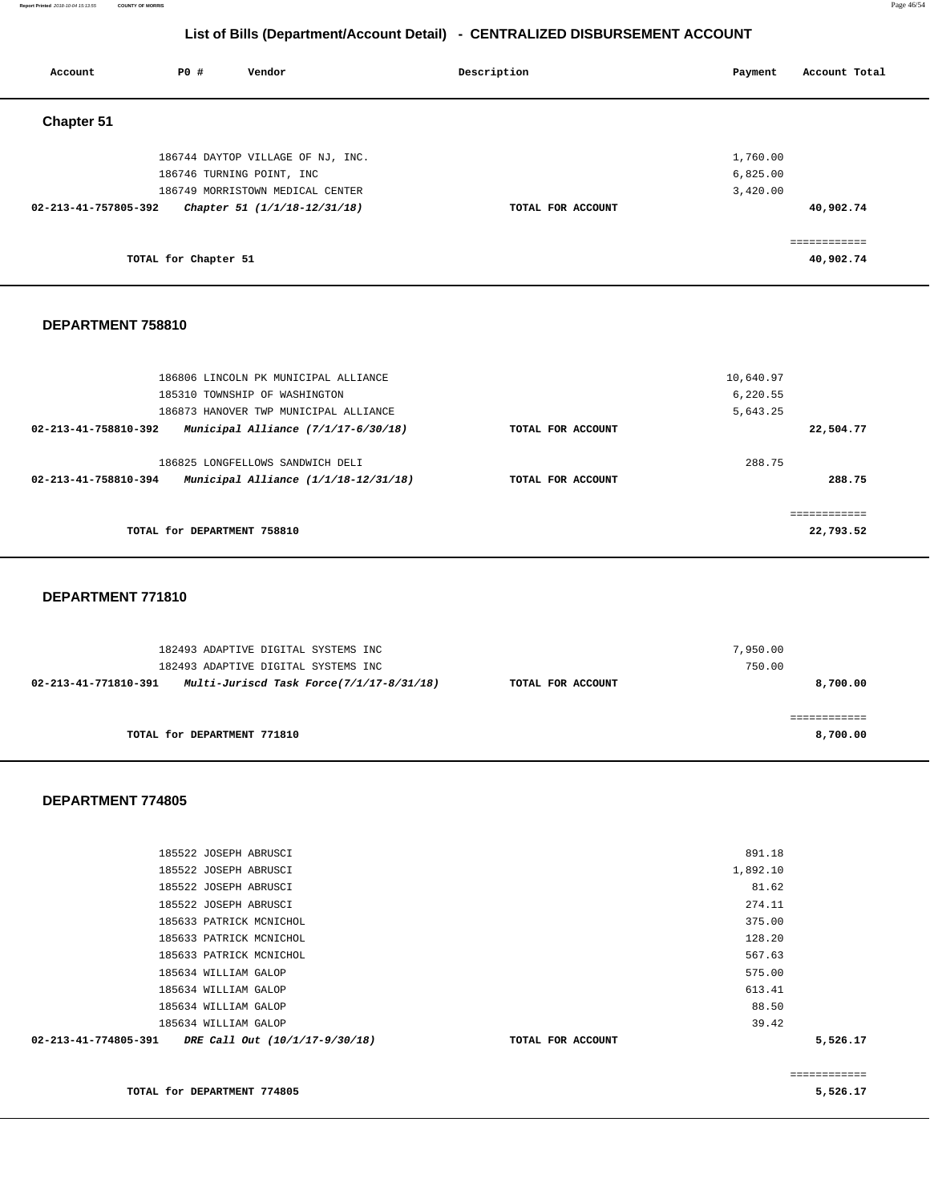# List of Bills (Department/Account Detail) - CENTRALIZED DISBURSEMENT ACCOUNT

| Account | PO # | Vendor | Description | Payment | Account Total |
|---|---|---|---|---|---|

## Chapter 51

| Account | PO # | Vendor | Description | Payment | Account Total |
|---|---|---|---|---|---|
| | 186744 | DAYTOP VILLAGE OF NJ, INC. | | 1,760.00 | |
| | 186746 | TURNING POINT, INC | | 6,825.00 | |
| | 186749 | MORRISTOWN MEDICAL CENTER | | 3,420.00 | |
| **02-213-41-757805-392** | | ***Chapter 51 (1/1/18-12/31/18)*** | **TOTAL FOR ACCOUNT** | | **40,902.74** |
| | | | | | ============ |
| | **TOTAL for Chapter 51** | | | | **40,902.74** |

## DEPARTMENT 758810

| Account | PO # | Vendor | Description | Payment | Account Total |
|---|---|---|---|---|---|
| | 186806 | LINCOLN PK MUNICIPAL ALLIANCE | | 10,640.97 | |
| | 185310 | TOWNSHIP OF WASHINGTON | | 6,220.55 | |
| | 186873 | HANOVER TWP MUNICIPAL ALLIANCE | | 5,643.25 | |
| **02-213-41-758810-392** | | ***Municipal Alliance (7/1/17-6/30/18)*** | **TOTAL FOR ACCOUNT** | | **22,504.77** |
| | 186825 | LONGFELLOWS SANDWICH DELI | | 288.75 | |
| **02-213-41-758810-394** | | ***Municipal Alliance (1/1/18-12/31/18)*** | **TOTAL FOR ACCOUNT** | | **288.75** |
| | | | | | ============ |
| | **TOTAL for DEPARTMENT 758810** | | | | **22,793.52** |

## DEPARTMENT 771810

| Account | PO # | Vendor | Description | Payment | Account Total |
|---|---|---|---|---|---|
| | 182493 | ADAPTIVE DIGITAL SYSTEMS INC | | 7,950.00 | |
| | 182493 | ADAPTIVE DIGITAL SYSTEMS INC | | 750.00 | |
| **02-213-41-771810-391** | | ***Multi-Juriscd Task Force(7/1/17-8/31/18)*** | **TOTAL FOR ACCOUNT** | | **8,700.00** |
| | | | | | ============ |
| | **TOTAL for DEPARTMENT 771810** | | | | **8,700.00** |

## DEPARTMENT 774805

| Account | PO # | Vendor | Description | Payment | Account Total |
|---|---|---|---|---|---|
| | 185522 | JOSEPH ABRUSCI | | 891.18 | |
| | 185522 | JOSEPH ABRUSCI | | 1,892.10 | |
| | 185522 | JOSEPH ABRUSCI | | 81.62 | |
| | 185522 | JOSEPH ABRUSCI | | 274.11 | |
| | 185633 | PATRICK MCNICHOL | | 375.00 | |
| | 185633 | PATRICK MCNICHOL | | 128.20 | |
| | 185633 | PATRICK MCNICHOL | | 567.63 | |
| | 185634 | WILLIAM GALOP | | 575.00 | |
| | 185634 | WILLIAM GALOP | | 613.41 | |
| | 185634 | WILLIAM GALOP | | 88.50 | |
| | 185634 | WILLIAM GALOP | | 39.42 | |
| **02-213-41-774805-391** | | ***DRE Call Out (10/1/17-9/30/18)*** | **TOTAL FOR ACCOUNT** | | **5,526.17** |
| | | | | | ============ |
| | **TOTAL for DEPARTMENT 774805** | | | | **5,526.17** |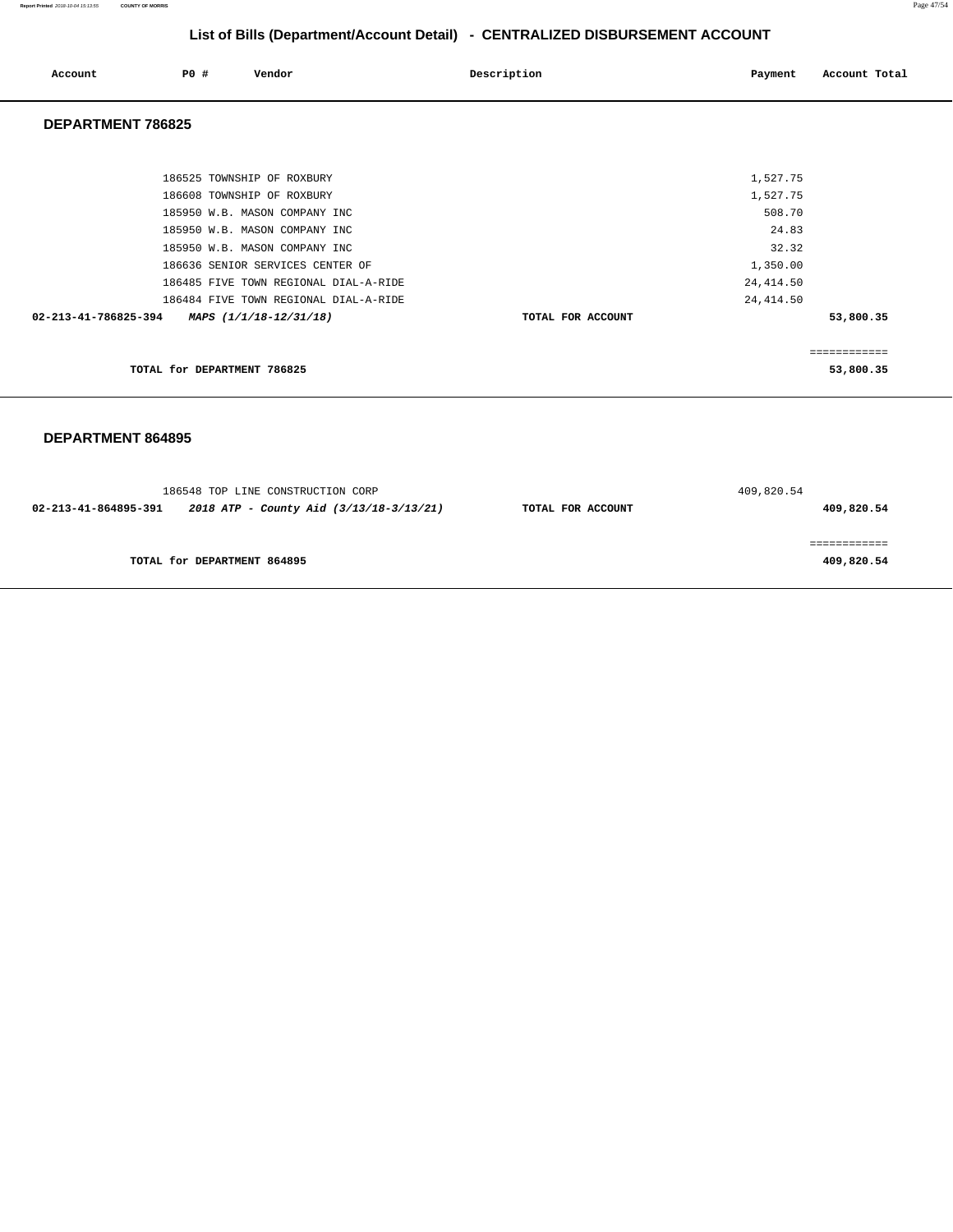## List of Bills (Department/Account Detail) - CENTRALIZED DISBURSEMENT ACCOUNT

| Account | PO # | Vendor | Description | Payment | Account Total |
|---|---|---|---|---|---|

### DEPARTMENT 786825

| Account | PO # | Vendor | Description | Payment | Account Total |
|---|---|---|---|---|---|
| | 186525 | TOWNSHIP OF ROXBURY | | 1,527.75 | |
| | 186608 | TOWNSHIP OF ROXBURY | | 1,527.75 | |
| | 185950 | W.B. MASON COMPANY INC | | 508.70 | |
| | 185950 | W.B. MASON COMPANY INC | | 24.83 | |
| | 185950 | W.B. MASON COMPANY INC | | 32.32 | |
| | 186636 | SENIOR SERVICES CENTER OF | | 1,350.00 | |
| | 186485 | FIVE TOWN REGIONAL DIAL-A-RIDE | | 24,414.50 | |
| | 186484 | FIVE TOWN REGIONAL DIAL-A-RIDE | | 24,414.50 | |
| **02-213-41-786825-394** | ***MAPS (1/1/18-12/31/18)*** | | **TOTAL FOR ACCOUNT** | | **53,800.35** |

============

**TOTAL for DEPARTMENT 786825** **53,800.35**

### DEPARTMENT 864895

| Account | PO # | Vendor | Description | Payment | Account Total |
|---|---|---|---|---|---|
| | 186548 | TOP LINE CONSTRUCTION CORP | | 409,820.54 | |
| **02-213-41-864895-391** | ***2018 ATP - County Aid (3/13/18-3/13/21)*** | | **TOTAL FOR ACCOUNT** | | **409,820.54** |

============

**TOTAL for DEPARTMENT 864895** **409,820.54**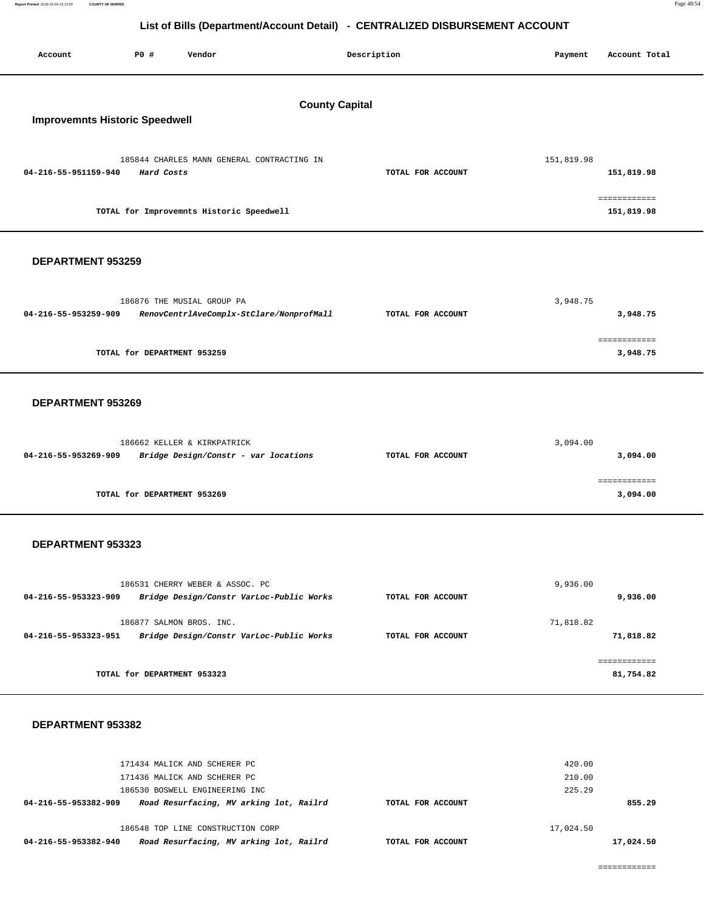## List of Bills (Department/Account Detail) - CENTRALIZED DISBURSEMENT ACCOUNT

| Account | PO # | Vendor | Description | Payment | Account Total |
|---|---|---|---|---|---|

### County Capital

#### Improvemnts Historic Speedwell

| Account | PO # | Vendor | Description | Payment | Account Total |
|---|---|---|---|---|---|
| | 185844 | CHARLES MANN GENERAL CONTRACTING IN | | 151,819.98 | |
| **04-216-55-951159-940** | | ***Hard Costs*** | **TOTAL FOR ACCOUNT** | | **151,819.98** |
| | | **TOTAL for Improvemnts Historic Speedwell** | | | **151,819.98** |

#### DEPARTMENT 953259

| Account | PO # | Vendor | Description | Payment | Account Total |
|---|---|---|---|---|---|
| | 186876 | THE MUSIAL GROUP PA | | 3,948.75 | |
| **04-216-55-953259-909** | | ***RenovCentrlAveComplx-StClare/NonprofMall*** | **TOTAL FOR ACCOUNT** | | **3,948.75** |
| | | **TOTAL for DEPARTMENT 953259** | | | **3,948.75** |

#### DEPARTMENT 953269

| Account | PO # | Vendor | Description | Payment | Account Total |
|---|---|---|---|---|---|
| | 186662 | KELLER & KIRKPATRICK | | 3,094.00 | |
| **04-216-55-953269-909** | | ***Bridge Design/Constr - var locations*** | **TOTAL FOR ACCOUNT** | | **3,094.00** |
| | | **TOTAL for DEPARTMENT 953269** | | | **3,094.00** |

#### DEPARTMENT 953323

| Account | PO # | Vendor | Description | Payment | Account Total |
|---|---|---|---|---|---|
| | 186531 | CHERRY WEBER & ASSOC. PC | | 9,936.00 | |
| **04-216-55-953323-909** | | ***Bridge Design/Constr VarLoc-Public Works*** | **TOTAL FOR ACCOUNT** | | **9,936.00** |
| | 186877 | SALMON BROS. INC. | | 71,818.82 | |
| **04-216-55-953323-951** | | ***Bridge Design/Constr VarLoc-Public Works*** | **TOTAL FOR ACCOUNT** | | **71,818.82** |
| | | **TOTAL for DEPARTMENT 953323** | | | **81,754.82** |

#### DEPARTMENT 953382

| Account | PO # | Vendor | Description | Payment | Account Total |
|---|---|---|---|---|---|
| | 171434 | MALICK AND SCHERER PC | | 420.00 | |
| | 171436 | MALICK AND SCHERER PC | | 210.00 | |
| | 186530 | BOSWELL ENGINEERING INC | | 225.29 | |
| **04-216-55-953382-909** | | ***Road Resurfacing, MV arking lot, Railrd*** | **TOTAL FOR ACCOUNT** | | **855.29** |
| | 186548 | TOP LINE CONSTRUCTION CORP | | 17,024.50 | |
| **04-216-55-953382-940** | | ***Road Resurfacing, MV arking lot, Railrd*** | **TOTAL FOR ACCOUNT** | | **17,024.50** |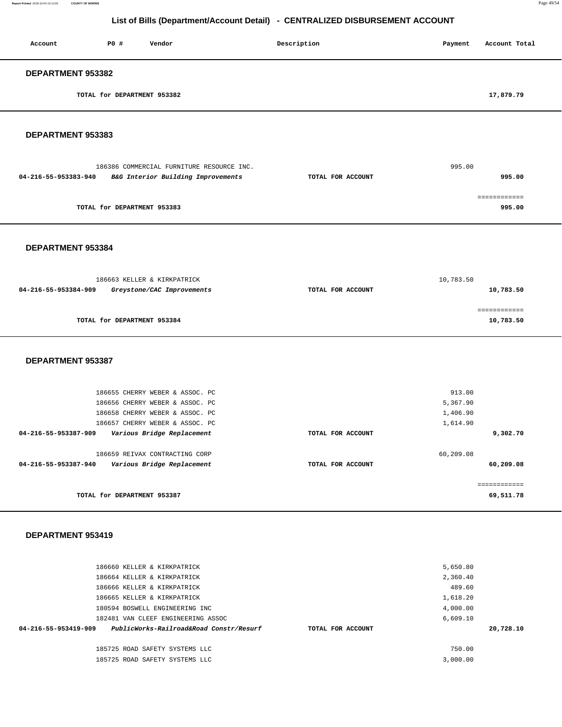# List of Bills (Department/Account Detail) - CENTRALIZED DISBURSEMENT ACCOUNT

| Account | PO # | Vendor | Description | Payment | Account Total |
|---|---|---|---|---|---|

## DEPARTMENT 953382

| | | | | | |
|---|---|---|---|---|---|
| | TOTAL for DEPARTMENT 953382 | | | | 17,879.79 |

## DEPARTMENT 953383

| Account | PO # | Vendor | Description | Payment | Account Total |
|---|---|---|---|---|---|
| | 186386 | COMMERCIAL FURNITURE RESOURCE INC. | | 995.00 | |
| 04-216-55-953383-940 | | *B&G Interior Building Improvements* | TOTAL FOR ACCOUNT | | 995.00 |
| | | | | | ============ |
| | TOTAL for DEPARTMENT 953383 | | | | 995.00 |

## DEPARTMENT 953384

| Account | PO # | Vendor | Description | Payment | Account Total |
|---|---|---|---|---|---|
| | 186663 | KELLER & KIRKPATRICK | | 10,783.50 | |
| 04-216-55-953384-909 | | *Greystone/CAC Improvements* | TOTAL FOR ACCOUNT | | 10,783.50 |
| | | | | | ============ |
| | TOTAL for DEPARTMENT 953384 | | | | 10,783.50 |

## DEPARTMENT 953387

| Account | PO # | Vendor | Description | Payment | Account Total |
|---|---|---|---|---|---|
| | 186655 | CHERRY WEBER & ASSOC. PC | | 913.00 | |
| | 186656 | CHERRY WEBER & ASSOC. PC | | 5,367.90 | |
| | 186658 | CHERRY WEBER & ASSOC. PC | | 1,406.90 | |
| | 186657 | CHERRY WEBER & ASSOC. PC | | 1,614.90 | |
| 04-216-55-953387-909 | | *Various Bridge Replacement* | TOTAL FOR ACCOUNT | | 9,302.70 |
| | 186659 | REIVAX CONTRACTING CORP | | 60,209.08 | |
| 04-216-55-953387-940 | | *Various Bridge Replacement* | TOTAL FOR ACCOUNT | | 60,209.08 |
| | | | | | ============ |
| | TOTAL for DEPARTMENT 953387 | | | | 69,511.78 |

## DEPARTMENT 953419

| Account | PO # | Vendor | Description | Payment | Account Total |
|---|---|---|---|---|---|
| | 186660 | KELLER & KIRKPATRICK | | 5,650.80 | |
| | 186664 | KELLER & KIRKPATRICK | | 2,360.40 | |
| | 186666 | KELLER & KIRKPATRICK | | 489.60 | |
| | 186665 | KELLER & KIRKPATRICK | | 1,618.20 | |
| | 180594 | BOSWELL ENGINEERING INC | | 4,000.00 | |
| | 182481 | VAN CLEEF ENGINEERING ASSOC | | 6,609.10 | |
| 04-216-55-953419-909 | | *PublicWorks-Railroad&Road Constr/Resurf* | TOTAL FOR ACCOUNT | | 20,728.10 |
| | 185725 | ROAD SAFETY SYSTEMS LLC | | 750.00 | |
| | 185725 | ROAD SAFETY SYSTEMS LLC | | 3,000.00 | |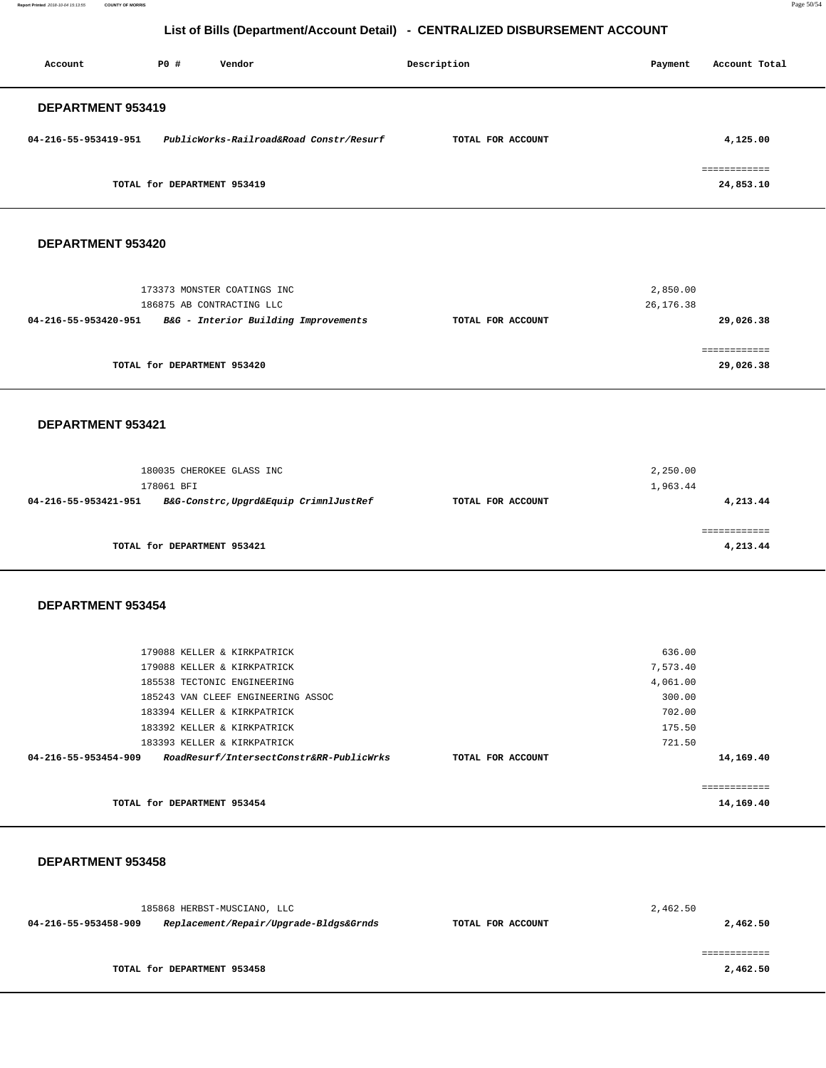## List of Bills (Department/Account Detail) - CENTRALIZED DISBURSEMENT ACCOUNT

| Account | PO # | Vendor | Description | Payment | Account Total |
|---|---|---|---|---|---|

### DEPARTMENT 953419

| Account | PO # / Vendor | Description | Payment | Account Total |
|---|---|---|---|---|
| **04-216-55-953419-951** | ***PublicWorks-Railroad&Road Constr/Resurf*** | **TOTAL FOR ACCOUNT** | | **4,125.00** |
| | | | | ============ |
| | **TOTAL for DEPARTMENT 953419** | | | **24,853.10** |

### DEPARTMENT 953420

| Account | PO # / Vendor | Description | Payment | Account Total |
|---|---|---|---|---|
| | 173373 MONSTER COATINGS INC | | 2,850.00 | |
| | 186875 AB CONTRACTING LLC | | 26,176.38 | |
| **04-216-55-953420-951** | ***B&G - Interior Building Improvements*** | **TOTAL FOR ACCOUNT** | | **29,026.38** |
| | | | | ============ |
| | **TOTAL for DEPARTMENT 953420** | | | **29,026.38** |

### DEPARTMENT 953421

| Account | PO # / Vendor | Description | Payment | Account Total |
|---|---|---|---|---|
| | 180035 CHEROKEE GLASS INC | | 2,250.00 | |
| | 178061 BFI | | 1,963.44 | |
| **04-216-55-953421-951** | ***B&G-Constrc,Upgrd&Equip CrimnlJustRef*** | **TOTAL FOR ACCOUNT** | | **4,213.44** |
| | | | | ============ |
| | **TOTAL for DEPARTMENT 953421** | | | **4,213.44** |

### DEPARTMENT 953454

| Account | PO # / Vendor | Description | Payment | Account Total |
|---|---|---|---|---|
| | 179088 KELLER & KIRKPATRICK | | 636.00 | |
| | 179088 KELLER & KIRKPATRICK | | 7,573.40 | |
| | 185538 TECTONIC ENGINEERING | | 4,061.00 | |
| | 185243 VAN CLEEF ENGINEERING ASSOC | | 300.00 | |
| | 183394 KELLER & KIRKPATRICK | | 702.00 | |
| | 183392 KELLER & KIRKPATRICK | | 175.50 | |
| | 183393 KELLER & KIRKPATRICK | | 721.50 | |
| **04-216-55-953454-909** | ***RoadResurf/IntersectConstr&RR-PublicWrks*** | **TOTAL FOR ACCOUNT** | | **14,169.40** |
| | | | | ============ |
| | **TOTAL for DEPARTMENT 953454** | | | **14,169.40** |

### DEPARTMENT 953458

| Account | PO # / Vendor | Description | Payment | Account Total |
|---|---|---|---|---|
| | 185868 HERBST-MUSCIANO, LLC | | 2,462.50 | |
| **04-216-55-953458-909** | ***Replacement/Repair/Upgrade-Bldgs&Grnds*** | **TOTAL FOR ACCOUNT** | | **2,462.50** |
| | | | | ============ |
| | **TOTAL for DEPARTMENT 953458** | | | **2,462.50** |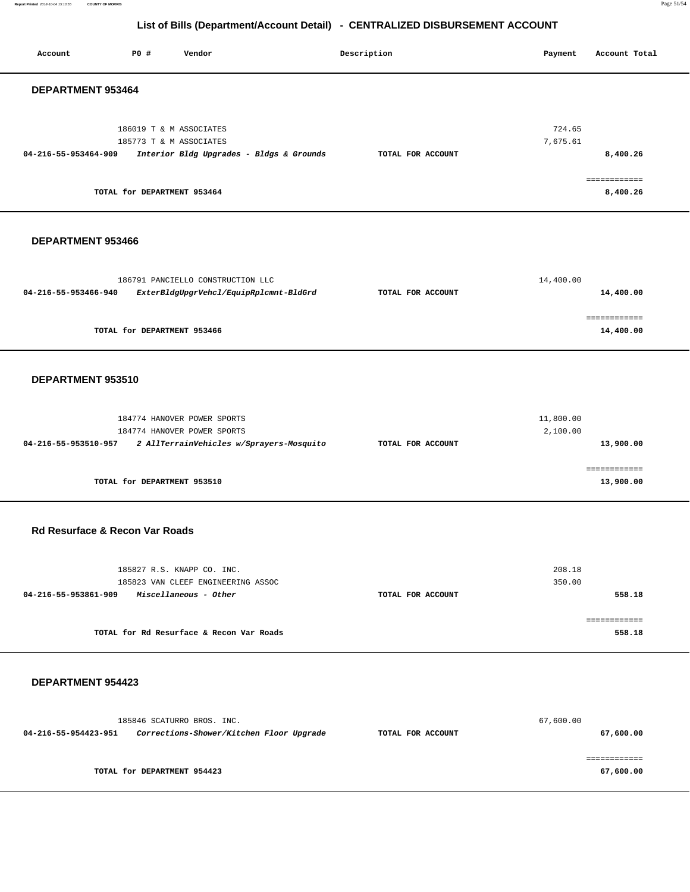# List of Bills (Department/Account Detail) - CENTRALIZED DISBURSEMENT ACCOUNT

| Account | PO # | Vendor | Description | Payment | Account Total |
|---|---|---|---|---|---|

## DEPARTMENT 953464

| Account | PO # | Vendor | Description | Payment | Account Total |
|---|---|---|---|---|---|
| | 186019 | T & M ASSOCIATES | | 724.65 | |
| | 185773 | T & M ASSOCIATES | | 7,675.61 | |
| **04-216-55-953464-909** | | ***Interior Bldg Upgrades - Bldgs & Grounds*** | **TOTAL FOR ACCOUNT** | | **8,400.26** |

============

**TOTAL for DEPARTMENT 953464** **8,400.26**

## DEPARTMENT 953466

| Account | PO # | Vendor | Description | Payment | Account Total |
|---|---|---|---|---|---|
| | 186791 | PANCIELLO CONSTRUCTION LLC | | 14,400.00 | |
| **04-216-55-953466-940** | | ***ExterBldgUpgrVehcl/EquipRplcmnt-BldGrd*** | **TOTAL FOR ACCOUNT** | | **14,400.00** |

============

**TOTAL for DEPARTMENT 953466** **14,400.00**

## DEPARTMENT 953510

| Account | PO # | Vendor | Description | Payment | Account Total |
|---|---|---|---|---|---|
| | 184774 | HANOVER POWER SPORTS | | 11,800.00 | |
| | 184774 | HANOVER POWER SPORTS | | 2,100.00 | |
| **04-216-55-953510-957** | | ***2 AllTerrainVehicles w/Sprayers-Mosquito*** | **TOTAL FOR ACCOUNT** | | **13,900.00** |

============

**TOTAL for DEPARTMENT 953510** **13,900.00**

## Rd Resurface & Recon Var Roads

| Account | PO # | Vendor | Description | Payment | Account Total |
|---|---|---|---|---|---|
| | 185827 | R.S. KNAPP CO. INC. | | 208.18 | |
| | 185823 | VAN CLEEF ENGINEERING ASSOC | | 350.00 | |
| **04-216-55-953861-909** | | ***Miscellaneous - Other*** | **TOTAL FOR ACCOUNT** | | **558.18** |

============

**TOTAL for Rd Resurface & Recon Var Roads** **558.18**

## DEPARTMENT 954423

| Account | PO # | Vendor | Description | Payment | Account Total |
|---|---|---|---|---|---|
| | 185846 | SCATURRO BROS. INC. | | 67,600.00 | |
| **04-216-55-954423-951** | | ***Corrections-Shower/Kitchen Floor Upgrade*** | **TOTAL FOR ACCOUNT** | | **67,600.00** |

============

**TOTAL for DEPARTMENT 954423** **67,600.00**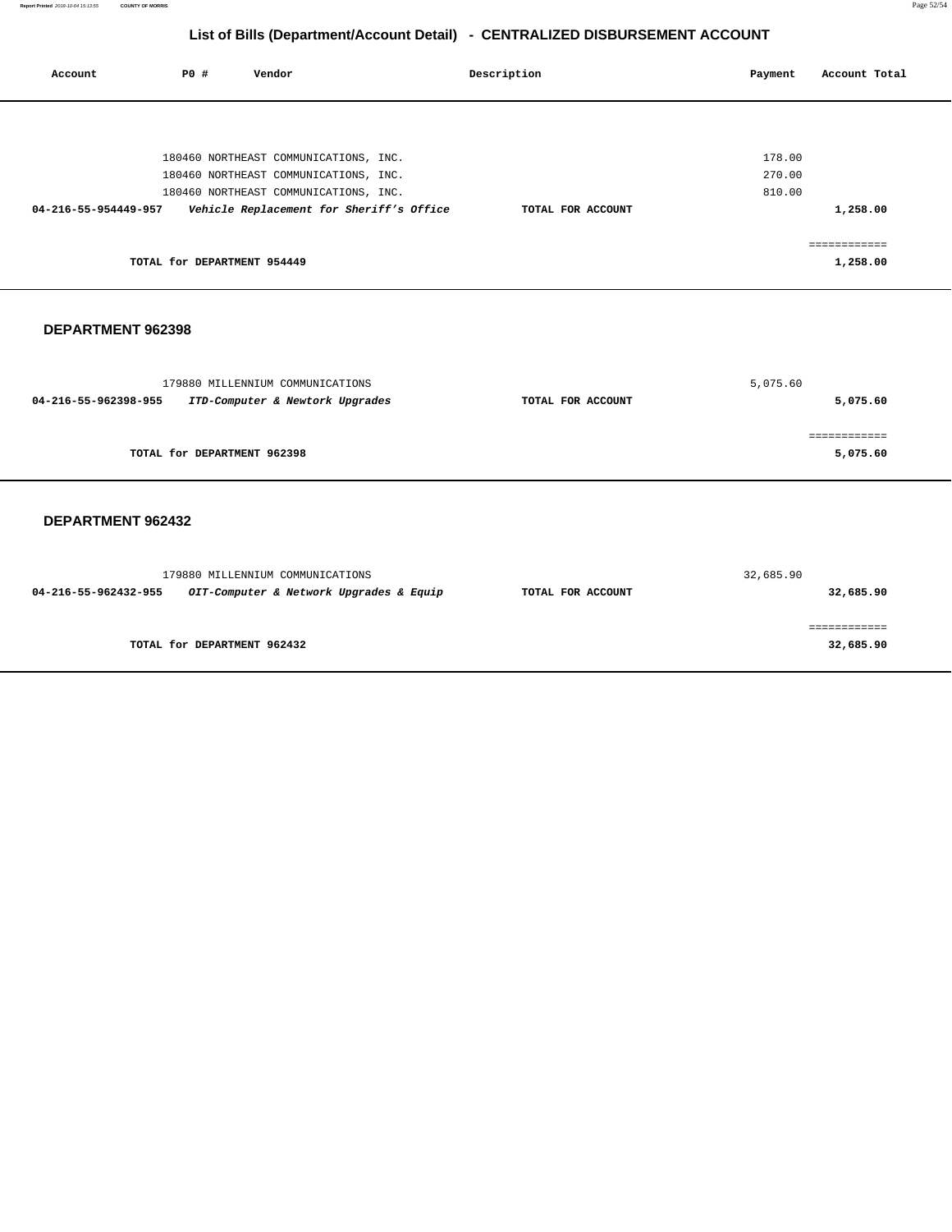## List of Bills (Department/Account Detail) - CENTRALIZED DISBURSEMENT ACCOUNT

| Account | PO # | Vendor | Description | Payment | Account Total |
|---|---|---|---|---|---|
| | 180460 | NORTHEAST COMMUNICATIONS, INC. | | 178.00 | |
| | 180460 | NORTHEAST COMMUNICATIONS, INC. | | 270.00 | |
| | 180460 | NORTHEAST COMMUNICATIONS, INC. | | 810.00 | |
| **04-216-55-954449-957** | | ***Vehicle Replacement for Sheriff's Office*** | **TOTAL FOR ACCOUNT** | | **1,258.00** |
| | | | | | ============ |
| | **TOTAL for DEPARTMENT 954449** | | | | **1,258.00** |

### DEPARTMENT 962398

| Account | PO # | Vendor | Description | Payment | Account Total |
|---|---|---|---|---|---|
| | 179880 | MILLENNIUM COMMUNICATIONS | | 5,075.60 | |
| **04-216-55-962398-955** | | ***ITD-Computer & Newtork Upgrades*** | **TOTAL FOR ACCOUNT** | | **5,075.60** |
| | | | | | ============ |
| | **TOTAL for DEPARTMENT 962398** | | | | **5,075.60** |

### DEPARTMENT 962432

| Account | PO # | Vendor | Description | Payment | Account Total |
|---|---|---|---|---|---|
| | 179880 | MILLENNIUM COMMUNICATIONS | | 32,685.90 | |
| **04-216-55-962432-955** | | ***OIT-Computer & Network Upgrades & Equip*** | **TOTAL FOR ACCOUNT** | | **32,685.90** |
| | | | | | ============ |
| | **TOTAL for DEPARTMENT 962432** | | | | **32,685.90** |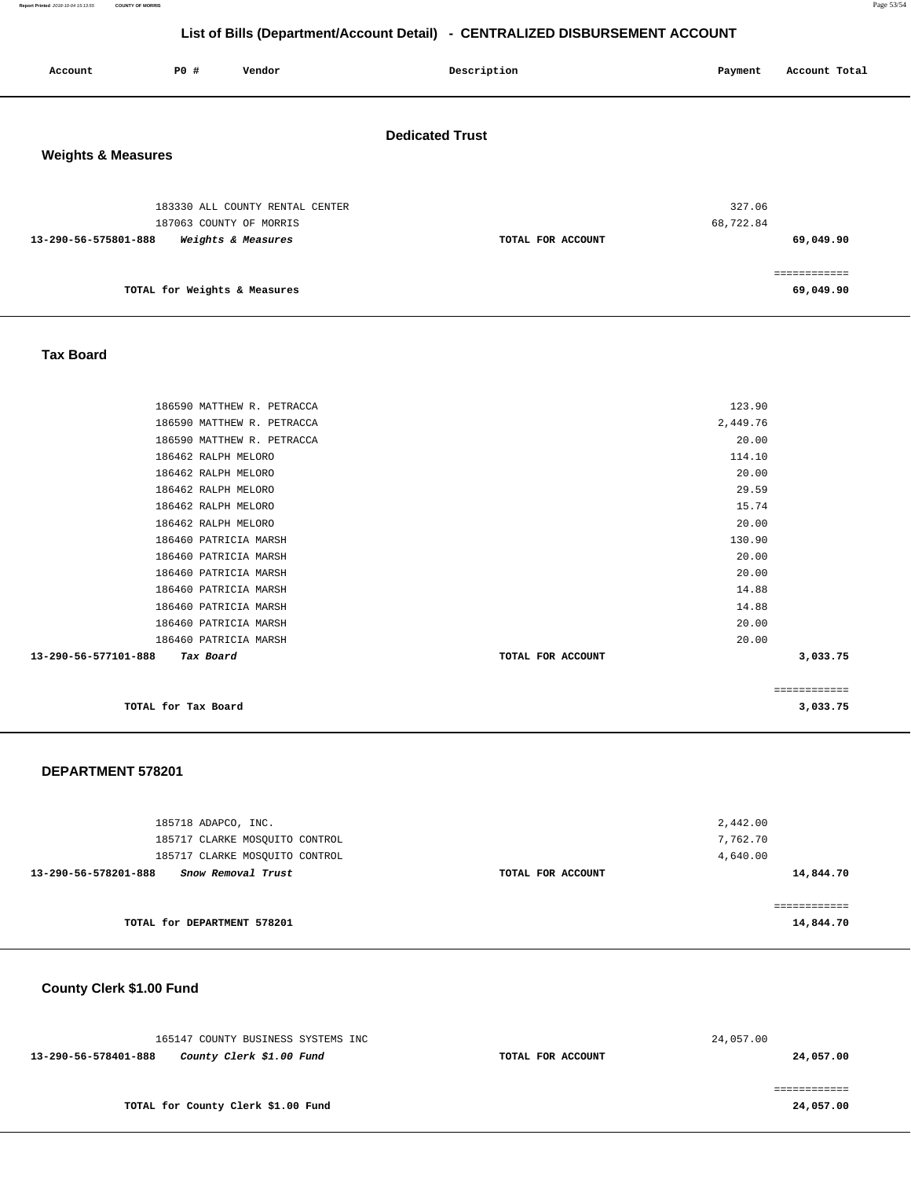# List of Bills (Department/Account Detail) - CENTRALIZED DISBURSEMENT ACCOUNT

| Account | PO # | Vendor | Description | Payment | Account Total |
|---|---|---|---|---|---|

## Dedicated Trust

### Weights & Measures

| Account | PO # | Vendor | Description | Payment | Account Total |
|---|---|---|---|---|---|
| | 183330 | ALL COUNTY RENTAL CENTER | | 327.06 | |
| | 187063 | COUNTY OF MORRIS | | 68,722.84 | |
| 13-290-56-575801-888 | | *Weights & Measures* | TOTAL FOR ACCOUNT | | 69,049.90 |
| | | TOTAL for Weights & Measures | | | 69,049.90 |

### Tax Board

| Account | PO # | Vendor | Description | Payment | Account Total |
|---|---|---|---|---|---|
| | 186590 | MATTHEW R. PETRACCA | | 123.90 | |
| | 186590 | MATTHEW R. PETRACCA | | 2,449.76 | |
| | 186590 | MATTHEW R. PETRACCA | | 20.00 | |
| | 186462 | RALPH MELORO | | 114.10 | |
| | 186462 | RALPH MELORO | | 20.00 | |
| | 186462 | RALPH MELORO | | 29.59 | |
| | 186462 | RALPH MELORO | | 15.74 | |
| | 186462 | RALPH MELORO | | 20.00 | |
| | 186460 | PATRICIA MARSH | | 130.90 | |
| | 186460 | PATRICIA MARSH | | 20.00 | |
| | 186460 | PATRICIA MARSH | | 20.00 | |
| | 186460 | PATRICIA MARSH | | 14.88 | |
| | 186460 | PATRICIA MARSH | | 14.88 | |
| | 186460 | PATRICIA MARSH | | 20.00 | |
| | 186460 | PATRICIA MARSH | | 20.00 | |
| 13-290-56-577101-888 | | *Tax Board* | TOTAL FOR ACCOUNT | | 3,033.75 |
| | | TOTAL for Tax Board | | | 3,033.75 |

### DEPARTMENT 578201

| Account | PO # | Vendor | Description | Payment | Account Total |
|---|---|---|---|---|---|
| | 185718 | ADAPCO, INC. | | 2,442.00 | |
| | 185717 | CLARKE MOSQUITO CONTROL | | 7,762.70 | |
| | 185717 | CLARKE MOSQUITO CONTROL | | 4,640.00 | |
| 13-290-56-578201-888 | | *Snow Removal Trust* | TOTAL FOR ACCOUNT | | 14,844.70 |
| | | TOTAL for DEPARTMENT 578201 | | | 14,844.70 |

### County Clerk $1.00 Fund

| Account | PO # | Vendor | Description | Payment | Account Total |
|---|---|---|---|---|---|
| | 165147 | COUNTY BUSINESS SYSTEMS INC | | 24,057.00 | |
| 13-290-56-578401-888 | | *County Clerk $1.00 Fund* | TOTAL FOR ACCOUNT | | 24,057.00 |
| | | TOTAL for County Clerk $1.00 Fund | | | 24,057.00 |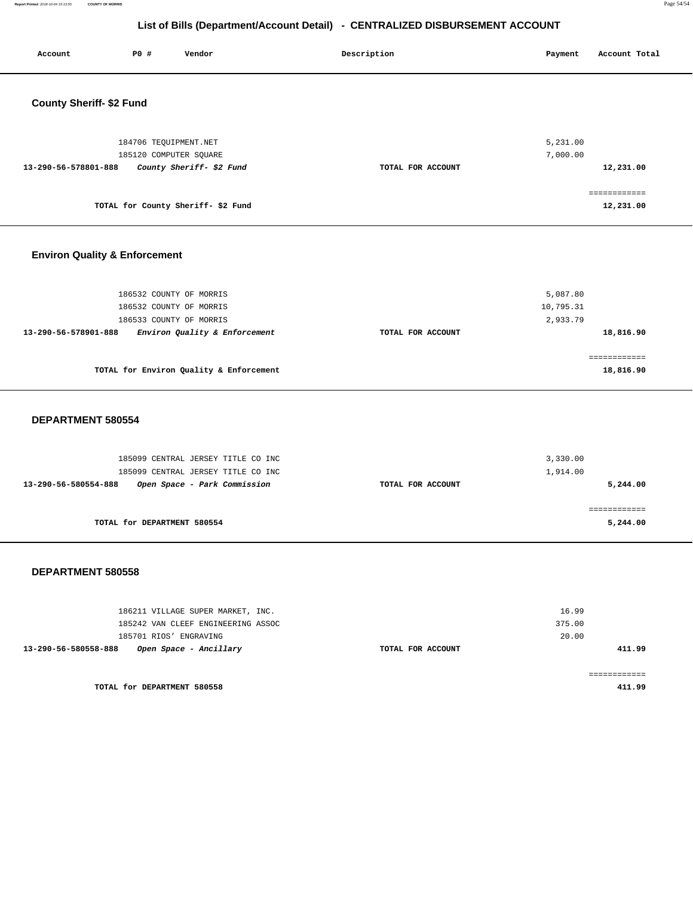# List of Bills (Department/Account Detail) - CENTRALIZED DISBURSEMENT ACCOUNT

| Account | PO # | Vendor | Description | Payment | Account Total |
|---|---|---|---|---|---|

## County Sheriff- $2 Fund

| Account | PO # | Vendor | Description | Payment | Account Total |
|---|---|---|---|---|---|
| | 184706 | TEQUIPMENT.NET | | 5,231.00 | |
| | 185120 | COMPUTER SQUARE | | 7,000.00 | |
| **13-290-56-578801-888** | | ***County Sheriff- $2 Fund*** | **TOTAL FOR ACCOUNT** | | **12,231.00** |
| | | | | | ============ |
| | | **TOTAL for County Sheriff- $2 Fund** | | | **12,231.00** |

## Environ Quality & Enforcement

| Account | PO # | Vendor | Description | Payment | Account Total |
|---|---|---|---|---|---|
| | 186532 | COUNTY OF MORRIS | | 5,087.80 | |
| | 186532 | COUNTY OF MORRIS | | 10,795.31 | |
| | 186533 | COUNTY OF MORRIS | | 2,933.79 | |
| **13-290-56-578901-888** | | ***Environ Quality & Enforcement*** | **TOTAL FOR ACCOUNT** | | **18,816.90** |
| | | | | | ============ |
| | | **TOTAL for Environ Quality & Enforcement** | | | **18,816.90** |

## DEPARTMENT 580554

| Account | PO # | Vendor | Description | Payment | Account Total |
|---|---|---|---|---|---|
| | 185099 | CENTRAL JERSEY TITLE CO INC | | 3,330.00 | |
| | 185099 | CENTRAL JERSEY TITLE CO INC | | 1,914.00 | |
| **13-290-56-580554-888** | | ***Open Space - Park Commission*** | **TOTAL FOR ACCOUNT** | | **5,244.00** |
| | | | | | ============ |
| | | **TOTAL for DEPARTMENT 580554** | | | **5,244.00** |

## DEPARTMENT 580558

| Account | PO # | Vendor | Description | Payment | Account Total |
|---|---|---|---|---|---|
| | 186211 | VILLAGE SUPER MARKET, INC. | | 16.99 | |
| | 185242 | VAN CLEEF ENGINEERING ASSOC | | 375.00 | |
| | 185701 | RIOS' ENGRAVING | | 20.00 | |
| **13-290-56-580558-888** | | ***Open Space - Ancillary*** | **TOTAL FOR ACCOUNT** | | **411.99** |
| | | | | | ============ |
| | | **TOTAL for DEPARTMENT 580558** | | | **411.99** |